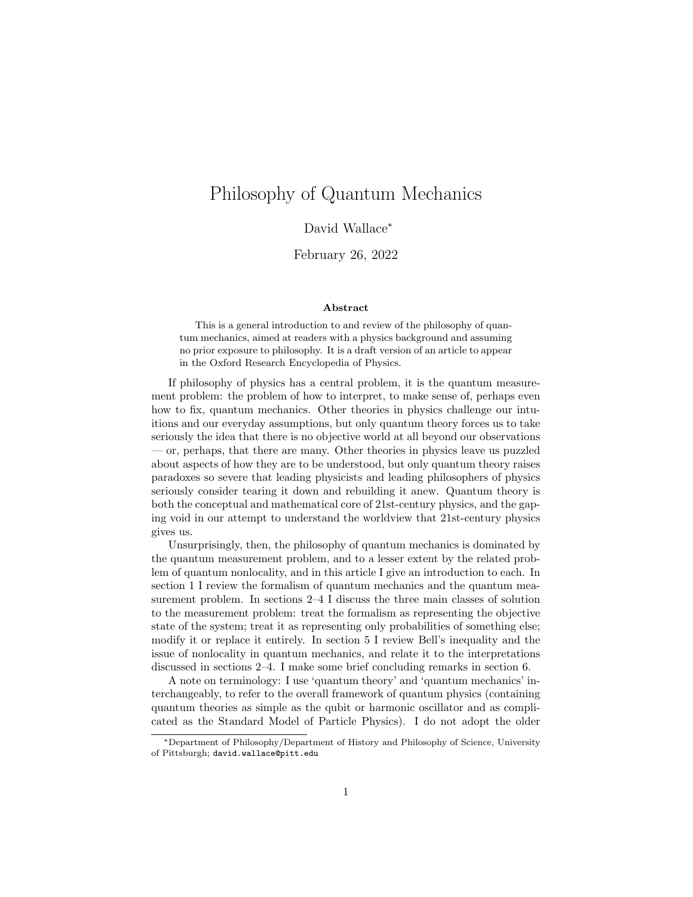# Philosophy of Quantum Mechanics

David Wallace*

February 26, 2022

### Abstract

This is a general introduction to and review of the philosophy of quantum mechanics, aimed at readers with a physics background and assuming no prior exposure to philosophy. It is a draft version of an article to appear in the Oxford Research Encyclopedia of Physics.

If philosophy of physics has a central problem, it is the quantum measurement problem: the problem of how to interpret, to make sense of, perhaps even how to fix, quantum mechanics. Other theories in physics challenge our intuitions and our everyday assumptions, but only quantum theory forces us to take seriously the idea that there is no objective world at all beyond our observations — or, perhaps, that there are many. Other theories in physics leave us puzzled about aspects of how they are to be understood, but only quantum theory raises paradoxes so severe that leading physicists and leading philosophers of physics seriously consider tearing it down and rebuilding it anew. Quantum theory is both the conceptual and mathematical core of 21st-century physics, and the gaping void in our attempt to understand the worldview that 21st-century physics gives us.

Unsurprisingly, then, the philosophy of quantum mechanics is dominated by the quantum measurement problem, and to a lesser extent by the related problem of quantum nonlocality, and in this article I give an introduction to each. In section 1 I review the formalism of quantum mechanics and the quantum measurement problem. In sections 2–4 I discuss the three main classes of solution to the measurement problem: treat the formalism as representing the objective state of the system; treat it as representing only probabilities of something else; modify it or replace it entirely. In section 5 I review Bell's inequality and the issue of nonlocality in quantum mechanics, and relate it to the interpretations discussed in sections 2–4. I make some brief concluding remarks in section 6.

A note on terminology: I use 'quantum theory' and 'quantum mechanics' interchangeably, to refer to the overall framework of quantum physics (containing quantum theories as simple as the qubit or harmonic oscillator and as complicated as the Standard Model of Particle Physics). I do not adopt the older

---

*Department of Philosophy/Department of History and Philosophy of Science, University of Pittsburgh; `david.wallace@pitt.edu`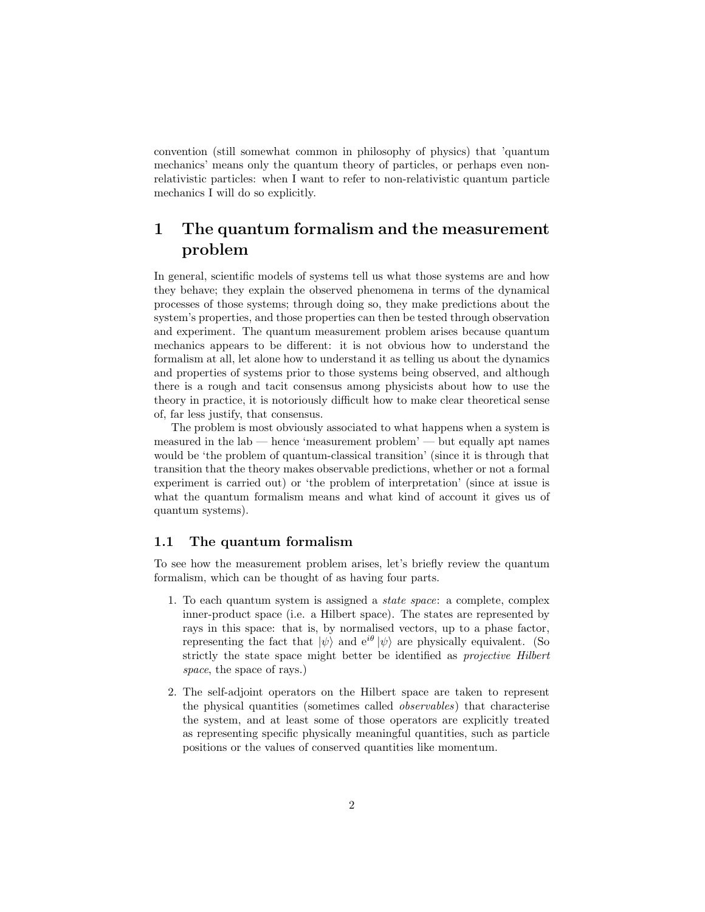convention (still somewhat common in philosophy of physics) that 'quantum mechanics' means only the quantum theory of particles, or perhaps even non-relativistic particles: when I want to refer to non-relativistic quantum particle mechanics I will do so explicitly.

# 1 The quantum formalism and the measurement problem

In general, scientific models of systems tell us what those systems are and how they behave; they explain the observed phenomena in terms of the dynamical processes of those systems; through doing so, they make predictions about the system's properties, and those properties can then be tested through observation and experiment. The quantum measurement problem arises because quantum mechanics appears to be different: it is not obvious how to understand the formalism at all, let alone how to understand it as telling us about the dynamics and properties of systems prior to those systems being observed, and although there is a rough and tacit consensus among physicists about how to use the theory in practice, it is notoriously difficult how to make clear theoretical sense of, far less justify, that consensus.

The problem is most obviously associated to what happens when a system is measured in the lab — hence 'measurement problem' — but equally apt names would be 'the problem of quantum-classical transition' (since it is through that transition that the theory makes observable predictions, whether or not a formal experiment is carried out) or 'the problem of interpretation' (since at issue is what the quantum formalism means and what kind of account it gives us of quantum systems).

## 1.1 The quantum formalism

To see how the measurement problem arises, let's briefly review the quantum formalism, which can be thought of as having four parts.

1. To each quantum system is assigned a *state space*: a complete, complex inner-product space (i.e. a Hilbert space). The states are represented by rays in this space: that is, by normalised vectors, up to a phase factor, representing the fact that $|\psi\rangle$ and $e^{i\theta}|\psi\rangle$ are physically equivalent. (So strictly the state space might better be identified as *projective Hilbert space*, the space of rays.)
2. The self-adjoint operators on the Hilbert space are taken to represent the physical quantities (sometimes called *observables*) that characterise the system, and at least some of those operators are explicitly treated as representing specific physically meaningful quantities, such as particle positions or the values of conserved quantities like momentum.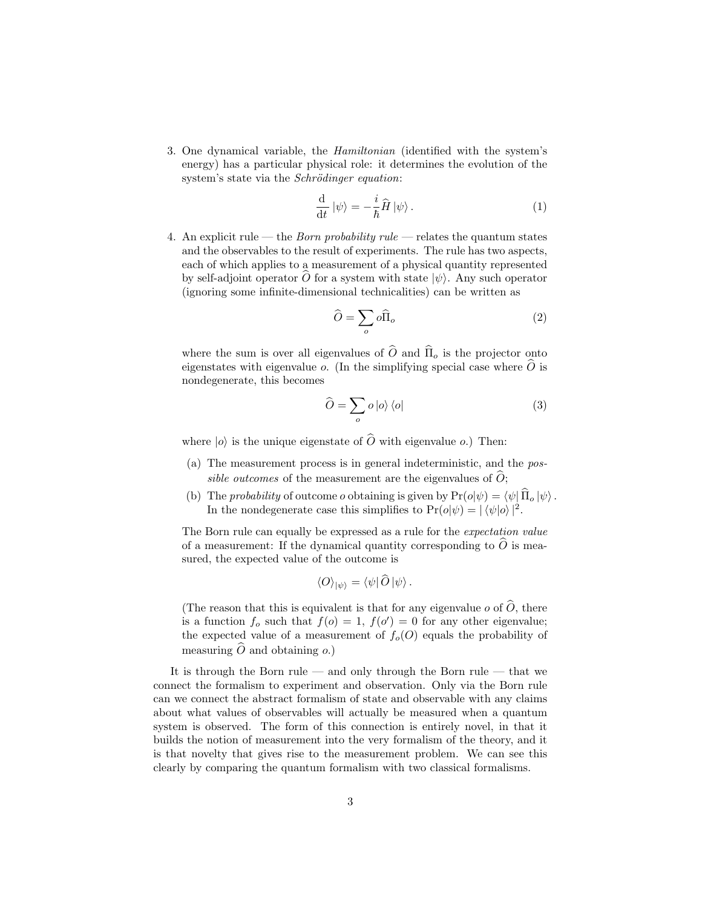3. One dynamical variable, the *Hamiltonian* (identified with the system's energy) has a particular physical role: it determines the evolution of the system's state via the *Schrödinger equation*:

$$\frac{\mathrm{d}}{\mathrm{d}t}\left|\psi\right\rangle = -\frac{i}{\hbar}\widehat{H}\left|\psi\right\rangle. \tag{1}$$

4. An explicit rule — the *Born probability rule* — relates the quantum states and the observables to the result of experiments. The rule has two aspects, each of which applies to a measurement of a physical quantity represented by self-adjoint operator $\widehat{O}$ for a system with state $|\psi\rangle$. Any such operator (ignoring some infinite-dimensional technicalities) can be written as

$$\widehat{O} = \sum_o o\widehat{\Pi}_o \tag{2}$$

where the sum is over all eigenvalues of $\widehat{O}$ and $\widehat{\Pi}_o$ is the projector onto eigenstates with eigenvalue $o$. (In the simplifying special case where $\widehat{O}$ is nondegenerate, this becomes

$$\widehat{O} = \sum_o o\left|o\right\rangle\left\langle o\right| \tag{3}$$

where $|o\rangle$ is the unique eigenstate of $\widehat{O}$ with eigenvalue $o$.) Then:

   (a) The measurement process is in general indeterministic, and the *possible outcomes* of the measurement are the eigenvalues of $\widehat{O}$;

   (b) The *probability* of outcome $o$ obtaining is given by $\Pr(o|\psi) = \langle\psi|\,\widehat{\Pi}_o\,|\psi\rangle$. In the nondegenerate case this simplifies to $\Pr(o|\psi) = |\,\langle\psi|o\rangle\,|^2$.

   The Born rule can equally be expressed as a rule for the *expectation value* of a measurement: If the dynamical quantity corresponding to $\widehat{O}$ is measured, the expected value of the outcome is

$$\langle O\rangle_{|\psi\rangle} = \langle\psi|\,\widehat{O}\,|\psi\rangle.$$

   (The reason that this is equivalent is that for any eigenvalue $o$ of $\widehat{O}$, there is a function $f_o$ such that $f(o) = 1$, $f(o') = 0$ for any other eigenvalue; the expected value of a measurement of $f_o(O)$ equals the probability of measuring $\widehat{O}$ and obtaining $o$.)

It is through the Born rule — and only through the Born rule — that we connect the formalism to experiment and observation. Only via the Born rule can we connect the abstract formalism of state and observable with any claims about what values of observables will actually be measured when a quantum system is observed. The form of this connection is entirely novel, in that it builds the notion of measurement into the very formalism of the theory, and it is that novelty that gives rise to the measurement problem. We can see this clearly by comparing the quantum formalism with two classical formalisms.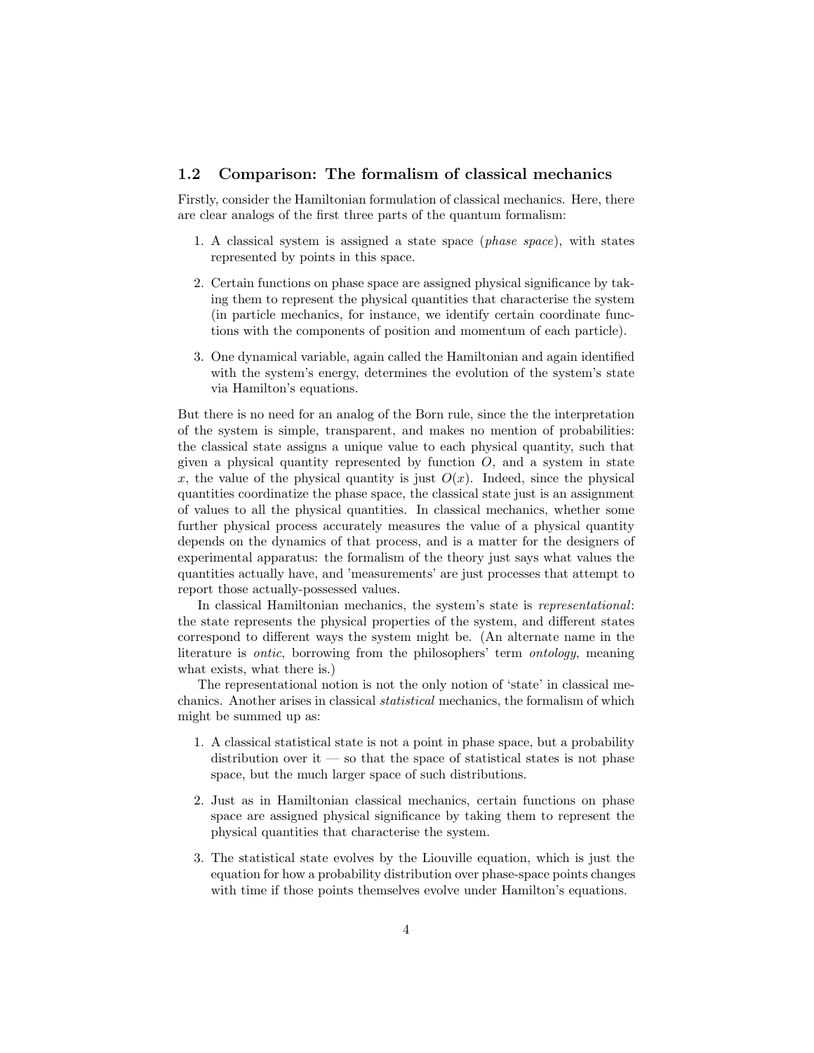## 1.2 Comparison: The formalism of classical mechanics

Firstly, consider the Hamiltonian formulation of classical mechanics. Here, there are clear analogs of the first three parts of the quantum formalism:

1. A classical system is assigned a state space (*phase space*), with states represented by points in this space.
2. Certain functions on phase space are assigned physical significance by taking them to represent the physical quantities that characterise the system (in particle mechanics, for instance, we identify certain coordinate functions with the components of position and momentum of each particle).
3. One dynamical variable, again called the Hamiltonian and again identified with the system's energy, determines the evolution of the system's state via Hamilton's equations.

But there is no need for an analog of the Born rule, since the the interpretation of the system is simple, transparent, and makes no mention of probabilities: the classical state assigns a unique value to each physical quantity, such that given a physical quantity represented by function $O$, and a system in state $x$, the value of the physical quantity is just $O(x)$. Indeed, since the physical quantities coordinatize the phase space, the classical state just is an assignment of values to all the physical quantities. In classical mechanics, whether some further physical process accurately measures the value of a physical quantity depends on the dynamics of that process, and is a matter for the designers of experimental apparatus: the formalism of the theory just says what values the quantities actually have, and 'measurements' are just processes that attempt to report those actually-possessed values.

In classical Hamiltonian mechanics, the system's state is *representational*: the state represents the physical properties of the system, and different states correspond to different ways the system might be. (An alternate name in the literature is *ontic*, borrowing from the philosophers' term *ontology*, meaning what exists, what there is.)

The representational notion is not the only notion of 'state' in classical mechanics. Another arises in classical *statistical* mechanics, the formalism of which might be summed up as:

1. A classical statistical state is not a point in phase space, but a probability distribution over it — so that the space of statistical states is not phase space, but the much larger space of such distributions.
2. Just as in Hamiltonian classical mechanics, certain functions on phase space are assigned physical significance by taking them to represent the physical quantities that characterise the system.
3. The statistical state evolves by the Liouville equation, which is just the equation for how a probability distribution over phase-space points changes with time if those points themselves evolve under Hamilton's equations.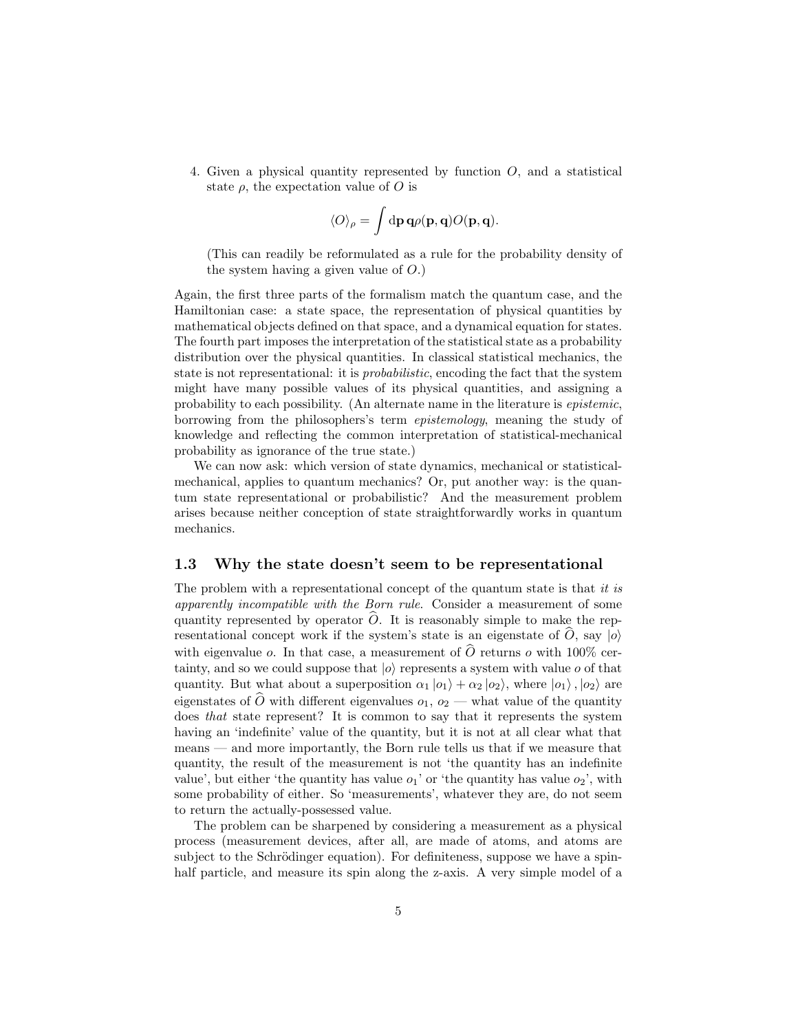4. Given a physical quantity represented by function $O$, and a statistical state $\rho$, the expectation value of $O$ is

$$\langle O\rangle_\rho = \int \mathrm{d}\mathbf{p}\,\mathbf{q}\rho(\mathbf{p},\mathbf{q})O(\mathbf{p},\mathbf{q}).$$

(This can readily be reformulated as a rule for the probability density of the system having a given value of $O$.)

Again, the first three parts of the formalism match the quantum case, and the Hamiltonian case: a state space, the representation of physical quantities by mathematical objects defined on that space, and a dynamical equation for states. The fourth part imposes the interpretation of the statistical state as a probability distribution over the physical quantities. In classical statistical mechanics, the state is not representational: it is *probabilistic*, encoding the fact that the system might have many possible values of its physical quantities, and assigning a probability to each possibility. (An alternate name in the literature is *epistemic*, borrowing from the philosophers's term *epistemology*, meaning the study of knowledge and reflecting the common interpretation of statistical-mechanical probability as ignorance of the true state.)

We can now ask: which version of state dynamics, mechanical or statistical-mechanical, applies to quantum mechanics? Or, put another way: is the quantum state representational or probabilistic? And the measurement problem arises because neither conception of state straightforwardly works in quantum mechanics.

### 1.3 Why the state doesn't seem to be representational

The problem with a representational concept of the quantum state is that *it is apparently incompatible with the Born rule*. Consider a measurement of some quantity represented by operator $\widehat{O}$. It is reasonably simple to make the representational concept work if the system's state is an eigenstate of $\widehat{O}$, say $|o\rangle$ with eigenvalue $o$. In that case, a measurement of $\widehat{O}$ returns $o$ with 100% certainty, and so we could suppose that $|o\rangle$ represents a system with value $o$ of that quantity. But what about a superposition $\alpha_1 |o_1\rangle + \alpha_2 |o_2\rangle$, where $|o_1\rangle, |o_2\rangle$ are eigenstates of $\widehat{O}$ with different eigenvalues $o_1$, $o_2$ — what value of the quantity does *that* state represent? It is common to say that it represents the system having an 'indefinite' value of the quantity, but it is not at all clear what that means — and more importantly, the Born rule tells us that if we measure that quantity, the result of the measurement is not 'the quantity has an indefinite value', but either 'the quantity has value $o_1$' or 'the quantity has value $o_2$', with some probability of either. So 'measurements', whatever they are, do not seem to return the actually-possessed value.

The problem can be sharpened by considering a measurement as a physical process (measurement devices, after all, are made of atoms, and atoms are subject to the Schrödinger equation). For definiteness, suppose we have a spin-half particle, and measure its spin along the z-axis. A very simple model of a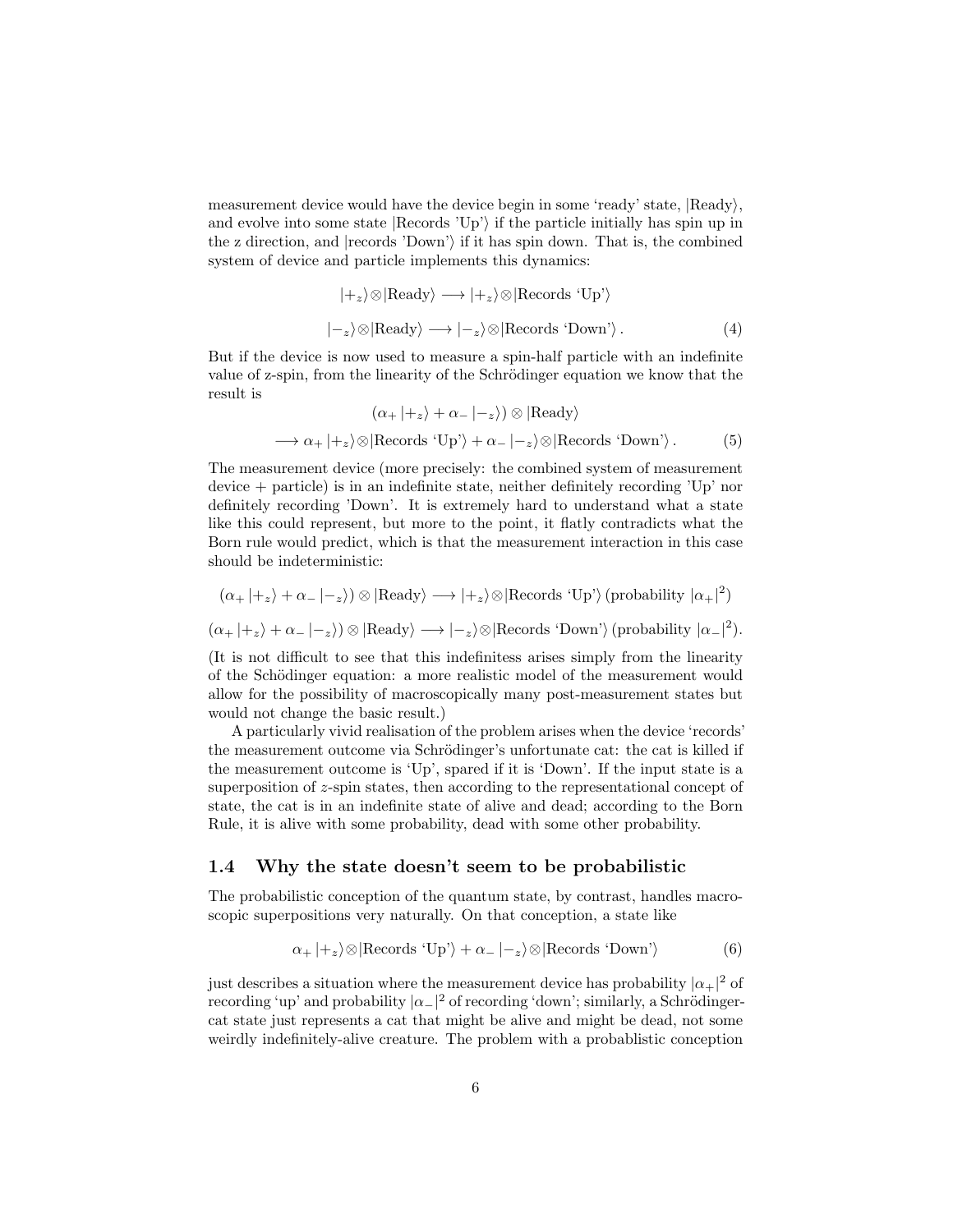measurement device would have the device begin in some 'ready' state, |Ready⟩, and evolve into some state |Records 'Up'⟩ if the particle initially has spin up in the z direction, and |records 'Down'⟩ if it has spin down. That is, the combined system of device and particle implements this dynamics:

$$|+_z\rangle \otimes |\text{Ready}\rangle \longrightarrow |+_z\rangle \otimes |\text{Records `Up'}\rangle$$

$$|-_z\rangle \otimes |\text{Ready}\rangle \longrightarrow |-_z\rangle \otimes |\text{Records `Down'}\rangle . \tag{4}$$

But if the device is now used to measure a spin-half particle with an indefinite value of z-spin, from the linearity of the Schrödinger equation we know that the result is

$$(\alpha_+ |+_z\rangle + \alpha_- |-_z\rangle) \otimes |\text{Ready}\rangle$$

$$\longrightarrow \alpha_+ |+_z\rangle \otimes |\text{Records `Up'}\rangle + \alpha_- |-_z\rangle \otimes |\text{Records `Down'}\rangle . \tag{5}$$

The measurement device (more precisely: the combined system of measurement device + particle) is in an indefinite state, neither definitely recording 'Up' nor definitely recording 'Down'. It is extremely hard to understand what a state like this could represent, but more to the point, it flatly contradicts what the Born rule would predict, which is that the measurement interaction in this case should be indeterministic:

$$(\alpha_+ |+_z\rangle + \alpha_- |-_z\rangle) \otimes |\text{Ready}\rangle \longrightarrow |+_z\rangle \otimes |\text{Records `Up'}\rangle \text{ (probability } |\alpha_+|^2)$$

$$(\alpha_+ |+_z\rangle + \alpha_- |-_z\rangle) \otimes |\text{Ready}\rangle \longrightarrow |-_z\rangle \otimes |\text{Records `Down'}\rangle \text{ (probability } |\alpha_-|^2).$$

(It is not difficult to see that this indefinitess arises simply from the linearity of the Schödinger equation: a more realistic model of the measurement would allow for the possibility of macroscopically many post-measurement states but would not change the basic result.)

A particularly vivid realisation of the problem arises when the device 'records' the measurement outcome via Schrödinger's unfortunate cat: the cat is killed if the measurement outcome is 'Up', spared if it is 'Down'. If the input state is a superposition of $z$-spin states, then according to the representational concept of state, the cat is in an indefinite state of alive and dead; according to the Born Rule, it is alive with some probability, dead with some other probability.

## 1.4 Why the state doesn't seem to be probabilistic

The probabilistic conception of the quantum state, by contrast, handles macroscopic superpositions very naturally. On that conception, a state like

$$\alpha_+ |+_z\rangle \otimes |\text{Records `Up'}\rangle + \alpha_- |-_z\rangle \otimes |\text{Records `Down'}\rangle \tag{6}$$

just describes a situation where the measurement device has probability $|\alpha_+|^2$ of recording 'up' and probability $|\alpha_-|^2$ of recording 'down'; similarly, a Schrödinger-cat state just represents a cat that might be alive and might be dead, not some weirdly indefinitely-alive creature. The problem with a probablistic conception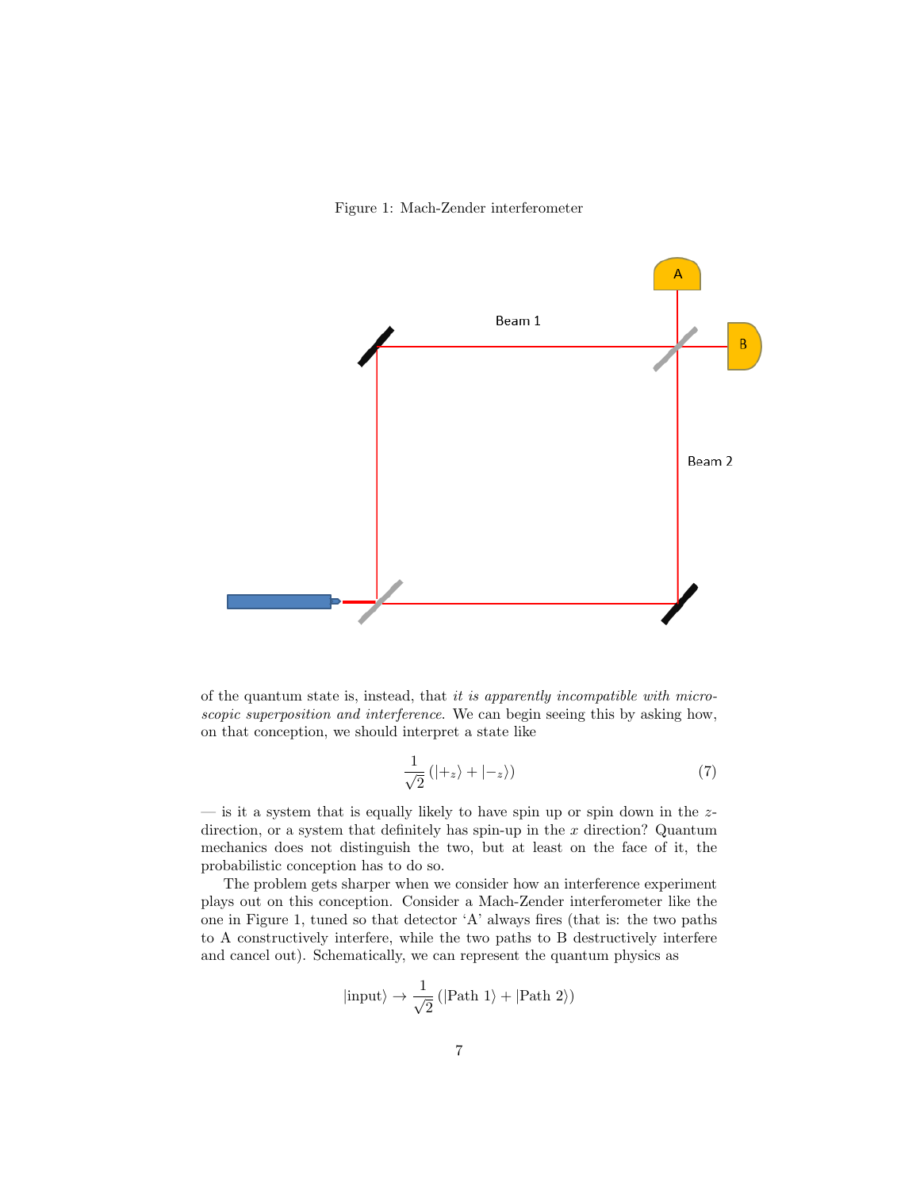Figure 1: Mach-Zender interferometer

of the quantum state is, instead, that *it is apparently incompatible with microscopic superposition and interference*. We can begin seeing this by asking how, on that conception, we should interpret a state like

$$\frac{1}{\sqrt{2}}\left(|+_z\rangle + |-_z\rangle\right) \tag{7}$$

— is it a system that is equally likely to have spin up or spin down in the $z$-direction, or a system that definitely has spin-up in the $x$ direction? Quantum mechanics does not distinguish the two, but at least on the face of it, the probabilistic conception has to do so.

The problem gets sharper when we consider how an interference experiment plays out on this conception. Consider a Mach-Zender interferometer like the one in Figure 1, tuned so that detector 'A' always fires (that is: the two paths to A constructively interfere, while the two paths to B destructively interfere and cancel out). Schematically, we can represent the quantum physics as

$$|\text{input}\rangle \rightarrow \frac{1}{\sqrt{2}}\left(|\text{Path 1}\rangle + |\text{Path 2}\rangle\right)$$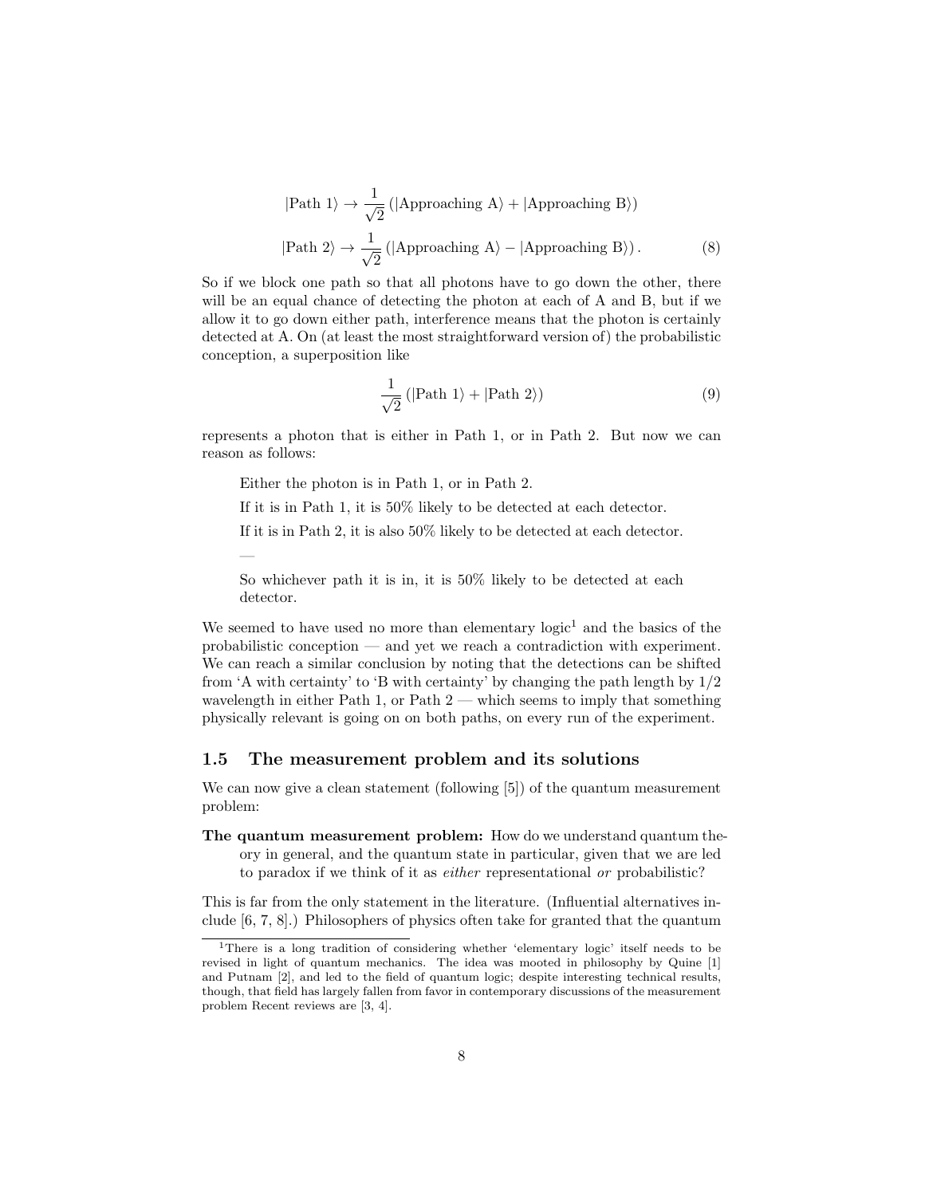$$
\begin{aligned}
|\text{Path 1}\rangle &\rightarrow \frac{1}{\sqrt{2}}\left(|\text{Approaching A}\rangle + |\text{Approaching B}\rangle\right) \\
|\text{Path 2}\rangle &\rightarrow \frac{1}{\sqrt{2}}\left(|\text{Approaching A}\rangle - |\text{Approaching B}\rangle\right). \qquad (8)
\end{aligned}
$$

So if we block one path so that all photons have to go down the other, there will be an equal chance of detecting the photon at each of A and B, but if we allow it to go down either path, interference means that the photon is certainly detected at A. On (at least the most straightforward version of) the probabilistic conception, a superposition like

$$
\frac{1}{\sqrt{2}}\left(|\text{Path 1}\rangle + |\text{Path 2}\rangle\right) \qquad (9)
$$

represents a photon that is either in Path 1, or in Path 2. But now we can reason as follows:

> Either the photon is in Path 1, or in Path 2.
>
> If it is in Path 1, it is 50% likely to be detected at each detector.
>
> If it is in Path 2, it is also 50% likely to be detected at each detector.
>
> —
>
> So whichever path it is in, it is 50% likely to be detected at each detector.

We seemed to have used no more than elementary logic[1] and the basics of the probabilistic conception — and yet we reach a contradiction with experiment. We can reach a similar conclusion by noting that the detections can be shifted from 'A with certainty' to 'B with certainty' by changing the path length by 1/2 wavelength in either Path 1, or Path 2 — which seems to imply that something physically relevant is going on on both paths, on every run of the experiment.

### 1.5 The measurement problem and its solutions

We can now give a clean statement (following [5]) of the quantum measurement problem:

**The quantum measurement problem:** How do we understand quantum theory in general, and the quantum state in particular, given that we are led to paradox if we think of it as *either* representational *or* probabilistic?

This is far from the only statement in the literature. (Influential alternatives include [6, 7, 8].) Philosophers of physics often take for granted that the quantum

[1] There is a long tradition of considering whether 'elementary logic' itself needs to be revised in light of quantum mechanics. The idea was mooted in philosophy by Quine [1] and Putnam [2], and led to the field of quantum logic; despite interesting technical results, though, that field has largely fallen from favor in contemporary discussions of the measurement problem Recent reviews are [3, 4].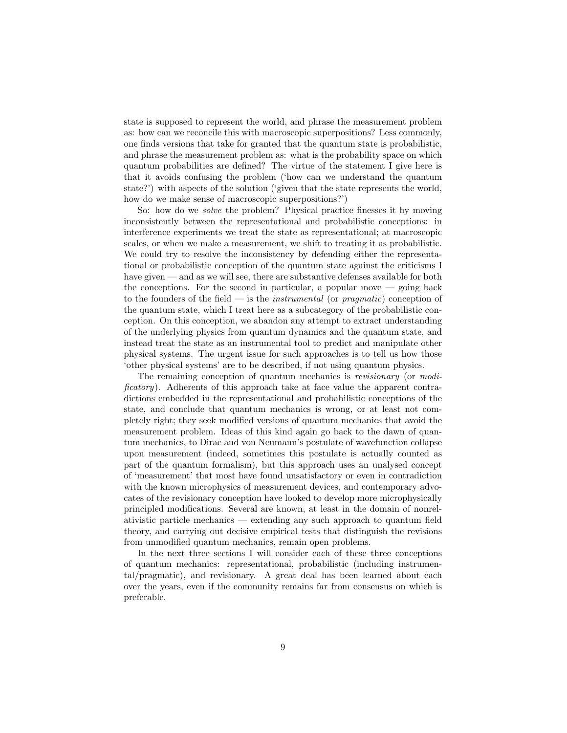state is supposed to represent the world, and phrase the measurement problem as: how can we reconcile this with macroscopic superpositions? Less commonly, one finds versions that take for granted that the quantum state is probabilistic, and phrase the measurement problem as: what is the probability space on which quantum probabilities are defined? The virtue of the statement I give here is that it avoids confusing the problem ('how can we understand the quantum state?') with aspects of the solution ('given that the state represents the world, how do we make sense of macroscopic superpositions?')

So: how do we *solve* the problem? Physical practice finesses it by moving inconsistently between the representational and probabilistic conceptions: in interference experiments we treat the state as representational; at macroscopic scales, or when we make a measurement, we shift to treating it as probabilistic. We could try to resolve the inconsistency by defending either the representational or probabilistic conception of the quantum state against the criticisms I have given — and as we will see, there are substantive defenses available for both the conceptions. For the second in particular, a popular move — going back to the founders of the field — is the *instrumental* (or *pragmatic*) conception of the quantum state, which I treat here as a subcategory of the probabilistic conception. On this conception, we abandon any attempt to extract understanding of the underlying physics from quantum dynamics and the quantum state, and instead treat the state as an instrumental tool to predict and manipulate other physical systems. The urgent issue for such approaches is to tell us how those 'other physical systems' are to be described, if not using quantum physics.

The remaining conception of quantum mechanics is *revisionary* (or *modificatory*). Adherents of this approach take at face value the apparent contradictions embedded in the representational and probabilistic conceptions of the state, and conclude that quantum mechanics is wrong, or at least not completely right; they seek modified versions of quantum mechanics that avoid the measurement problem. Ideas of this kind again go back to the dawn of quantum mechanics, to Dirac and von Neumann's postulate of wavefunction collapse upon measurement (indeed, sometimes this postulate is actually counted as part of the quantum formalism), but this approach uses an unanalysed concept of 'measurement' that most have found unsatisfactory or even in contradiction with the known microphysics of measurement devices, and contemporary advocates of the revisionary conception have looked to develop more microphysically principled modifications. Several are known, at least in the domain of nonrelativistic particle mechanics — extending any such approach to quantum field theory, and carrying out decisive empirical tests that distinguish the revisions from unmodified quantum mechanics, remain open problems.

In the next three sections I will consider each of these three conceptions of quantum mechanics: representational, probabilistic (including instrumental/pragmatic), and revisionary. A great deal has been learned about each over the years, even if the community remains far from consensus on which is preferable.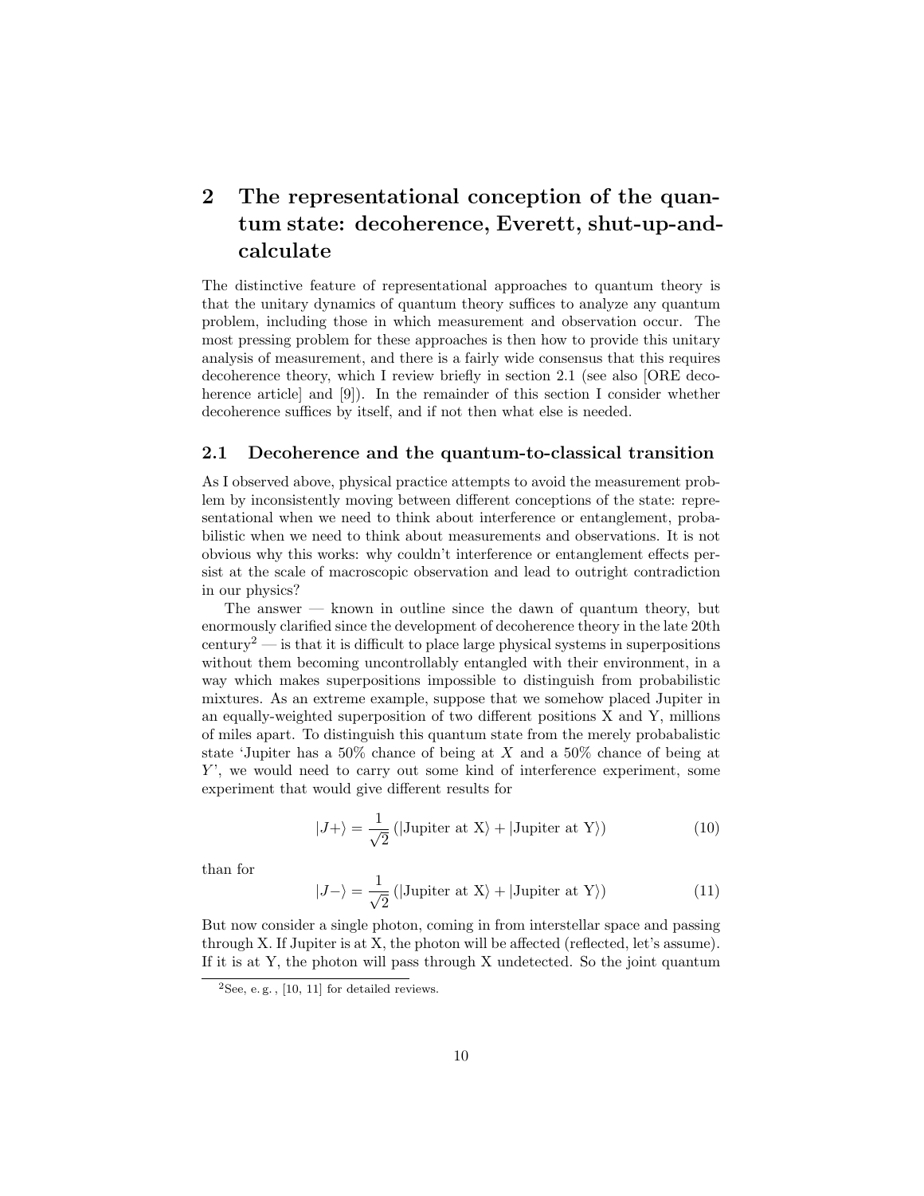# 2 The representational conception of the quantum state: decoherence, Everett, shut-up-and-calculate

The distinctive feature of representational approaches to quantum theory is that the unitary dynamics of quantum theory suffices to analyze any quantum problem, including those in which measurement and observation occur. The most pressing problem for these approaches is then how to provide this unitary analysis of measurement, and there is a fairly wide consensus that this requires decoherence theory, which I review briefly in section 2.1 (see also [ORE decoherence article] and [9]). In the remainder of this section I consider whether decoherence suffices by itself, and if not then what else is needed.

## 2.1 Decoherence and the quantum-to-classical transition

As I observed above, physical practice attempts to avoid the measurement problem by inconsistently moving between different conceptions of the state: representational when we need to think about interference or entanglement, probabilistic when we need to think about measurements and observations. It is not obvious why this works: why couldn't interference or entanglement effects persist at the scale of macroscopic observation and lead to outright contradiction in our physics?

The answer — known in outline since the dawn of quantum theory, but enormously clarified since the development of decoherence theory in the late 20th century[2] — is that it is difficult to place large physical systems in superpositions without them becoming uncontrollably entangled with their environment, in a way which makes superpositions impossible to distinguish from probabilistic mixtures. As an extreme example, suppose that we somehow placed Jupiter in an equally-weighted superposition of two different positions X and Y, millions of miles apart. To distinguish this quantum state from the merely probabalistic state 'Jupiter has a 50% chance of being at $X$ and a 50% chance of being at $Y$', we would need to carry out some kind of interference experiment, some experiment that would give different results for

$$|J+\rangle = \frac{1}{\sqrt{2}} \left( |\text{Jupiter at X}\rangle + |\text{Jupiter at Y}\rangle \right) \tag{10}$$

than for

$$|J-\rangle = \frac{1}{\sqrt{2}} \left( |\text{Jupiter at X}\rangle + |\text{Jupiter at Y}\rangle \right) \tag{11}$$

But now consider a single photon, coming in from interstellar space and passing through X. If Jupiter is at X, the photon will be affected (reflected, let's assume). If it is at Y, the photon will pass through X undetected. So the joint quantum

[2] See, e. g. , [10, 11] for detailed reviews.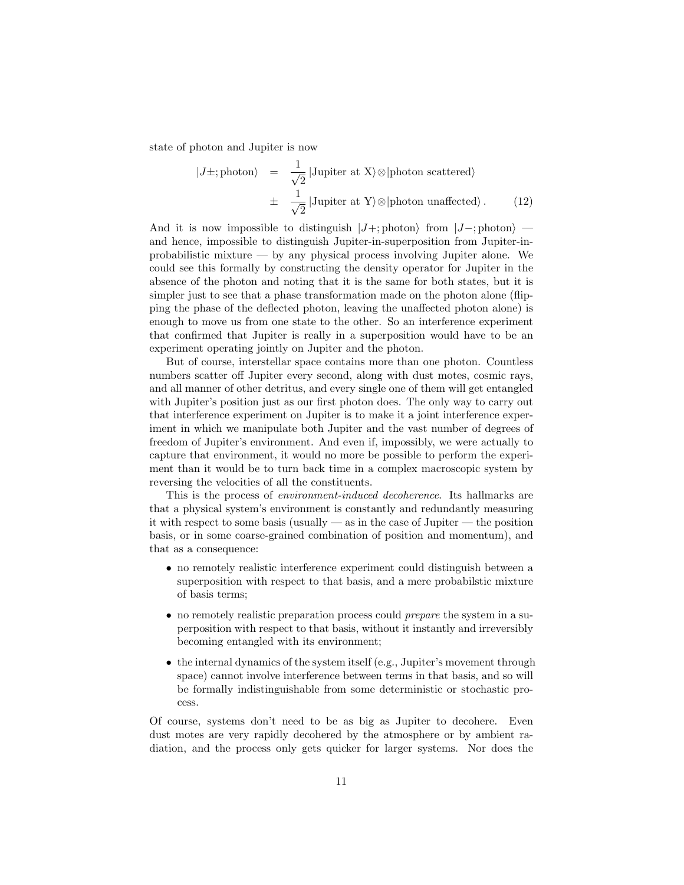state of photon and Jupiter is now

$$|J\pm;\text{photon}\rangle = \frac{1}{\sqrt{2}}\,|\text{Jupiter at X}\rangle\otimes|\text{photon scattered}\rangle \pm \frac{1}{\sqrt{2}}\,|\text{Jupiter at Y}\rangle\otimes|\text{photon unaffected}\rangle\,. \tag{12}$$

And it is now impossible to distinguish $|J+;\text{photon}\rangle$ from $|J-;\text{photon}\rangle$ — and hence, impossible to distinguish Jupiter-in-superposition from Jupiter-in-probabilistic mixture — by any physical process involving Jupiter alone. We could see this formally by constructing the density operator for Jupiter in the absence of the photon and noting that it is the same for both states, but it is simpler just to see that a phase transformation made on the photon alone (flipping the phase of the deflected photon, leaving the unaffected photon alone) is enough to move us from one state to the other. So an interference experiment that confirmed that Jupiter is really in a superposition would have to be an experiment operating jointly on Jupiter and the photon.

But of course, interstellar space contains more than one photon. Countless numbers scatter off Jupiter every second, along with dust motes, cosmic rays, and all manner of other detritus, and every single one of them will get entangled with Jupiter's position just as our first photon does. The only way to carry out that interference experiment on Jupiter is to make it a joint interference experiment in which we manipulate both Jupiter and the vast number of degrees of freedom of Jupiter's environment. And even if, impossibly, we were actually to capture that environment, it would no more be possible to perform the experiment than it would be to turn back time in a complex macroscopic system by reversing the velocities of all the constituents.

This is the process of *environment-induced decoherence*. Its hallmarks are that a physical system's environment is constantly and redundantly measuring it with respect to some basis (usually — as in the case of Jupiter — the position basis, or in some coarse-grained combination of position and momentum), and that as a consequence:

- no remotely realistic interference experiment could distinguish between a superposition with respect to that basis, and a mere probabilstic mixture of basis terms;
- no remotely realistic preparation process could *prepare* the system in a superposition with respect to that basis, without it instantly and irreversibly becoming entangled with its environment;
- the internal dynamics of the system itself (e.g., Jupiter's movement through space) cannot involve interference between terms in that basis, and so will be formally indistinguishable from some deterministic or stochastic process.

Of course, systems don't need to be as big as Jupiter to decohere. Even dust motes are very rapidly decohered by the atmosphere or by ambient radiation, and the process only gets quicker for larger systems. Nor does the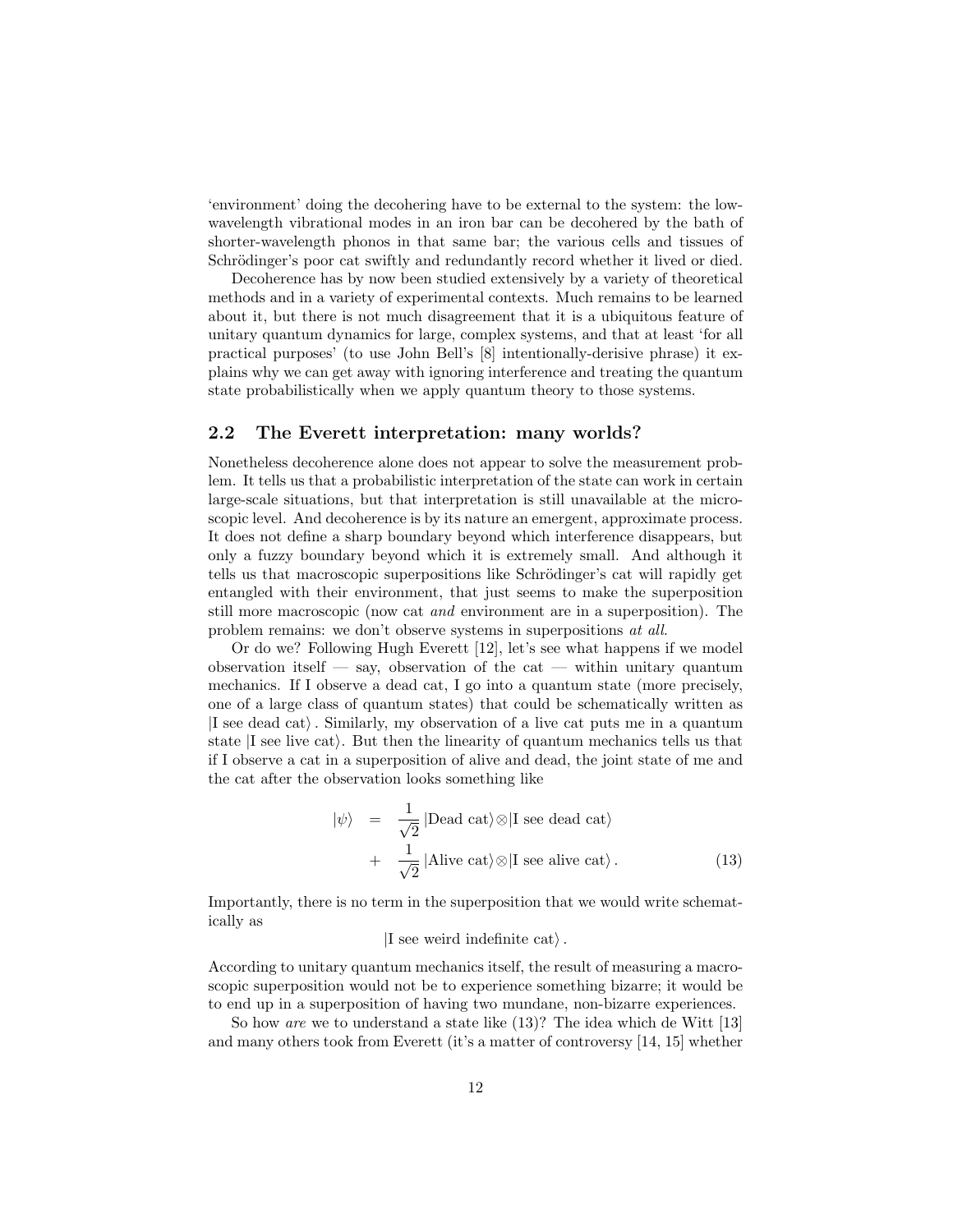'environment' doing the decohering have to be external to the system: the low-wavelength vibrational modes in an iron bar can be decohered by the bath of shorter-wavelength phonos in that same bar; the various cells and tissues of Schrödinger's poor cat swiftly and redundantly record whether it lived or died.

Decoherence has by now been studied extensively by a variety of theoretical methods and in a variety of experimental contexts. Much remains to be learned about it, but there is not much disagreement that it is a ubiquitous feature of unitary quantum dynamics for large, complex systems, and that at least 'for all practical purposes' (to use John Bell's [8] intentionally-derisive phrase) it explains why we can get away with ignoring interference and treating the quantum state probabilistically when we apply quantum theory to those systems.

## 2.2 The Everett interpretation: many worlds?

Nonetheless decoherence alone does not appear to solve the measurement problem. It tells us that a probabilistic interpretation of the state can work in certain large-scale situations, but that interpretation is still unavailable at the microscopic level. And decoherence is by its nature an emergent, approximate process. It does not define a sharp boundary beyond which interference disappears, but only a fuzzy boundary beyond which it is extremely small. And although it tells us that macroscopic superpositions like Schrödinger's cat will rapidly get entangled with their environment, that just seems to make the superposition still more macroscopic (now cat *and* environment are in a superposition). The problem remains: we don't observe systems in superpositions *at all*.

Or do we? Following Hugh Everett [12], let's see what happens if we model observation itself — say, observation of the cat — within unitary quantum mechanics. If I observe a dead cat, I go into a quantum state (more precisely, one of a large class of quantum states) that could be schematically written as $|\text{I see dead cat}\rangle$. Similarly, my observation of a live cat puts me in a quantum state $|\text{I see live cat}\rangle$. But then the linearity of quantum mechanics tells us that if I observe a cat in a superposition of alive and dead, the joint state of me and the cat after the observation looks something like

$$
\begin{aligned}
|\psi\rangle \;&=\; \frac{1}{\sqrt{2}}\,|\text{Dead cat}\rangle \otimes |\text{I see dead cat}\rangle \\
&+\; \frac{1}{\sqrt{2}}\,|\text{Alive cat}\rangle \otimes |\text{I see alive cat}\rangle\,. 
\end{aligned}
\tag{13}
$$

Importantly, there is no term in the superposition that we would write schematically as

$$|\text{I see weird indefinite cat}\rangle\,.$$

According to unitary quantum mechanics itself, the result of measuring a macroscopic superposition would not be to experience something bizarre; it would be to end up in a superposition of having two mundane, non-bizarre experiences.

So how *are* we to understand a state like (13)? The idea which de Witt [13] and many others took from Everett (it's a matter of controversy [14, 15] whether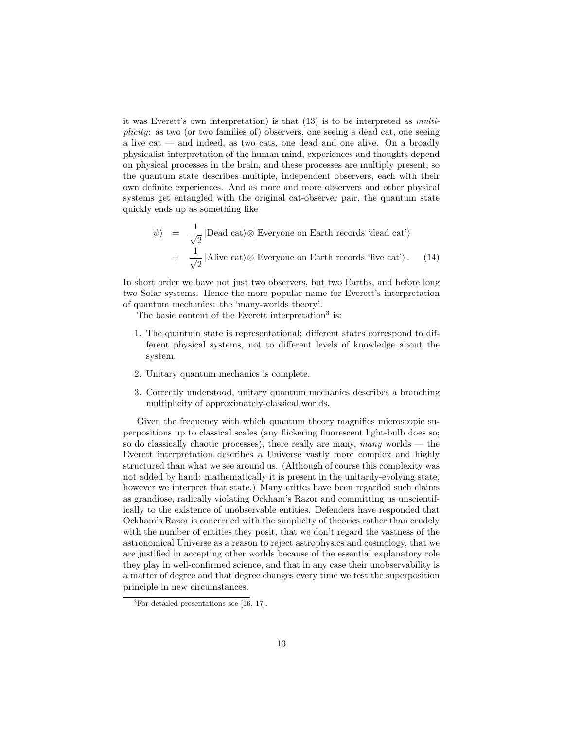it was Everett's own interpretation) is that (13) is to be interpreted as *multiplicity*: as two (or two families of) observers, one seeing a dead cat, one seeing a live cat — and indeed, as two cats, one dead and one alive. On a broadly physicalist interpretation of the human mind, experiences and thoughts depend on physical processes in the brain, and these processes are multiply present, so the quantum state describes multiple, independent observers, each with their own definite experiences. And as more and more observers and other physical systems get entangled with the original cat-observer pair, the quantum state quickly ends up as something like

$$
\begin{aligned}
|\psi\rangle \quad &= \quad \frac{1}{\sqrt{2}}\,|\text{Dead cat}\rangle\otimes|\text{Everyone on Earth records 'dead cat'}\rangle \\
&+ \quad \frac{1}{\sqrt{2}}\,|\text{Alive cat}\rangle\otimes|\text{Everyone on Earth records 'live cat'}\rangle\,. \qquad (14)
\end{aligned}
$$

In short order we have not just two observers, but two Earths, and before long two Solar systems. Hence the more popular name for Everett's interpretation of quantum mechanics: the 'many-worlds theory'.

The basic content of the Everett interpretation[3] is:

1. The quantum state is representational: different states correspond to different physical systems, not to different levels of knowledge about the system.
2. Unitary quantum mechanics is complete.
3. Correctly understood, unitary quantum mechanics describes a branching multiplicity of approximately-classical worlds.

Given the frequency with which quantum theory magnifies microscopic superpositions up to classical scales (any flickering fluorescent light-bulb does so; so do classically chaotic processes), there really are many, *many* worlds — the Everett interpretation describes a Universe vastly more complex and highly structured than what we see around us. (Although of course this complexity was not added by hand: mathematically it is present in the unitarily-evolving state, however we interpret that state.) Many critics have been regarded such claims as grandiose, radically violating Ockham's Razor and committing us unscientifically to the existence of unobservable entities. Defenders have responded that Ockham's Razor is concerned with the simplicity of theories rather than crudely with the number of entities they posit, that we don't regard the vastness of the astronomical Universe as a reason to reject astrophysics and cosmology, that we are justified in accepting other worlds because of the essential explanatory role they play in well-confirmed science, and that in any case their unobservability is a matter of degree and that degree changes every time we test the superposition principle in new circumstances.

[3]For detailed presentations see [16, 17].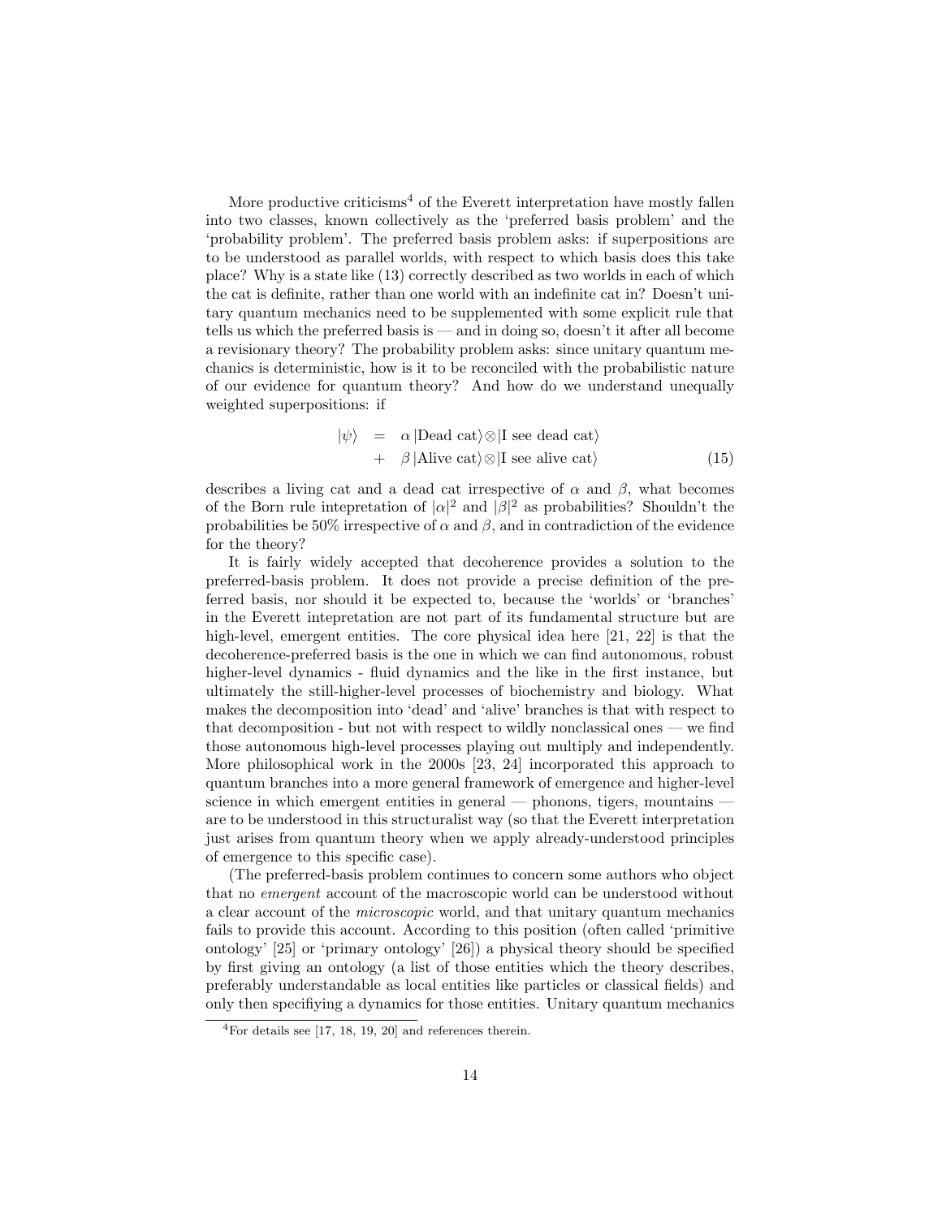More productive criticisms[4] of the Everett interpretation have mostly fallen into two classes, known collectively as the 'preferred basis problem' and the 'probability problem'. The preferred basis problem asks: if superpositions are to be understood as parallel worlds, with respect to which basis does this take place? Why is a state like (13) correctly described as two worlds in each of which the cat is definite, rather than one world with an indefinite cat in? Doesn't unitary quantum mechanics need to be supplemented with some explicit rule that tells us which the preferred basis is — and in doing so, doesn't it after all become a revisionary theory? The probability problem asks: since unitary quantum mechanics is deterministic, how is it to be reconciled with the probabilistic nature of our evidence for quantum theory? And how do we understand unequally weighted superpositions: if

$$\begin{aligned} |\psi\rangle &= \alpha\,|\text{Dead cat}\rangle\otimes|\text{I see dead cat}\rangle \\ &\quad + \beta\,|\text{Alive cat}\rangle\otimes|\text{I see alive cat}\rangle \end{aligned} \tag{15}$$

describes a living cat and a dead cat irrespective of $\alpha$ and $\beta$, what becomes of the Born rule intepretation of $|\alpha|^2$ and $|\beta|^2$ as probabilities? Shouldn't the probabilities be 50% irrespective of $\alpha$ and $\beta$, and in contradiction of the evidence for the theory?

It is fairly widely accepted that decoherence provides a solution to the preferred-basis problem. It does not provide a precise definition of the preferred basis, nor should it be expected to, because the 'worlds' or 'branches' in the Everett intepretation are not part of its fundamental structure but are high-level, emergent entities. The core physical idea here [21, 22] is that the decoherence-preferred basis is the one in which we can find autonomous, robust higher-level dynamics - fluid dynamics and the like in the first instance, but ultimately the still-higher-level processes of biochemistry and biology. What makes the decomposition into 'dead' and 'alive' branches is that with respect to that decomposition - but not with respect to wildly nonclassical ones — we find those autonomous high-level processes playing out multiply and independently. More philosophical work in the 2000s [23, 24] incorporated this approach to quantum branches into a more general framework of emergence and higher-level science in which emergent entities in general — phonons, tigers, mountains — are to be understood in this structuralist way (so that the Everett interpretation just arises from quantum theory when we apply already-understood principles of emergence to this specific case).

(The preferred-basis problem continues to concern some authors who object that no *emergent* account of the macroscopic world can be understood without a clear account of the *microscopic* world, and that unitary quantum mechanics fails to provide this account. According to this position (often called 'primitive ontology' [25] or 'primary ontology' [26]) a physical theory should be specified by first giving an ontology (a list of those entities which the theory describes, preferably understandable as local entities like particles or classical fields) and only then specifiying a dynamics for those entities. Unitary quantum mechanics

[4] For details see [17, 18, 19, 20] and references therein.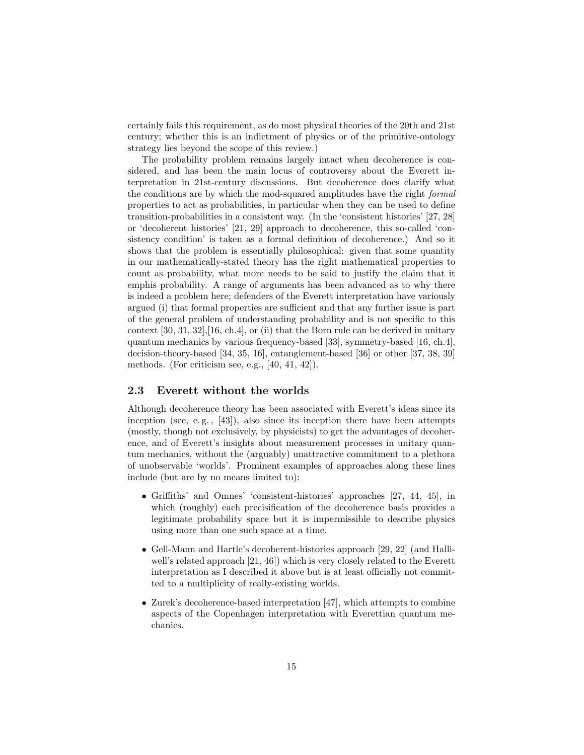certainly fails this requirement, as do most physical theories of the 20th and 21st century; whether this is an indictment of physics or of the primitive-ontology strategy lies beyond the scope of this review.)

The probability problem remains largely intact when decoherence is considered, and has been the main locus of controversy about the Everett interpretation in 21st-century discussions. But decoherence does clarify what the conditions are by which the mod-squared amplitudes have the right *formal* properties to act as probabilities, in particular when they can be used to define transition-probabilities in a consistent way. (In the 'consistent histories' [27, 28] or 'decoherent histories' [21, 29] approach to decoherence, this so-called 'consistency condition' is taken as a formal definition of decoherence.) And so it shows that the problem is essentially philosophical: given that some quantity in our mathematically-stated theory has the right mathematical properties to count as probability, what more needs to be said to justify the claim that it emphis probability. A range of arguments has been advanced as to why there is indeed a problem here; defenders of the Everett interpretation have variously argued (i) that formal properties are sufficient and that any further issue is part of the general problem of understanding probability and is not specific to this context [30, 31, 32],[16, ch.4], or (ii) that the Born rule can be derived in unitary quantum mechanics by various frequency-based [33], symmetry-based [16, ch.4], decision-theory-based [34, 35, 16], entanglement-based [36] or other [37, 38, 39] methods. (For criticism see, e.g., [40, 41, 42]).

## 2.3 Everett without the worlds

Although decoherence theory has been associated with Everett's ideas since its inception (see, e. g. , [43]), also since its inception there have been attempts (mostly, though not exclusively, by physicists) to get the advantages of decoherence, and of Everett's insights about measurement processes in unitary quantum mechanics, without the (arguably) unattractive commitment to a plethora of unobservable 'worlds'. Prominent examples of approaches along these lines include (but are by no means limited to):

- Griffiths' and Omnes' 'consistent-histories' approaches [27, 44, 45], in which (roughly) each precisification of the decoherence basis provides a legitimate probability space but it is impermissible to describe physics using more than one such space at a time.
- Gell-Mann and Hartle's decoherent-histories approach [29, 22] (and Halliwell's related approach [21, 46]) which is very closely related to the Everett interpretation as I described it above but is at least officially not committed to a multiplicity of really-existing worlds.
- Zurek's decoherence-based interpretation [47], which attempts to combine aspects of the Copenhagen interpretation with Everettian quantum mechanics.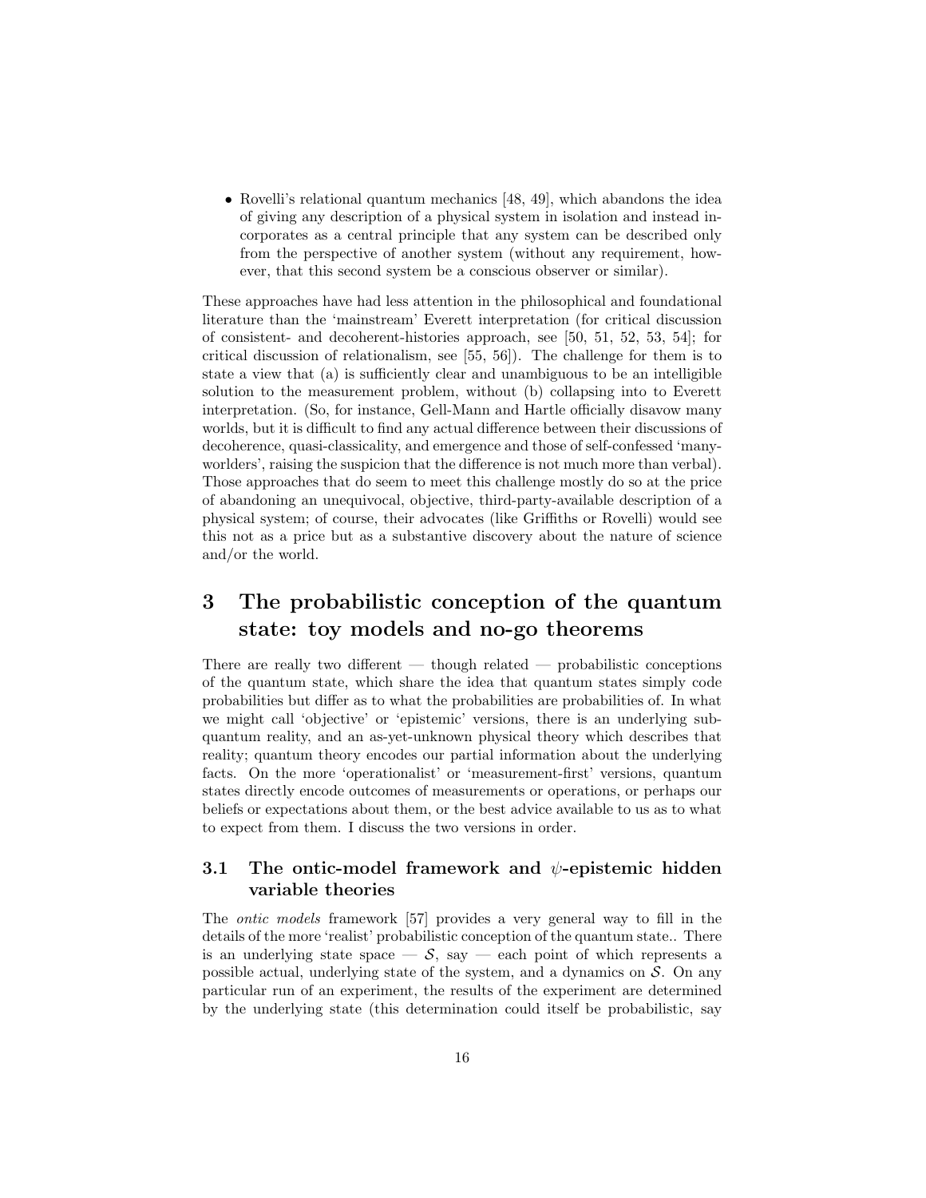- Rovelli's relational quantum mechanics [48, 49], which abandons the idea of giving any description of a physical system in isolation and instead incorporates as a central principle that any system can be described only from the perspective of another system (without any requirement, however, that this second system be a conscious observer or similar).

These approaches have had less attention in the philosophical and foundational literature than the 'mainstream' Everett interpretation (for critical discussion of consistent- and decoherent-histories approach, see [50, 51, 52, 53, 54]; for critical discussion of relationalism, see [55, 56]). The challenge for them is to state a view that (a) is sufficiently clear and unambiguous to be an intelligible solution to the measurement problem, without (b) collapsing into to Everett interpretation. (So, for instance, Gell-Mann and Hartle officially disavow many worlds, but it is difficult to find any actual difference between their discussions of decoherence, quasi-classicality, and emergence and those of self-confessed 'many-worlders', raising the suspicion that the difference is not much more than verbal). Those approaches that do seem to meet this challenge mostly do so at the price of abandoning an unequivocal, objective, third-party-available description of a physical system; of course, their advocates (like Griffiths or Rovelli) would see this not as a price but as a substantive discovery about the nature of science and/or the world.

# 3 The probabilistic conception of the quantum state: toy models and no-go theorems

There are really two different — though related — probabilistic conceptions of the quantum state, which share the idea that quantum states simply code probabilities but differ as to what the probabilities are probabilities of. In what we might call 'objective' or 'epistemic' versions, there is an underlying sub-quantum reality, and an as-yet-unknown physical theory which describes that reality; quantum theory encodes our partial information about the underlying facts. On the more 'operationalist' or 'measurement-first' versions, quantum states directly encode outcomes of measurements or operations, or perhaps our beliefs or expectations about them, or the best advice available to us as to what to expect from them. I discuss the two versions in order.

## 3.1 The ontic-model framework and $\psi$-epistemic hidden variable theories

The *ontic models* framework [57] provides a very general way to fill in the details of the more 'realist' probabilistic conception of the quantum state.. There is an underlying state space — $\mathcal{S}$, say — each point of which represents a possible actual, underlying state of the system, and a dynamics on $\mathcal{S}$. On any particular run of an experiment, the results of the experiment are determined by the underlying state (this determination could itself be probabilistic, say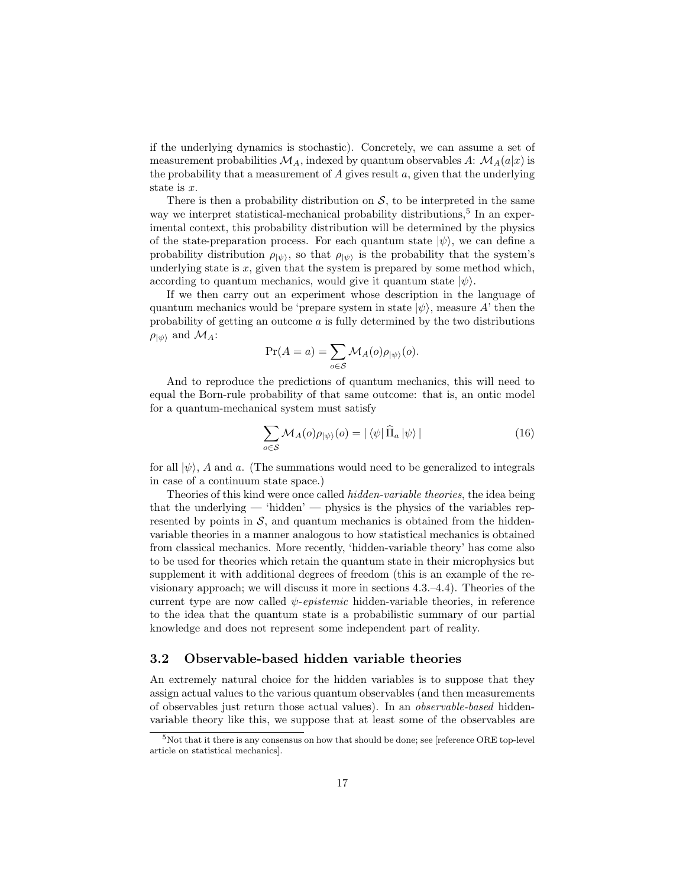if the underlying dynamics is stochastic). Concretely, we can assume a set of measurement probabilities $\mathcal{M}_A$, indexed by quantum observables $A$: $\mathcal{M}_A(a|x)$ is the probability that a measurement of $A$ gives result $a$, given that the underlying state is $x$.

There is then a probability distribution on $\mathcal{S}$, to be interpreted in the same way we interpret statistical-mechanical probability distributions,[5] In an experimental context, this probability distribution will be determined by the physics of the state-preparation process. For each quantum state $|\psi\rangle$, we can define a probability distribution $\rho_{|\psi\rangle}$, so that $\rho_{|\psi\rangle}$ is the probability that the system's underlying state is $x$, given that the system is prepared by some method which, according to quantum mechanics, would give it quantum state $|\psi\rangle$.

If we then carry out an experiment whose description in the language of quantum mechanics would be 'prepare system in state $|\psi\rangle$, measure $A$' then the probability of getting an outcome $a$ is fully determined by the two distributions $\rho_{|\psi\rangle}$ and $\mathcal{M}_A$:

$$\Pr(A = a) = \sum_{o \in \mathcal{S}} \mathcal{M}_A(o)\rho_{|\psi\rangle}(o).$$

And to reproduce the predictions of quantum mechanics, this will need to equal the Born-rule probability of that same outcome: that is, an ontic model for a quantum-mechanical system must satisfy

$$\sum_{o \in \mathcal{S}} \mathcal{M}_A(o)\rho_{|\psi\rangle}(o) = |\langle\psi|\, \widehat{\Pi}_a \,|\psi\rangle| \tag{16}$$

for all $|\psi\rangle$, $A$ and $a$. (The summations would need to be generalized to integrals in case of a continuum state space.)

Theories of this kind were once called *hidden-variable theories*, the idea being that the underlying — 'hidden' — physics is the physics of the variables represented by points in $\mathcal{S}$, and quantum mechanics is obtained from the hidden-variable theories in a manner analogous to how statistical mechanics is obtained from classical mechanics. More recently, 'hidden-variable theory' has come also to be used for theories which retain the quantum state in their microphysics but supplement it with additional degrees of freedom (this is an example of the revisionary approach; we will discuss it more in sections 4.3.–4.4). Theories of the current type are now called *$\psi$-epistemic* hidden-variable theories, in reference to the idea that the quantum state is a probabilistic summary of our partial knowledge and does not represent some independent part of reality.

### 3.2 Observable-based hidden variable theories

An extremely natural choice for the hidden variables is to suppose that they assign actual values to the various quantum observables (and then measurements of observables just return those actual values). In an *observable-based* hidden-variable theory like this, we suppose that at least some of the observables are

[5] Not that it there is any consensus on how that should be done; see [reference ORE top-level article on statistical mechanics].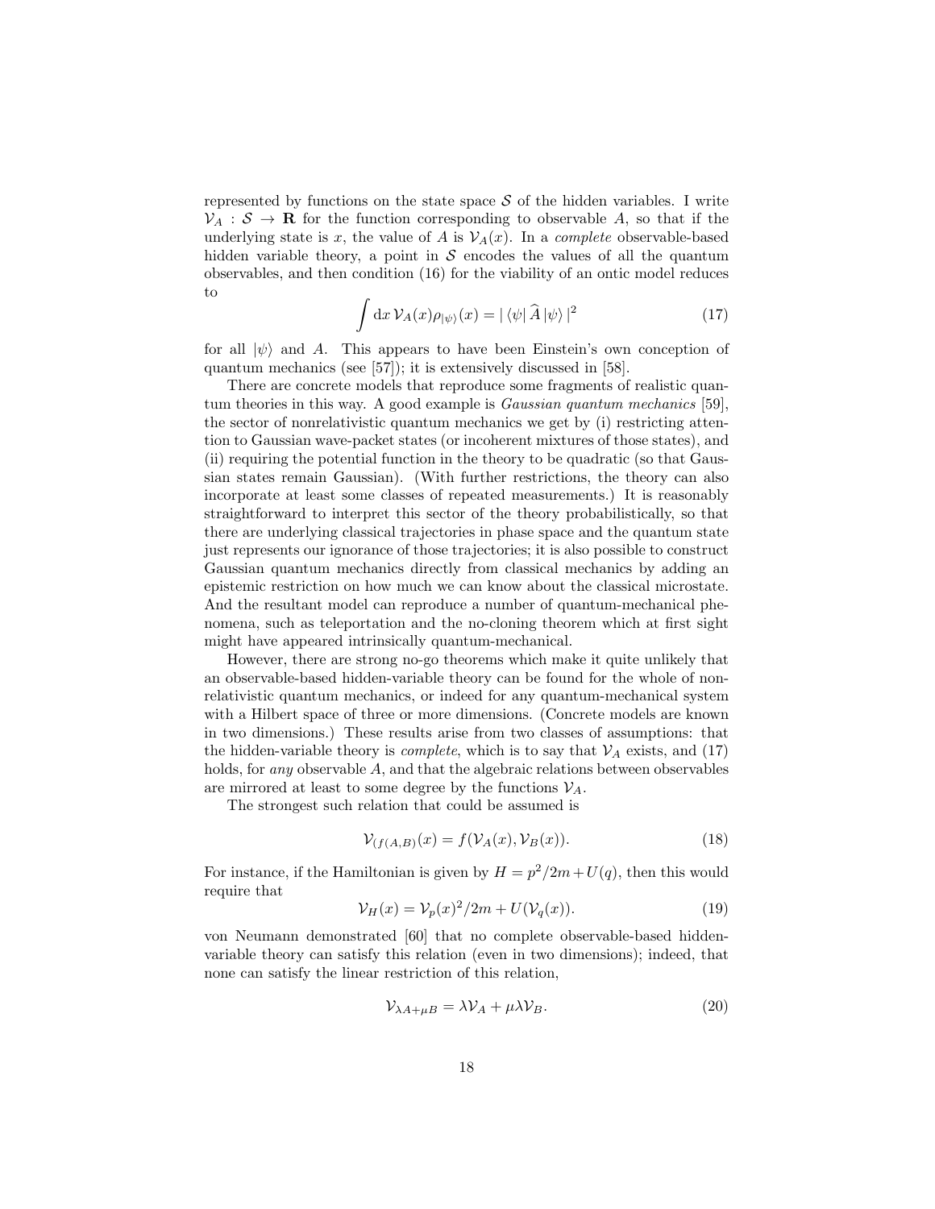represented by functions on the state space $\mathcal{S}$ of the hidden variables. I write $\mathcal{V}_A : \mathcal{S} \to \mathbf{R}$ for the function corresponding to observable $A$, so that if the underlying state is $x$, the value of $A$ is $\mathcal{V}_A(x)$. In a *complete* observable-based hidden variable theory, a point in $\mathcal{S}$ encodes the values of all the quantum observables, and then condition (16) for the viability of an ontic model reduces to

$$\int \mathrm{d}x\, \mathcal{V}_A(x)\rho_{|\psi\rangle}(x) = |\langle\psi|\,\widehat{A}\,|\psi\rangle|^2 \tag{17}$$

for all $|\psi\rangle$ and $A$. This appears to have been Einstein's own conception of quantum mechanics (see [57]); it is extensively discussed in [58].

There are concrete models that reproduce some fragments of realistic quantum theories in this way. A good example is *Gaussian quantum mechanics* [59], the sector of nonrelativistic quantum mechanics we get by (i) restricting attention to Gaussian wave-packet states (or incoherent mixtures of those states), and (ii) requiring the potential function in the theory to be quadratic (so that Gaussian states remain Gaussian). (With further restrictions, the theory can also incorporate at least some classes of repeated measurements.) It is reasonably straightforward to interpret this sector of the theory probabilistically, so that there are underlying classical trajectories in phase space and the quantum state just represents our ignorance of those trajectories; it is also possible to construct Gaussian quantum mechanics directly from classical mechanics by adding an epistemic restriction on how much we can know about the classical microstate. And the resultant model can reproduce a number of quantum-mechanical phenomena, such as teleportation and the no-cloning theorem which at first sight might have appeared intrinsically quantum-mechanical.

However, there are strong no-go theorems which make it quite unlikely that an observable-based hidden-variable theory can be found for the whole of nonrelativistic quantum mechanics, or indeed for any quantum-mechanical system with a Hilbert space of three or more dimensions. (Concrete models are known in two dimensions.) These results arise from two classes of assumptions: that the hidden-variable theory is *complete*, which is to say that $\mathcal{V}_A$ exists, and (17) holds, for *any* observable $A$, and that the algebraic relations between observables are mirrored at least to some degree by the functions $\mathcal{V}_A$.

The strongest such relation that could be assumed is

$$\mathcal{V}_{(f(A,B)}(x) = f(\mathcal{V}_A(x), \mathcal{V}_B(x)). \tag{18}$$

For instance, if the Hamiltonian is given by $H = p^2/2m + U(q)$, then this would require that

$$\mathcal{V}_H(x) = \mathcal{V}_p(x)^2/2m + U(\mathcal{V}_q(x)). \tag{19}$$

von Neumann demonstrated [60] that no complete observable-based hidden-variable theory can satisfy this relation (even in two dimensions); indeed, that none can satisfy the linear restriction of this relation,

$$\mathcal{V}_{\lambda A+\mu B} = \lambda\mathcal{V}_A + \mu\lambda\mathcal{V}_B. \tag{20}$$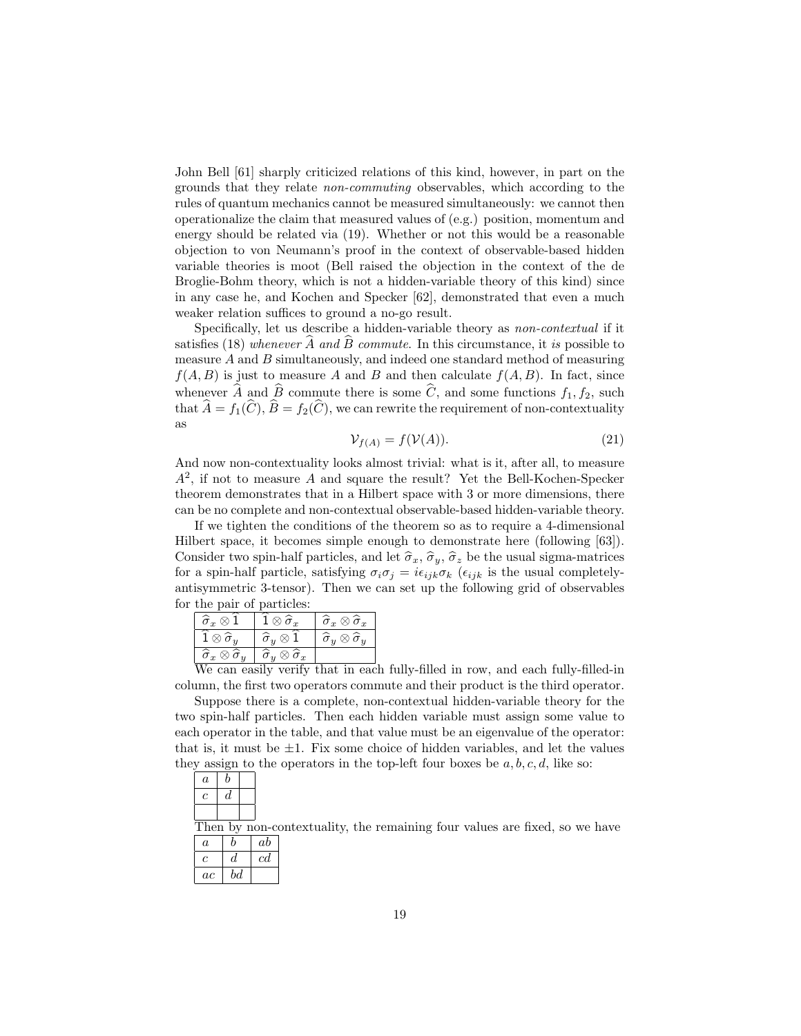John Bell [61] sharply criticized relations of this kind, however, in part on the grounds that they relate *non-commuting* observables, which according to the rules of quantum mechanics cannot be measured simultaneously: we cannot then operationalize the claim that measured values of (e.g.) position, momentum and energy should be related via (19). Whether or not this would be a reasonable objection to von Neumann's proof in the context of observable-based hidden variable theories is moot (Bell raised the objection in the context of the de Broglie-Bohm theory, which is not a hidden-variable theory of this kind) since in any case he, and Kochen and Specker [62], demonstrated that even a much weaker relation suffices to ground a no-go result.

Specifically, let us describe a hidden-variable theory as *non-contextual* if it satisfies (18) *whenever* $\widehat{A}$ *and* $\widehat{B}$ *commute*. In this circumstance, it *is* possible to measure $A$ and $B$ simultaneously, and indeed one standard method of measuring $f(A,B)$ is just to measure $A$ and $B$ and then calculate $f(A,B)$. In fact, since whenever $\widehat{A}$ and $\widehat{B}$ commute there is some $\widehat{C}$, and some functions $f_1, f_2$, such that $\widehat{A} = f_1(\widehat{C})$, $\widehat{B} = f_2(\widehat{C})$, we can rewrite the requirement of non-contextuality as

$$\mathcal{V}_{f(A)} = f(\mathcal{V}(A)). \tag{21}$$

And now non-contextuality looks almost trivial: what is it, after all, to measure $A^2$, if not to measure $A$ and square the result? Yet the Bell-Kochen-Specker theorem demonstrates that in a Hilbert space with 3 or more dimensions, there can be no complete and non-contextual observable-based hidden-variable theory.

If we tighten the conditions of the theorem so as to require a 4-dimensional Hilbert space, it becomes simple enough to demonstrate here (following [63]). Consider two spin-half particles, and let $\widehat{\sigma}_x$, $\widehat{\sigma}_y$, $\widehat{\sigma}_z$ be the usual sigma-matrices for a spin-half particle, satisfying $\sigma_i \sigma_j = i\epsilon_{ijk}\sigma_k$ ($\epsilon_{ijk}$ is the usual completely-antisymmetric 3-tensor). Then we can set up the following grid of observables for the pair of particles:

| | | |
|---|---|---|
| $\widehat{\sigma}_x \otimes \widehat{1}$ | $\widehat{1} \otimes \widehat{\sigma}_x$ | $\widehat{\sigma}_x \otimes \widehat{\sigma}_x$ |
| $\widehat{1} \otimes \widehat{\sigma}_y$ | $\widehat{\sigma}_y \otimes \widehat{1}$ | $\widehat{\sigma}_y \otimes \widehat{\sigma}_y$ |
| $\widehat{\sigma}_x \otimes \widehat{\sigma}_y$ | $\widehat{\sigma}_y \otimes \widehat{\sigma}_x$ | |

We can easily verify that in each fully-filled in row, and each fully-filled-in column, the first two operators commute and their product is the third operator.

Suppose there is a complete, non-contextual hidden-variable theory for the two spin-half particles. Then each hidden variable must assign some value to each operator in the table, and that value must be an eigenvalue of the operator: that is, it must be $\pm 1$. Fix some choice of hidden variables, and let the values they assign to the operators in the top-left four boxes be $a, b, c, d$, like so:

| | | |
|---|---|---|
| $a$ | $b$ | |
| $c$ | $d$ | |
| | | |

Then by non-contextuality, the remaining four values are fixed, so we have

| | | |
|---|---|---|
| $a$ | $b$ | $ab$ |
| $c$ | $d$ | $cd$ |
| $ac$ | $bd$ | |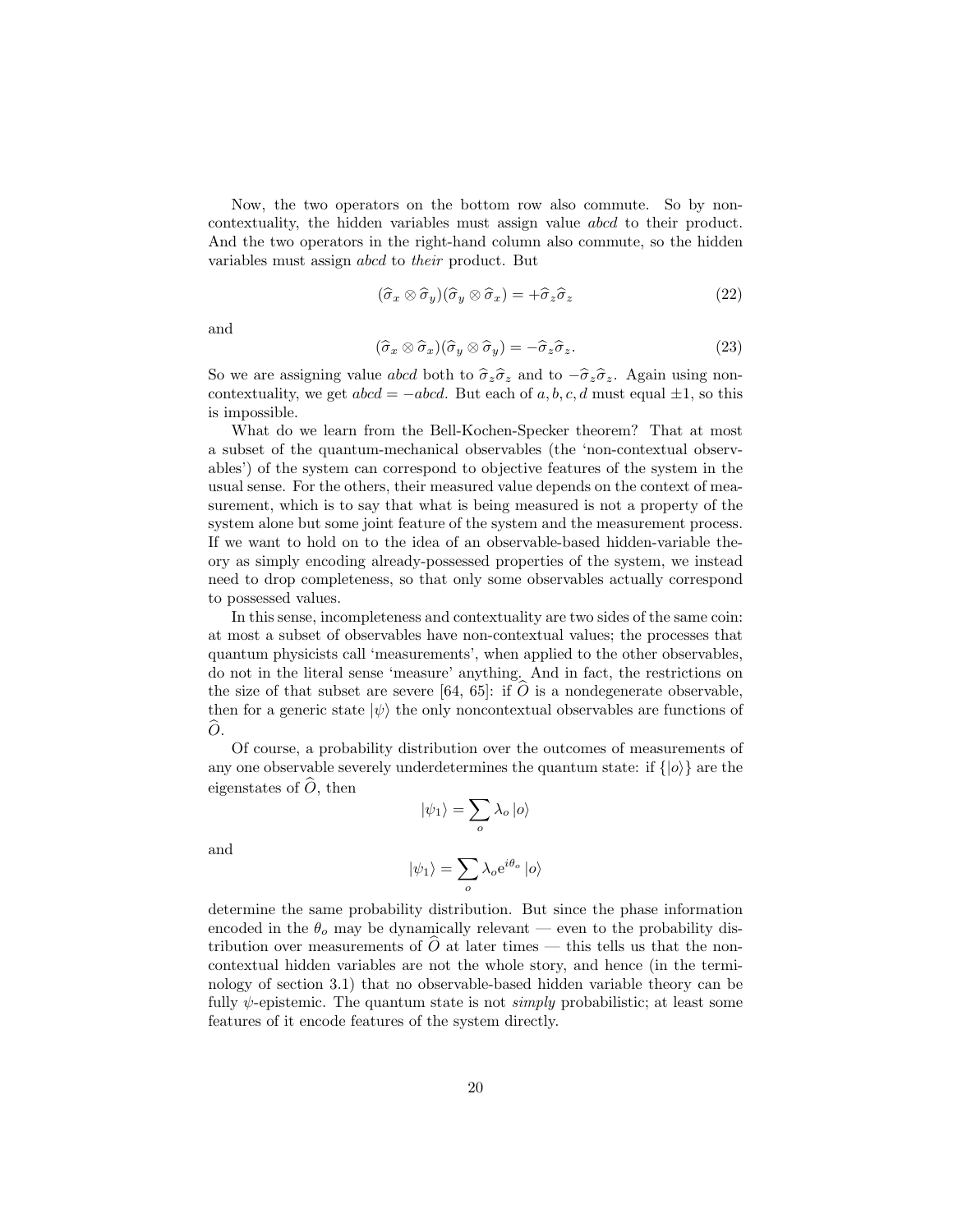Now, the two operators on the bottom row also commute. So by non-contextuality, the hidden variables must assign value *abcd* to their product. And the two operators in the right-hand column also commute, so the hidden variables must assign *abcd* to *their* product. But

$$(\widehat{\sigma}_x \otimes \widehat{\sigma}_y)(\widehat{\sigma}_y \otimes \widehat{\sigma}_x) = +\widehat{\sigma}_z\widehat{\sigma}_z \tag{22}$$

and

$$(\widehat{\sigma}_x \otimes \widehat{\sigma}_x)(\widehat{\sigma}_y \otimes \widehat{\sigma}_y) = -\widehat{\sigma}_z\widehat{\sigma}_z. \tag{23}$$

So we are assigning value *abcd* both to $\widehat{\sigma}_z\widehat{\sigma}_z$ and to $-\widehat{\sigma}_z\widehat{\sigma}_z$. Again using non-contextuality, we get $abcd = -abcd$. But each of $a, b, c, d$ must equal $\pm 1$, so this is impossible.

What do we learn from the Bell-Kochen-Specker theorem? That at most a subset of the quantum-mechanical observables (the 'non-contextual observables') of the system can correspond to objective features of the system in the usual sense. For the others, their measured value depends on the context of measurement, which is to say that what is being measured is not a property of the system alone but some joint feature of the system and the measurement process. If we want to hold on to the idea of an observable-based hidden-variable theory as simply encoding already-possessed properties of the system, we instead need to drop completeness, so that only some observables actually correspond to possessed values.

In this sense, incompleteness and contextuality are two sides of the same coin: at most a subset of observables have non-contextual values; the processes that quantum physicists call 'measurements', when applied to the other observables, do not in the literal sense 'measure' anything. And in fact, the restrictions on the size of that subset are severe [64, 65]: if $\widehat{O}$ is a nondegenerate observable, then for a generic state $|\psi\rangle$ the only noncontextual observables are functions of $\widehat{O}$.

Of course, a probability distribution over the outcomes of measurements of any one observable severely underdetermines the quantum state: if $\{|o\rangle\}$ are the eigenstates of $\widehat{O}$, then

$$|\psi_1\rangle = \sum_o \lambda_o\, |o\rangle$$

and

$$|\psi_1\rangle = \sum_o \lambda_o e^{i\theta_o}\, |o\rangle$$

determine the same probability distribution. But since the phase information encoded in the $\theta_o$ may be dynamically relevant — even to the probability distribution over measurements of $\widehat{O}$ at later times — this tells us that the noncontextual hidden variables are not the whole story, and hence (in the terminology of section 3.1) that no observable-based hidden variable theory can be fully $\psi$-epistemic. The quantum state is not *simply* probabilistic; at least some features of it encode features of the system directly.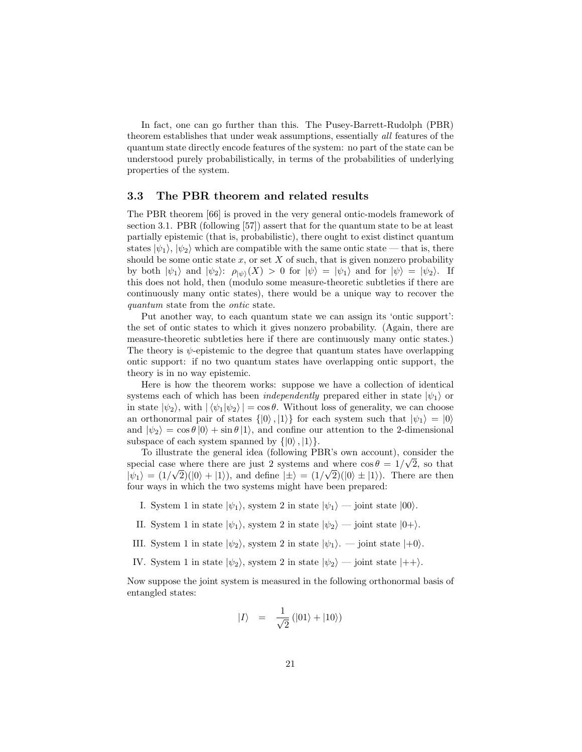In fact, one can go further than this. The Pusey-Barrett-Rudolph (PBR) theorem establishes that under weak assumptions, essentially *all* features of the quantum state directly encode features of the system: no part of the state can be understood purely probabilistically, in terms of the probabilities of underlying properties of the system.

### 3.3 The PBR theorem and related results

The PBR theorem [66] is proved in the very general ontic-models framework of section 3.1. PBR (following [57]) assert that for the quantum state to be at least partially epistemic (that is, probabilistic), there ought to exist distinct quantum states $|\psi_1\rangle$, $|\psi_2\rangle$ which are compatible with the same ontic state — that is, there should be some ontic state $x$, or set $X$ of such, that is given nonzero probability by both $|\psi_1\rangle$ and $|\psi_2\rangle$: $\rho_{|\psi\rangle}(X) > 0$ for $|\psi\rangle = |\psi_1\rangle$ and for $|\psi\rangle = |\psi_2\rangle$. If this does not hold, then (modulo some measure-theoretic subtleties if there are continuously many ontic states), there would be a unique way to recover the *quantum* state from the *ontic* state.

Put another way, to each quantum state we can assign its 'ontic support': the set of ontic states to which it gives nonzero probability. (Again, there are measure-theoretic subtleties here if there are continuously many ontic states.) The theory is $\psi$-epistemic to the degree that quantum states have overlapping ontic support: if no two quantum states have overlapping ontic support, the theory is in no way epistemic.

Here is how the theorem works: suppose we have a collection of identical systems each of which has been *independently* prepared either in state $|\psi_1\rangle$ or in state $|\psi_2\rangle$, with $|\langle\psi_1|\psi_2\rangle| = \cos\theta$. Without loss of generality, we can choose an orthonormal pair of states $\{|0\rangle, |1\rangle\}$ for each system such that $|\psi_1\rangle = |0\rangle$ and $|\psi_2\rangle = \cos\theta\,|0\rangle + \sin\theta\,|1\rangle$, and confine our attention to the 2-dimensional subspace of each system spanned by $\{|0\rangle, |1\rangle\}$.

To illustrate the general idea (following PBR's own account), consider the special case where there are just 2 systems and where $\cos\theta = 1/\sqrt{2}$, so that $|\psi_1\rangle = (1/\sqrt{2})(|0\rangle + |1\rangle)$, and define $|\pm\rangle = (1/\sqrt{2})(|0\rangle \pm |1\rangle)$. There are then four ways in which the two systems might have been prepared:

I. System 1 in state $|\psi_1\rangle$, system 2 in state $|\psi_1\rangle$ — joint state $|00\rangle$.

II. System 1 in state $|\psi_1\rangle$, system 2 in state $|\psi_2\rangle$ — joint state $|0+\rangle$.

III. System 1 in state $|\psi_2\rangle$, system 2 in state $|\psi_1\rangle$. — joint state $|+0\rangle$.

IV. System 1 in state $|\psi_2\rangle$, system 2 in state $|\psi_2\rangle$ — joint state $|++\rangle$.

Now suppose the joint system is measured in the following orthonormal basis of entangled states:

$$|I\rangle \quad = \quad \frac{1}{\sqrt{2}}\left(|01\rangle + |10\rangle\right)$$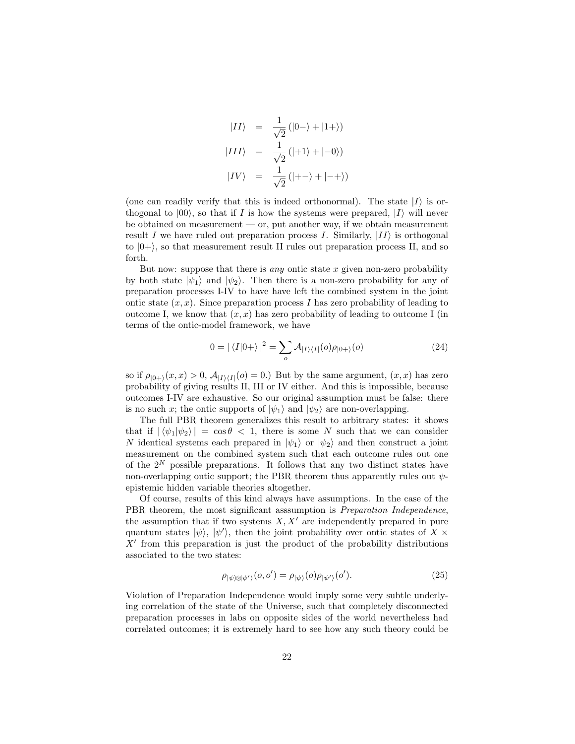$$
\begin{aligned}
|II\rangle &= \frac{1}{\sqrt{2}}\left(|0-\rangle + |1+\rangle\right) \\
|III\rangle &= \frac{1}{\sqrt{2}}\left(|+1\rangle + |-0\rangle\right) \\
|IV\rangle &= \frac{1}{\sqrt{2}}\left(|+-\rangle + |-+\rangle\right)
\end{aligned}
$$

(one can readily verify that this is indeed orthonormal). The state $|I\rangle$ is orthogonal to $|00\rangle$, so that if $I$ is how the systems were prepared, $|I\rangle$ will never be obtained on measurement — or, put another way, if we obtain measurement result $I$ we have ruled out preparation process $I$. Similarly, $|II\rangle$ is orthogonal to $|0+\rangle$, so that measurement result II rules out preparation process II, and so forth.

But now: suppose that there is *any* ontic state $x$ given non-zero probability by both state $|\psi_1\rangle$ and $|\psi_2\rangle$. Then there is a non-zero probability for any of preparation processes I-IV to have have left the combined system in the joint ontic state $(x, x)$. Since preparation process $I$ has zero probability of leading to outcome I, we know that $(x, x)$ has zero probability of leading to outcome I (in terms of the ontic-model framework, we have

$$
0 = |\langle I|0+\rangle|^2 = \sum_o \mathcal{A}_{|I\rangle\langle I|}(o)\rho_{|0+\rangle}(o) \tag{24}
$$

so if $\rho_{|0+\rangle}(x, x) > 0$, $\mathcal{A}_{|I\rangle\langle I|}(o) = 0$.) But by the same argument, $(x, x)$ has zero probability of giving results II, III or IV either. And this is impossible, because outcomes I-IV are exhaustive. So our original assumption must be false: there is no such $x$; the ontic supports of $|\psi_1\rangle$ and $|\psi_2\rangle$ are non-overlapping.

The full PBR theorem generalizes this result to arbitrary states: it shows that if $|\langle\psi_1|\psi_2\rangle| = \cos\theta < 1$, there is some $N$ such that we can consider $N$ identical systems each prepared in $|\psi_1\rangle$ or $|\psi_2\rangle$ and then construct a joint measurement on the combined system such that each outcome rules out one of the $2^N$ possible preparations. It follows that any two distinct states have non-overlapping ontic support; the PBR theorem thus apparently rules out $\psi$-epistemic hidden variable theories altogether.

Of course, results of this kind always have assumptions. In the case of the PBR theorem, the most significant asssumption is *Preparation Independence*, the assumption that if two systems $X, X'$ are independently prepared in pure quantum states $|\psi\rangle$, $|\psi'\rangle$, then the joint probability over ontic states of $X \times X'$ from this preparation is just the product of the probability distributions associated to the two states:

$$
\rho_{|\psi\rangle\otimes|\psi'\rangle}(o, o') = \rho_{|\psi\rangle}(o)\rho_{|\psi'\rangle}(o'). \tag{25}
$$

Violation of Preparation Independence would imply some very subtle underlying correlation of the state of the Universe, such that completely disconnected preparation processes in labs on opposite sides of the world nevertheless had correlated outcomes; it is extremely hard to see how any such theory could be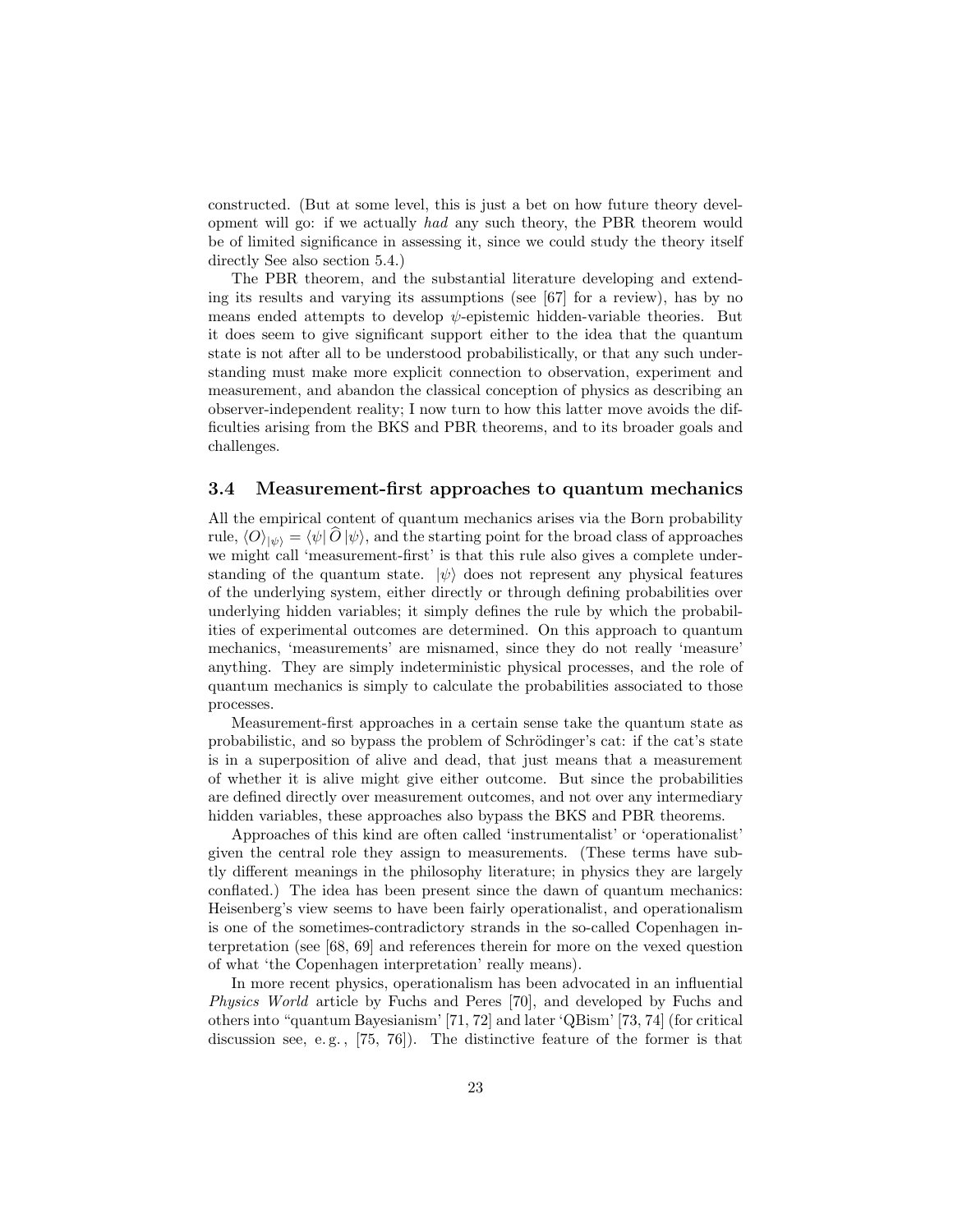constructed. (But at some level, this is just a bet on how future theory development will go: if we actually *had* any such theory, the PBR theorem would be of limited significance in assessing it, since we could study the theory itself directly See also section 5.4.)

The PBR theorem, and the substantial literature developing and extending its results and varying its assumptions (see [67] for a review), has by no means ended attempts to develop $\psi$-epistemic hidden-variable theories. But it does seem to give significant support either to the idea that the quantum state is not after all to be understood probabilistically, or that any such understanding must make more explicit connection to observation, experiment and measurement, and abandon the classical conception of physics as describing an observer-independent reality; I now turn to how this latter move avoids the difficulties arising from the BKS and PBR theorems, and to its broader goals and challenges.

### 3.4 Measurement-first approaches to quantum mechanics

All the empirical content of quantum mechanics arises via the Born probability rule, $\langle O \rangle_{|\psi\rangle} = \langle \psi | \widehat{O} | \psi \rangle$, and the starting point for the broad class of approaches we might call 'measurement-first' is that this rule also gives a complete understanding of the quantum state. $|\psi\rangle$ does not represent any physical features of the underlying system, either directly or through defining probabilities over underlying hidden variables; it simply defines the rule by which the probabilities of experimental outcomes are determined. On this approach to quantum mechanics, 'measurements' are misnamed, since they do not really 'measure' anything. They are simply indeterministic physical processes, and the role of quantum mechanics is simply to calculate the probabilities associated to those processes.

Measurement-first approaches in a certain sense take the quantum state as probabilistic, and so bypass the problem of Schrödinger's cat: if the cat's state is in a superposition of alive and dead, that just means that a measurement of whether it is alive might give either outcome. But since the probabilities are defined directly over measurement outcomes, and not over any intermediary hidden variables, these approaches also bypass the BKS and PBR theorems.

Approaches of this kind are often called 'instrumentalist' or 'operationalist' given the central role they assign to measurements. (These terms have subtly different meanings in the philosophy literature; in physics they are largely conflated.) The idea has been present since the dawn of quantum mechanics: Heisenberg's view seems to have been fairly operationalist, and operationalism is one of the sometimes-contradictory strands in the so-called Copenhagen interpretation (see [68, 69] and references therein for more on the vexed question of what 'the Copenhagen interpretation' really means).

In more recent physics, operationalism has been advocated in an influential *Physics World* article by Fuchs and Peres [70], and developed by Fuchs and others into "quantum Bayesianism" [71, 72] and later 'QBism' [73, 74] (for critical discussion see, e.g., [75, 76]). The distinctive feature of the former is that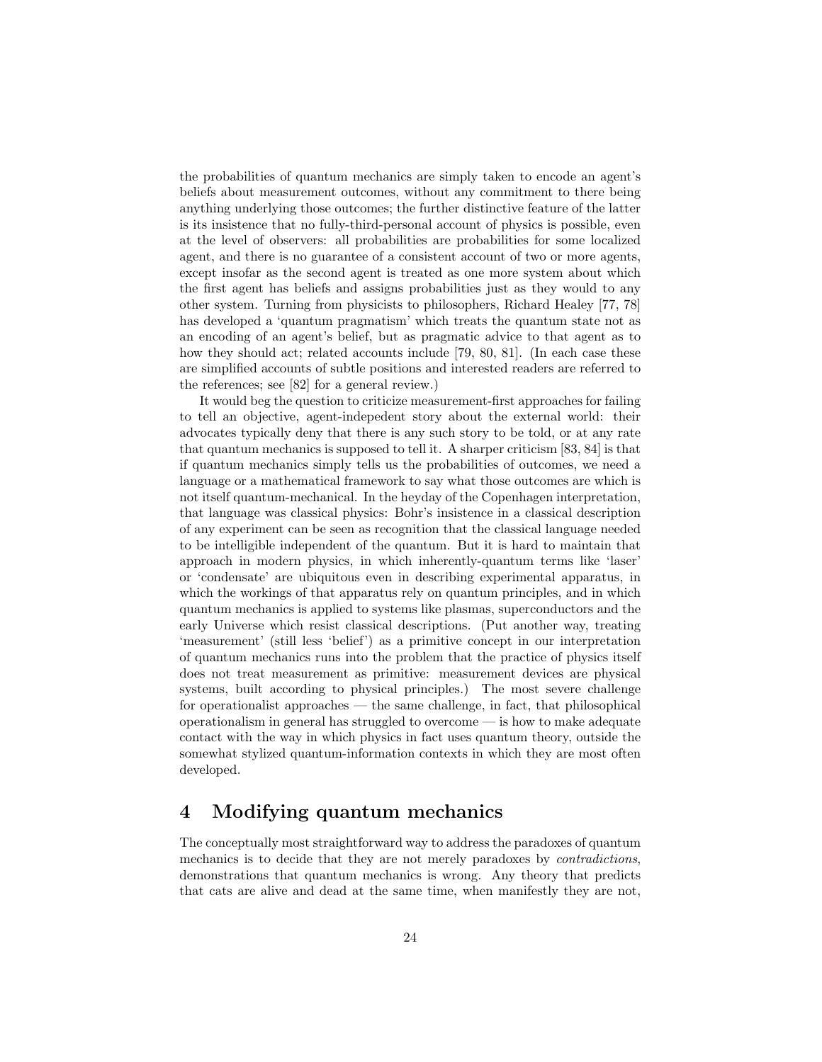the probabilities of quantum mechanics are simply taken to encode an agent's beliefs about measurement outcomes, without any commitment to there being anything underlying those outcomes; the further distinctive feature of the latter is its insistence that no fully-third-personal account of physics is possible, even at the level of observers: all probabilities are probabilities for some localized agent, and there is no guarantee of a consistent account of two or more agents, except insofar as the second agent is treated as one more system about which the first agent has beliefs and assigns probabilities just as they would to any other system. Turning from physicists to philosophers, Richard Healey [77, 78] has developed a 'quantum pragmatism' which treats the quantum state not as an encoding of an agent's belief, but as pragmatic advice to that agent as to how they should act; related accounts include [79, 80, 81]. (In each case these are simplified accounts of subtle positions and interested readers are referred to the references; see [82] for a general review.)

It would beg the question to criticize measurement-first approaches for failing to tell an objective, agent-indepedent story about the external world: their advocates typically deny that there is any such story to be told, or at any rate that quantum mechanics is supposed to tell it. A sharper criticism [83, 84] is that if quantum mechanics simply tells us the probabilities of outcomes, we need a language or a mathematical framework to say what those outcomes are which is not itself quantum-mechanical. In the heyday of the Copenhagen interpretation, that language was classical physics: Bohr's insistence in a classical description of any experiment can be seen as recognition that the classical language needed to be intelligible independent of the quantum. But it is hard to maintain that approach in modern physics, in which inherently-quantum terms like 'laser' or 'condensate' are ubiquitous even in describing experimental apparatus, in which the workings of that apparatus rely on quantum principles, and in which quantum mechanics is applied to systems like plasmas, superconductors and the early Universe which resist classical descriptions. (Put another way, treating 'measurement' (still less 'belief') as a primitive concept in our interpretation of quantum mechanics runs into the problem that the practice of physics itself does not treat measurement as primitive: measurement devices are physical systems, built according to physical principles.) The most severe challenge for operationalist approaches — the same challenge, in fact, that philosophical operationalism in general has struggled to overcome — is how to make adequate contact with the way in which physics in fact uses quantum theory, outside the somewhat stylized quantum-information contexts in which they are most often developed.

# 4 Modifying quantum mechanics

The conceptually most straightforward way to address the paradoxes of quantum mechanics is to decide that they are not merely paradoxes by *contradictions*, demonstrations that quantum mechanics is wrong. Any theory that predicts that cats are alive and dead at the same time, when manifestly they are not,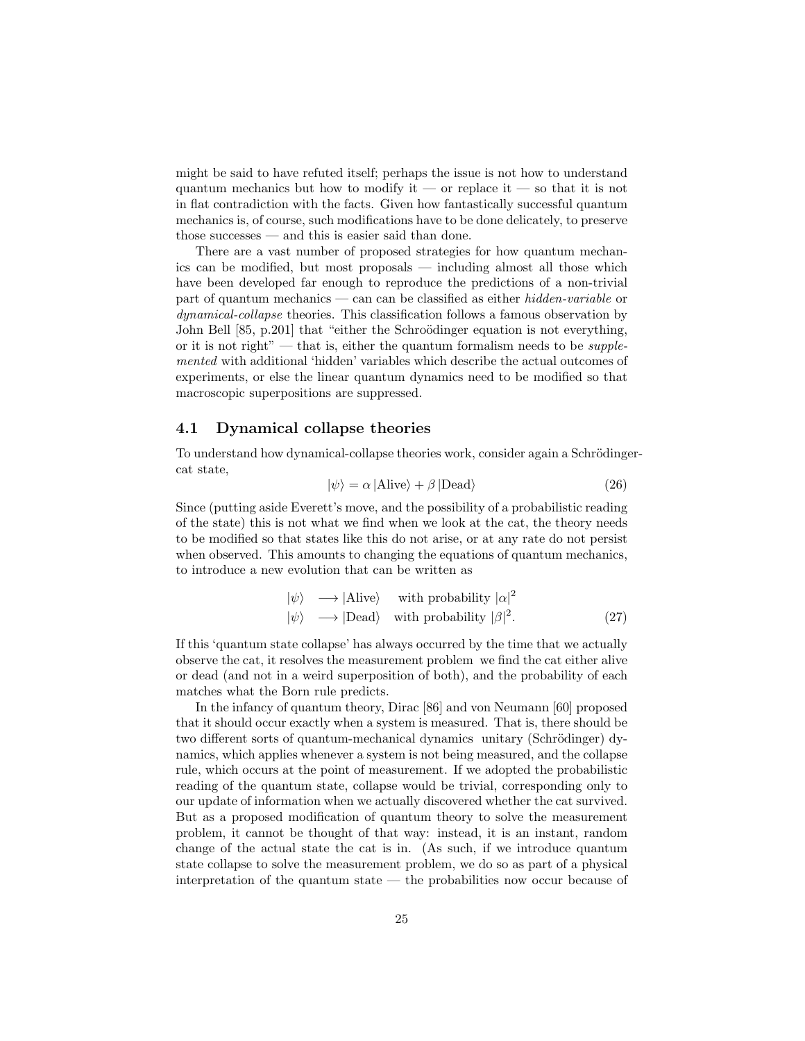might be said to have refuted itself; perhaps the issue is not how to understand quantum mechanics but how to modify it — or replace it — so that it is not in flat contradiction with the facts. Given how fantastically successful quantum mechanics is, of course, such modifications have to be done delicately, to preserve those successes — and this is easier said than done.

There are a vast number of proposed strategies for how quantum mechanics can be modified, but most proposals — including almost all those which have been developed far enough to reproduce the predictions of a non-trivial part of quantum mechanics — can can be classified as either *hidden-variable* or *dynamical-collapse* theories. This classification follows a famous observation by John Bell [85, p.201] that "either the Schroödinger equation is not everything, or it is not right" — that is, either the quantum formalism needs to be *supplemented* with additional 'hidden' variables which describe the actual outcomes of experiments, or else the linear quantum dynamics need to be modified so that macroscopic superpositions are suppressed.

## 4.1 Dynamical collapse theories

To understand how dynamical-collapse theories work, consider again a Schrödinger-cat state,

$$|\psi\rangle = \alpha\,|\mathrm{Alive}\rangle + \beta\,|\mathrm{Dead}\rangle \tag{26}$$

Since (putting aside Everett's move, and the possibility of a probabilistic reading of the state) this is not what we find when we look at the cat, the theory needs to be modified so that states like this do not arise, or at any rate do not persist when observed. This amounts to changing the equations of quantum mechanics, to introduce a new evolution that can be written as

$$\begin{aligned} |\psi\rangle \quad &\longrightarrow |\mathrm{Alive}\rangle \quad \text{with probability } |\alpha|^2 \\ |\psi\rangle \quad &\longrightarrow |\mathrm{Dead}\rangle \quad \text{with probability } |\beta|^2. \end{aligned} \tag{27}$$

If this 'quantum state collapse' has always occurred by the time that we actually observe the cat, it resolves the measurement problem we find the cat either alive or dead (and not in a weird superposition of both), and the probability of each matches what the Born rule predicts.

In the infancy of quantum theory, Dirac [86] and von Neumann [60] proposed that it should occur exactly when a system is measured. That is, there should be two different sorts of quantum-mechanical dynamics unitary (Schrödinger) dynamics, which applies whenever a system is not being measured, and the collapse rule, which occurs at the point of measurement. If we adopted the probabilistic reading of the quantum state, collapse would be trivial, corresponding only to our update of information when we actually discovered whether the cat survived. But as a proposed modification of quantum theory to solve the measurement problem, it cannot be thought of that way: instead, it is an instant, random change of the actual state the cat is in. (As such, if we introduce quantum state collapse to solve the measurement problem, we do so as part of a physical interpretation of the quantum state — the probabilities now occur because of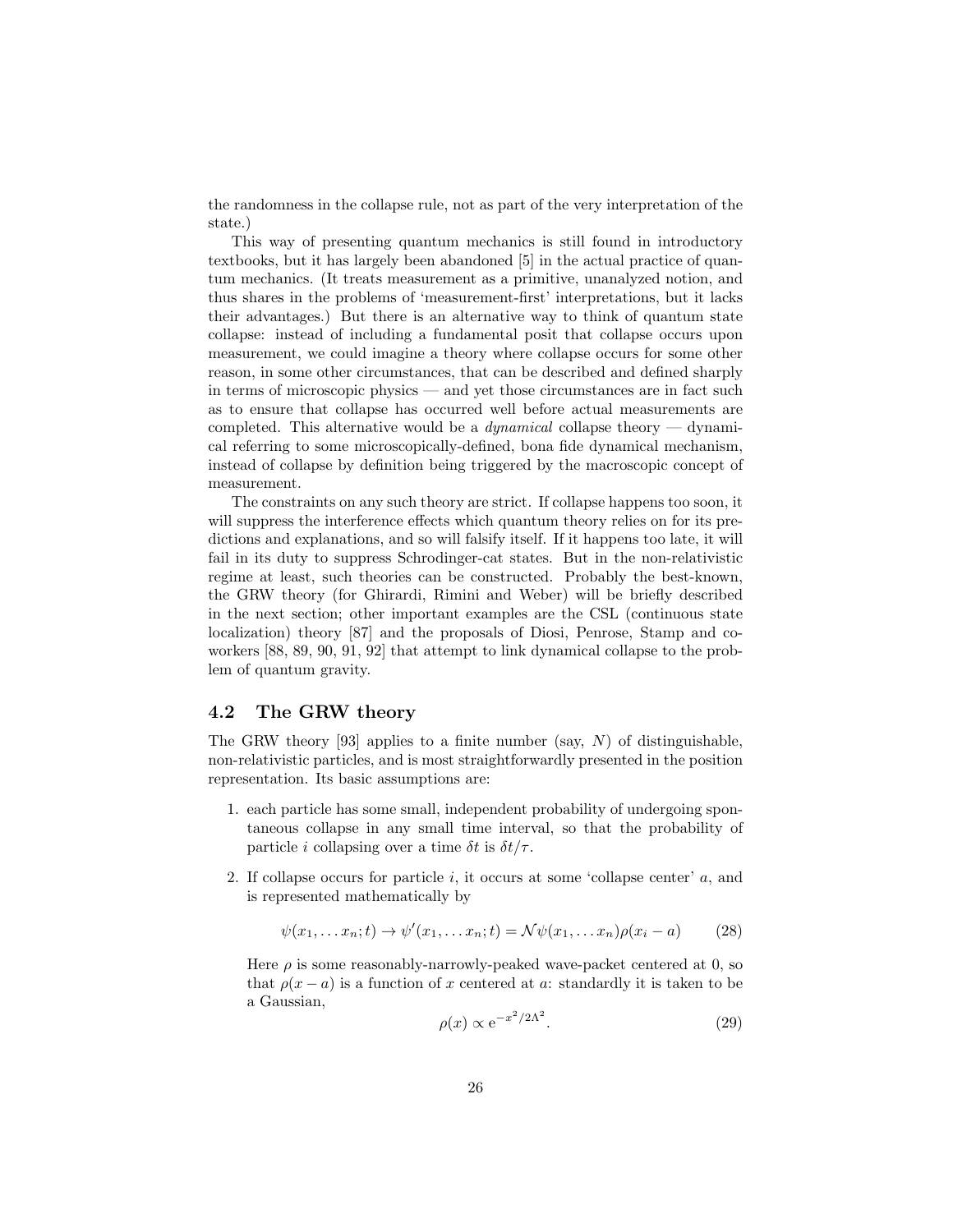the randomness in the collapse rule, not as part of the very interpretation of the state.)

This way of presenting quantum mechanics is still found in introductory textbooks, but it has largely been abandoned [5] in the actual practice of quantum mechanics. (It treats measurement as a primitive, unanalyzed notion, and thus shares in the problems of 'measurement-first' interpretations, but it lacks their advantages.) But there is an alternative way to think of quantum state collapse: instead of including a fundamental posit that collapse occurs upon measurement, we could imagine a theory where collapse occurs for some other reason, in some other circumstances, that can be described and defined sharply in terms of microscopic physics — and yet those circumstances are in fact such as to ensure that collapse has occurred well before actual measurements are completed. This alternative would be a *dynamical* collapse theory — dynamical referring to some microscopically-defined, bona fide dynamical mechanism, instead of collapse by definition being triggered by the macroscopic concept of measurement.

The constraints on any such theory are strict. If collapse happens too soon, it will suppress the interference effects which quantum theory relies on for its predictions and explanations, and so will falsify itself. If it happens too late, it will fail in its duty to suppress Schrodinger-cat states. But in the non-relativistic regime at least, such theories can be constructed. Probably the best-known, the GRW theory (for Ghirardi, Rimini and Weber) will be briefly described in the next section; other important examples are the CSL (continuous state localization) theory [87] and the proposals of Diosi, Penrose, Stamp and coworkers [88, 89, 90, 91, 92] that attempt to link dynamical collapse to the problem of quantum gravity.

## 4.2 The GRW theory

The GRW theory [93] applies to a finite number (say, $N$) of distinguishable, non-relativistic particles, and is most straightforwardly presented in the position representation. Its basic assumptions are:

1. each particle has some small, independent probability of undergoing spontaneous collapse in any small time interval, so that the probability of particle $i$ collapsing over a time $\delta t$ is $\delta t/\tau$.

2. If collapse occurs for particle $i$, it occurs at some 'collapse center' $a$, and is represented mathematically by

$$\psi(x_1, \ldots x_n; t) \rightarrow \psi'(x_1, \ldots x_n; t) = \mathcal{N}\psi(x_1, \ldots x_n)\rho(x_i - a) \qquad (28)$$

Here $\rho$ is some reasonably-narrowly-peaked wave-packet centered at 0, so that $\rho(x - a)$ is a function of $x$ centered at $a$: standardly it is taken to be a Gaussian,

$$\rho(x) \propto \mathrm{e}^{-x^2/2\Lambda^2}. \qquad (29)$$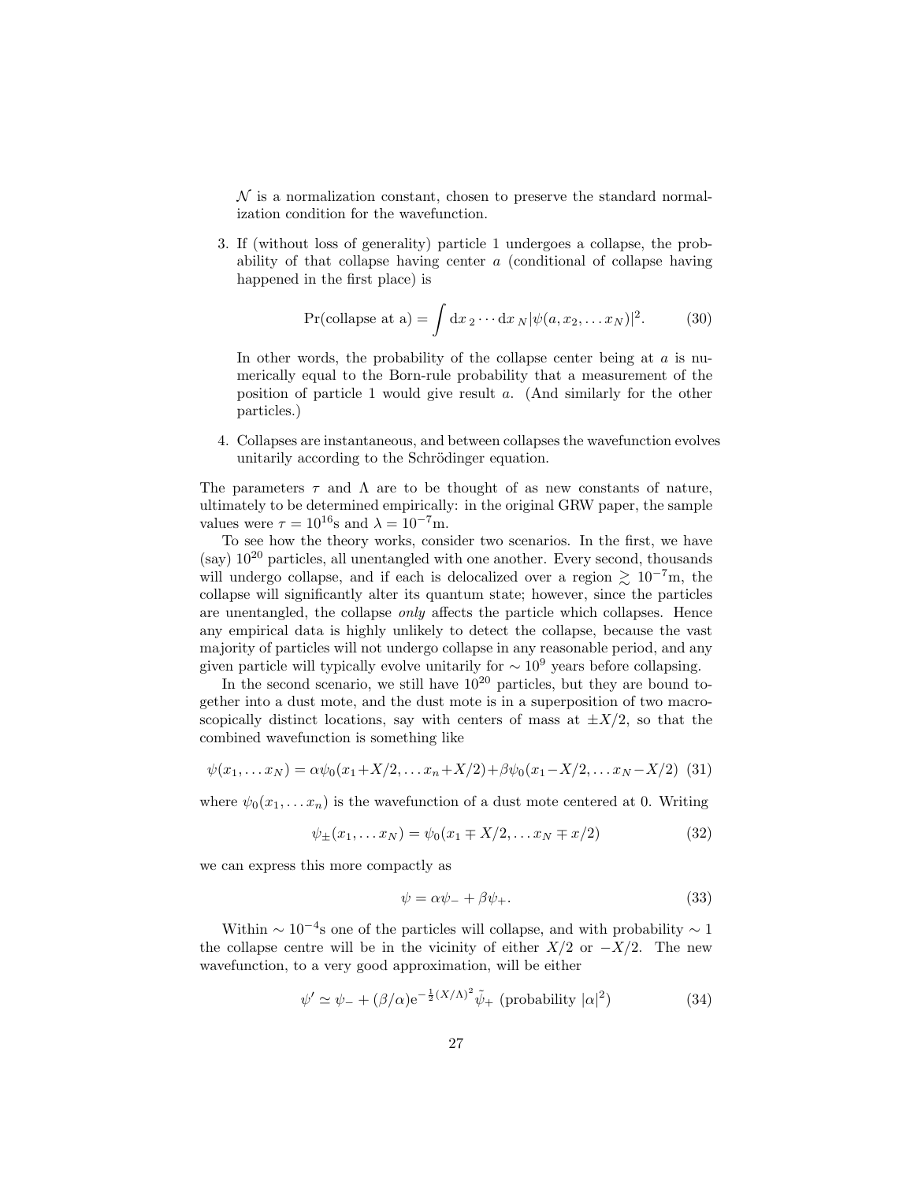$\mathcal{N}$ is a normalization constant, chosen to preserve the standard normalization condition for the wavefunction.

3. If (without loss of generality) particle 1 undergoes a collapse, the probability of that collapse having center $a$ (conditional of collapse having happened in the first place) is

$$\Pr(\text{collapse at a}) = \int \mathrm{d}x_{\,2} \cdots \mathrm{d}x_{\,N} |\psi(a, x_2, \ldots x_N)|^2. \tag{30}$$

In other words, the probability of the collapse center being at $a$ is numerically equal to the Born-rule probability that a measurement of the position of particle 1 would give result $a$. (And similarly for the other particles.)

4. Collapses are instantaneous, and between collapses the wavefunction evolves unitarily according to the Schrödinger equation.

The parameters $\tau$ and $\Lambda$ are to be thought of as new constants of nature, ultimately to be determined empirically: in the original GRW paper, the sample values were $\tau = 10^{16}$s and $\lambda = 10^{-7}$m.

To see how the theory works, consider two scenarios. In the first, we have (say) $10^{20}$ particles, all unentangled with one another. Every second, thousands will undergo collapse, and if each is delocalized over a region $\gtrsim 10^{-7}$m, the collapse will significantly alter its quantum state; however, since the particles are unentangled, the collapse *only* affects the particle which collapses. Hence any empirical data is highly unlikely to detect the collapse, because the vast majority of particles will not undergo collapse in any reasonable period, and any given particle will typically evolve unitarily for $\sim 10^9$ years before collapsing.

In the second scenario, we still have $10^{20}$ particles, but they are bound together into a dust mote, and the dust mote is in a superposition of two macroscopically distinct locations, say with centers of mass at $\pm X/2$, so that the combined wavefunction is something like

$$\psi(x_1, \ldots x_N) = \alpha\psi_0(x_1 + X/2, \ldots x_n + X/2) + \beta\psi_0(x_1 - X/2, \ldots x_N - X/2) \tag{31}$$

where $\psi_0(x_1, \ldots x_n)$ is the wavefunction of a dust mote centered at 0. Writing

$$\psi_\pm(x_1, \ldots x_N) = \psi_0(x_1 \mp X/2, \ldots x_N \mp x/2) \tag{32}$$

we can express this more compactly as

$$\psi = \alpha\psi_- + \beta\psi_+. \tag{33}$$

Within $\sim 10^{-4}$s one of the particles will collapse, and with probability $\sim 1$ the collapse centre will be in the vicinity of either $X/2$ or $-X/2$. The new wavefunction, to a very good approximation, will be either

$$\psi' \simeq \psi_- + (\beta/\alpha)\mathrm{e}^{-\frac{1}{2}(X/\Lambda)^2}\tilde{\psi}_+ \text{ (probability } |\alpha|^2) \tag{34}$$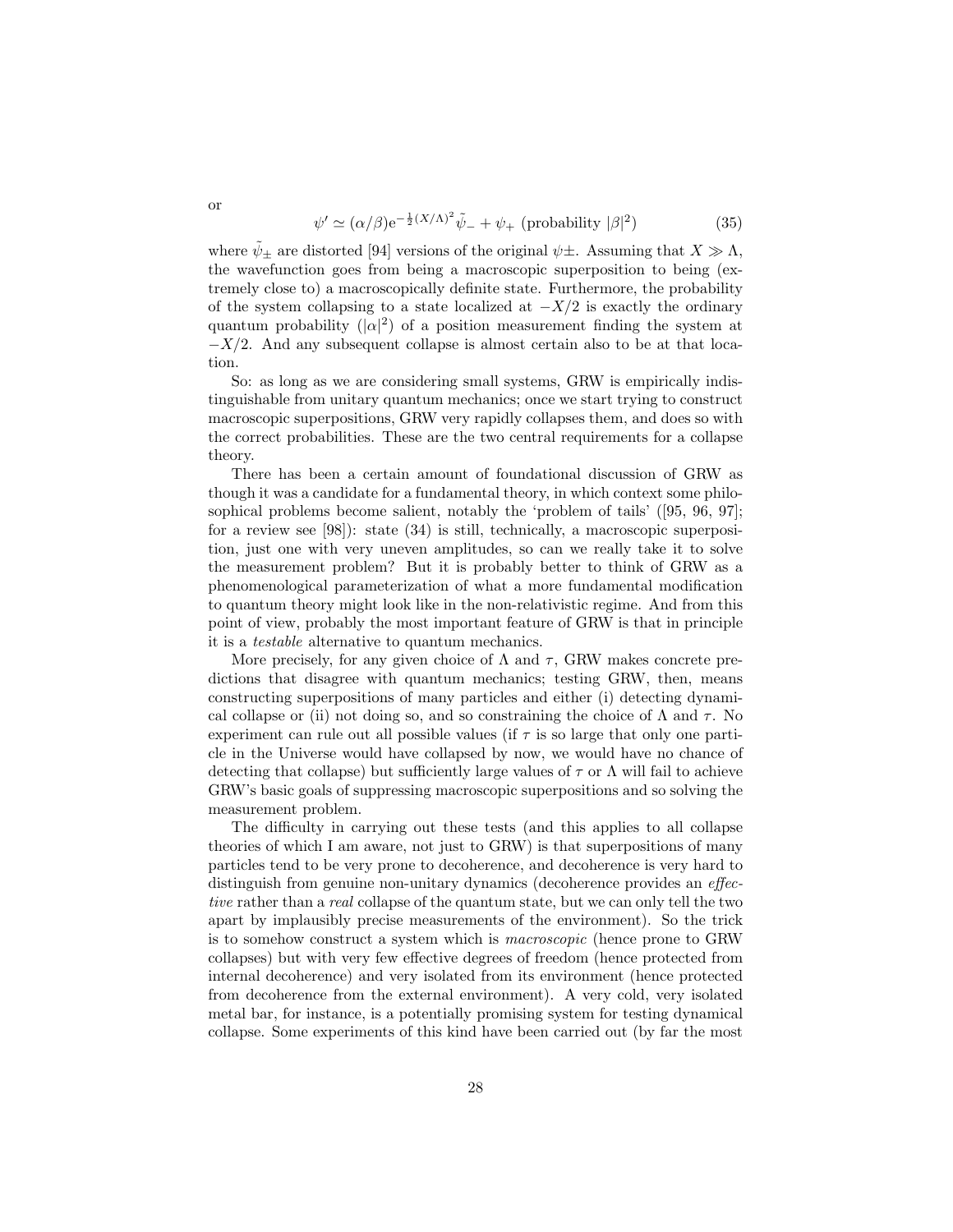or

$$\psi' \simeq (\alpha/\beta) e^{-\frac{1}{2}(X/\Lambda)^2} \tilde{\psi}_- + \psi_+ \text{ (probability } |\beta|^2) \tag{35}$$

where $\tilde{\psi}_\pm$ are distorted [94] versions of the original $\psi\pm$. Assuming that $X \gg \Lambda$, the wavefunction goes from being a macroscopic superposition to being (extremely close to) a macroscopically definite state. Furthermore, the probability of the system collapsing to a state localized at $-X/2$ is exactly the ordinary quantum probability ($|\alpha|^2$) of a position measurement finding the system at $-X/2$. And any subsequent collapse is almost certain also to be at that location.

So: as long as we are considering small systems, GRW is empirically indistinguishable from unitary quantum mechanics; once we start trying to construct macroscopic superpositions, GRW very rapidly collapses them, and does so with the correct probabilities. These are the two central requirements for a collapse theory.

There has been a certain amount of foundational discussion of GRW as though it was a candidate for a fundamental theory, in which context some philosophical problems become salient, notably the 'problem of tails' ([95, 96, 97]; for a review see [98]): state (34) is still, technically, a macroscopic superposition, just one with very uneven amplitudes, so can we really take it to solve the measurement problem? But it is probably better to think of GRW as a phenomenological parameterization of what a more fundamental modification to quantum theory might look like in the non-relativistic regime. And from this point of view, probably the most important feature of GRW is that in principle it is a *testable* alternative to quantum mechanics.

More precisely, for any given choice of $\Lambda$ and $\tau$, GRW makes concrete predictions that disagree with quantum mechanics; testing GRW, then, means constructing superpositions of many particles and either (i) detecting dynamical collapse or (ii) not doing so, and so constraining the choice of $\Lambda$ and $\tau$. No experiment can rule out all possible values (if $\tau$ is so large that only one particle in the Universe would have collapsed by now, we would have no chance of detecting that collapse) but sufficiently large values of $\tau$ or $\Lambda$ will fail to achieve GRW's basic goals of suppressing macroscopic superpositions and so solving the measurement problem.

The difficulty in carrying out these tests (and this applies to all collapse theories of which I am aware, not just to GRW) is that superpositions of many particles tend to be very prone to decoherence, and decoherence is very hard to distinguish from genuine non-unitary dynamics (decoherence provides an *effective* rather than a *real* collapse of the quantum state, but we can only tell the two apart by implausibly precise measurements of the environment). So the trick is to somehow construct a system which is *macroscopic* (hence prone to GRW collapses) but with very few effective degrees of freedom (hence protected from internal decoherence) and very isolated from its environment (hence protected from decoherence from the external environment). A very cold, very isolated metal bar, for instance, is a potentially promising system for testing dynamical collapse. Some experiments of this kind have been carried out (by far the most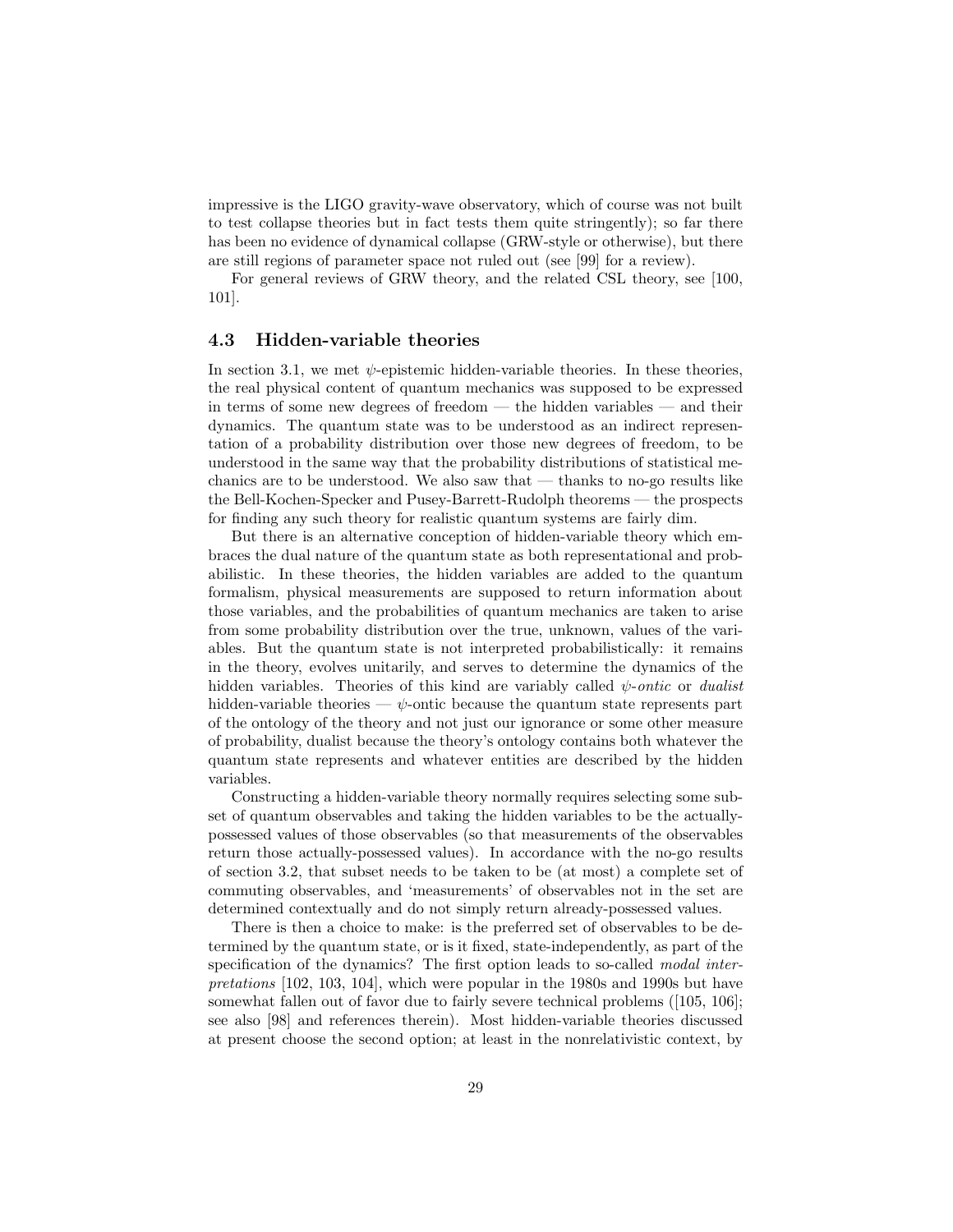impressive is the LIGO gravity-wave observatory, which of course was not built to test collapse theories but in fact tests them quite stringently); so far there has been no evidence of dynamical collapse (GRW-style or otherwise), but there are still regions of parameter space not ruled out (see [99] for a review).

For general reviews of GRW theory, and the related CSL theory, see [100, 101].

### 4.3 Hidden-variable theories

In section 3.1, we met $\psi$-epistemic hidden-variable theories. In these theories, the real physical content of quantum mechanics was supposed to be expressed in terms of some new degrees of freedom — the hidden variables — and their dynamics. The quantum state was to be understood as an indirect representation of a probability distribution over those new degrees of freedom, to be understood in the same way that the probability distributions of statistical mechanics are to be understood. We also saw that — thanks to no-go results like the Bell-Kochen-Specker and Pusey-Barrett-Rudolph theorems — the prospects for finding any such theory for realistic quantum systems are fairly dim.

But there is an alternative conception of hidden-variable theory which embraces the dual nature of the quantum state as both representational and probabilistic. In these theories, the hidden variables are added to the quantum formalism, physical measurements are supposed to return information about those variables, and the probabilities of quantum mechanics are taken to arise from some probability distribution over the true, unknown, values of the variables. But the quantum state is not interpreted probabilistically: it remains in the theory, evolves unitarily, and serves to determine the dynamics of the hidden variables. Theories of this kind are variably called *$\psi$-ontic* or *dualist* hidden-variable theories — $\psi$-ontic because the quantum state represents part of the ontology of the theory and not just our ignorance or some other measure of probability, dualist because the theory's ontology contains both whatever the quantum state represents and whatever entities are described by the hidden variables.

Constructing a hidden-variable theory normally requires selecting some subset of quantum observables and taking the hidden variables to be the actually-possessed values of those observables (so that measurements of the observables return those actually-possessed values). In accordance with the no-go results of section 3.2, that subset needs to be taken to be (at most) a complete set of commuting observables, and 'measurements' of observables not in the set are determined contextually and do not simply return already-possessed values.

There is then a choice to make: is the preferred set of observables to be determined by the quantum state, or is it fixed, state-independently, as part of the specification of the dynamics? The first option leads to so-called *modal interpretations* [102, 103, 104], which were popular in the 1980s and 1990s but have somewhat fallen out of favor due to fairly severe technical problems ([105, 106]; see also [98] and references therein). Most hidden-variable theories discussed at present choose the second option; at least in the nonrelativistic context, by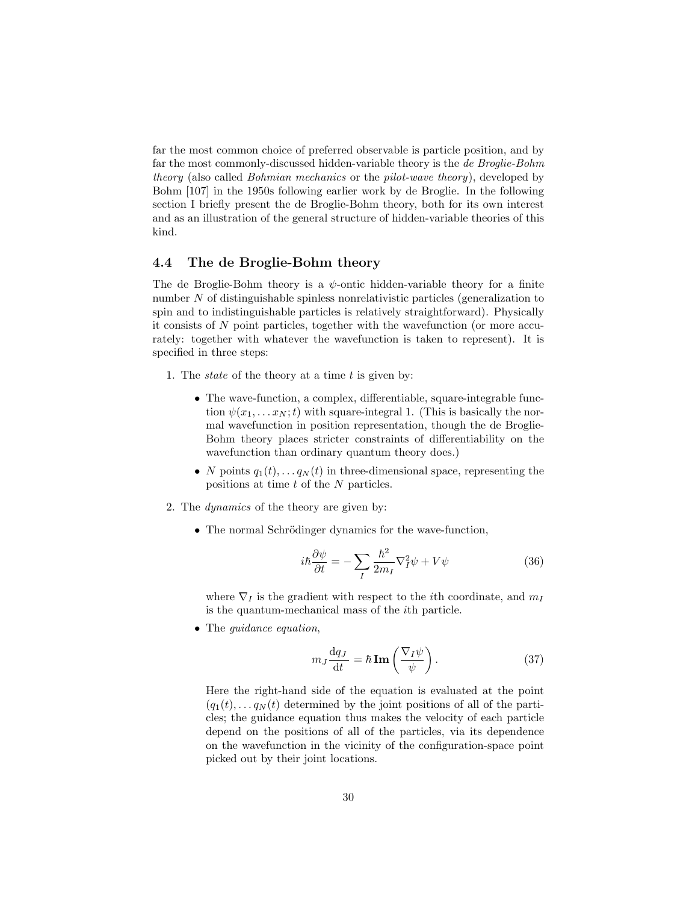far the most common choice of preferred observable is particle position, and by far the most commonly-discussed hidden-variable theory is the *de Broglie-Bohm theory* (also called *Bohmian mechanics* or the *pilot-wave theory*), developed by Bohm [107] in the 1950s following earlier work by de Broglie. In the following section I briefly present the de Broglie-Bohm theory, both for its own interest and as an illustration of the general structure of hidden-variable theories of this kind.

### 4.4 The de Broglie-Bohm theory

The de Broglie-Bohm theory is a $\psi$-ontic hidden-variable theory for a finite number $N$ of distinguishable spinless nonrelativistic particles (generalization to spin and to indistinguishable particles is relatively straightforward). Physically it consists of $N$ point particles, together with the wavefunction (or more accurately: together with whatever the wavefunction is taken to represent). It is specified in three steps:

1. The *state* of the theory at a time $t$ is given by:

   - The wave-function, a complex, differentiable, square-integrable function $\psi(x_1, \ldots x_N; t)$ with square-integral 1. (This is basically the normal wavefunction in position representation, though the de Broglie-Bohm theory places stricter constraints of differentiability on the wavefunction than ordinary quantum theory does.)
   - $N$ points $q_1(t), \ldots q_N(t)$ in three-dimensional space, representing the positions at time $t$ of the $N$ particles.

2. The *dynamics* of the theory are given by:

   - The normal Schrödinger dynamics for the wave-function,

   $$i\hbar \frac{\partial \psi}{\partial t} = -\sum_I \frac{\hbar^2}{2m_I} \nabla_I^2 \psi + V\psi \tag{36}$$

   where $\nabla_I$ is the gradient with respect to the $i$th coordinate, and $m_I$ is the quantum-mechanical mass of the $i$th particle.

   - The *guidance equation*,

   $$m_J \frac{\mathrm{d}q_J}{\mathrm{d}t} = \hbar\, \mathbf{Im} \left( \frac{\nabla_I \psi}{\psi} \right). \tag{37}$$

   Here the right-hand side of the equation is evaluated at the point $(q_1(t), \ldots q_N(t)$ determined by the joint positions of all of the particles; the guidance equation thus makes the velocity of each particle depend on the positions of all of the particles, via its dependence on the wavefunction in the vicinity of the configuration-space point picked out by their joint locations.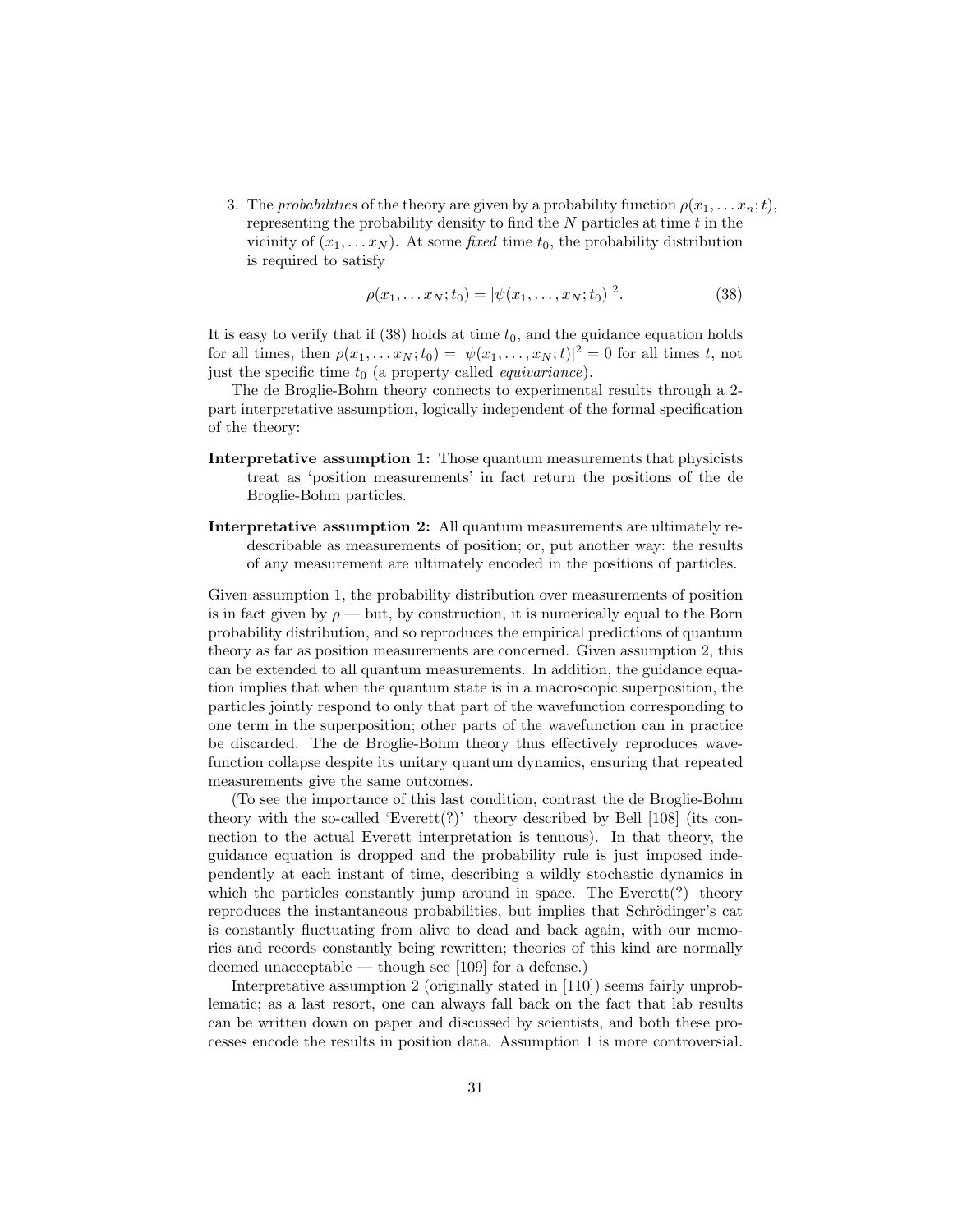3. The *probabilities* of the theory are given by a probability function $\rho(x_1, \ldots x_n; t)$, representing the probability density to find the $N$ particles at time $t$ in the vicinity of $(x_1, \ldots x_N)$. At some *fixed* time $t_0$, the probability distribution is required to satisfy

$$\rho(x_1, \ldots x_N; t_0) = |\psi(x_1, \ldots, x_N; t_0)|^2. \tag{38}$$

It is easy to verify that if (38) holds at time $t_0$, and the guidance equation holds for all times, then $\rho(x_1, \ldots x_N; t_0) = |\psi(x_1, \ldots, x_N; t)|^2 = 0$ for all times $t$, not just the specific time $t_0$ (a property called *equivariance*).

The de Broglie-Bohm theory connects to experimental results through a 2-part interpretative assumption, logically independent of the formal specification of the theory:

**Interpretative assumption 1:** Those quantum measurements that physicists treat as 'position measurements' in fact return the positions of the de Broglie-Bohm particles.

**Interpretative assumption 2:** All quantum measurements are ultimately redescribable as measurements of position; or, put another way: the results of any measurement are ultimately encoded in the positions of particles.

Given assumption 1, the probability distribution over measurements of position is in fact given by $\rho$ — but, by construction, it is numerically equal to the Born probability distribution, and so reproduces the empirical predictions of quantum theory as far as position measurements are concerned. Given assumption 2, this can be extended to all quantum measurements. In addition, the guidance equation implies that when the quantum state is in a macroscopic superposition, the particles jointly respond to only that part of the wavefunction corresponding to one term in the superposition; other parts of the wavefunction can in practice be discarded. The de Broglie-Bohm theory thus effectively reproduces wavefunction collapse despite its unitary quantum dynamics, ensuring that repeated measurements give the same outcomes.

(To see the importance of this last condition, contrast the de Broglie-Bohm theory with the so-called 'Everett(?)' theory described by Bell [108] (its connection to the actual Everett interpretation is tenuous). In that theory, the guidance equation is dropped and the probability rule is just imposed independently at each instant of time, describing a wildly stochastic dynamics in which the particles constantly jump around in space. The Everett(?) theory reproduces the instantaneous probabilities, but implies that Schrödinger's cat is constantly fluctuating from alive to dead and back again, with our memories and records constantly being rewritten; theories of this kind are normally deemed unacceptable — though see [109] for a defense.)

Interpretative assumption 2 (originally stated in [110]) seems fairly unproblematic; as a last resort, one can always fall back on the fact that lab results can be written down on paper and discussed by scientists, and both these processes encode the results in position data. Assumption 1 is more controversial.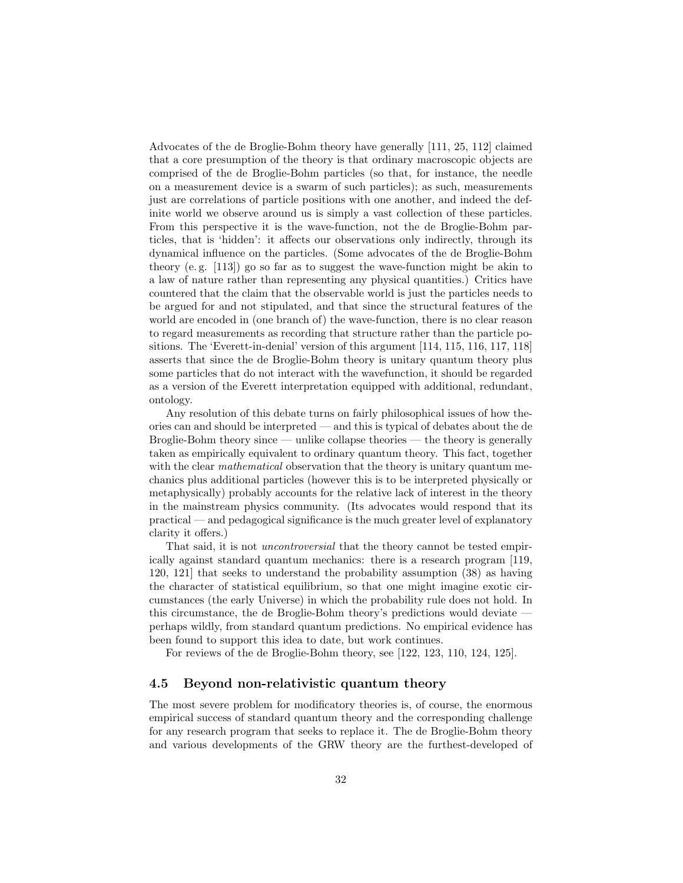Advocates of the de Broglie-Bohm theory have generally [111, 25, 112] claimed that a core presumption of the theory is that ordinary macroscopic objects are comprised of the de Broglie-Bohm particles (so that, for instance, the needle on a measurement device is a swarm of such particles); as such, measurements just are correlations of particle positions with one another, and indeed the definite world we observe around us is simply a vast collection of these particles. From this perspective it is the wave-function, not the de Broglie-Bohm particles, that is 'hidden': it affects our observations only indirectly, through its dynamical influence on the particles. (Some advocates of the de Broglie-Bohm theory (e. g. [113]) go so far as to suggest the wave-function might be akin to a law of nature rather than representing any physical quantities.) Critics have countered that the claim that the observable world is just the particles needs to be argued for and not stipulated, and that since the structural features of the world are encoded in (one branch of) the wave-function, there is no clear reason to regard measurements as recording that structure rather than the particle positions. The 'Everett-in-denial' version of this argument [114, 115, 116, 117, 118] asserts that since the de Broglie-Bohm theory is unitary quantum theory plus some particles that do not interact with the wavefunction, it should be regarded as a version of the Everett interpretation equipped with additional, redundant, ontology.

Any resolution of this debate turns on fairly philosophical issues of how theories can and should be interpreted — and this is typical of debates about the de Broglie-Bohm theory since — unlike collapse theories — the theory is generally taken as empirically equivalent to ordinary quantum theory. This fact, together with the clear *mathematical* observation that the theory is unitary quantum mechanics plus additional particles (however this is to be interpreted physically or metaphysically) probably accounts for the relative lack of interest in the theory in the mainstream physics community. (Its advocates would respond that its practical — and pedagogical significance is the much greater level of explanatory clarity it offers.)

That said, it is not *uncontroversial* that the theory cannot be tested empirically against standard quantum mechanics: there is a research program [119, 120, 121] that seeks to understand the probability assumption (38) as having the character of statistical equilibrium, so that one might imagine exotic circumstances (the early Universe) in which the probability rule does not hold. In this circumstance, the de Broglie-Bohm theory's predictions would deviate — perhaps wildly, from standard quantum predictions. No empirical evidence has been found to support this idea to date, but work continues.

For reviews of the de Broglie-Bohm theory, see [122, 123, 110, 124, 125].

### 4.5 Beyond non-relativistic quantum theory

The most severe problem for modificatory theories is, of course, the enormous empirical success of standard quantum theory and the corresponding challenge for any research program that seeks to replace it. The de Broglie-Bohm theory and various developments of the GRW theory are the furthest-developed of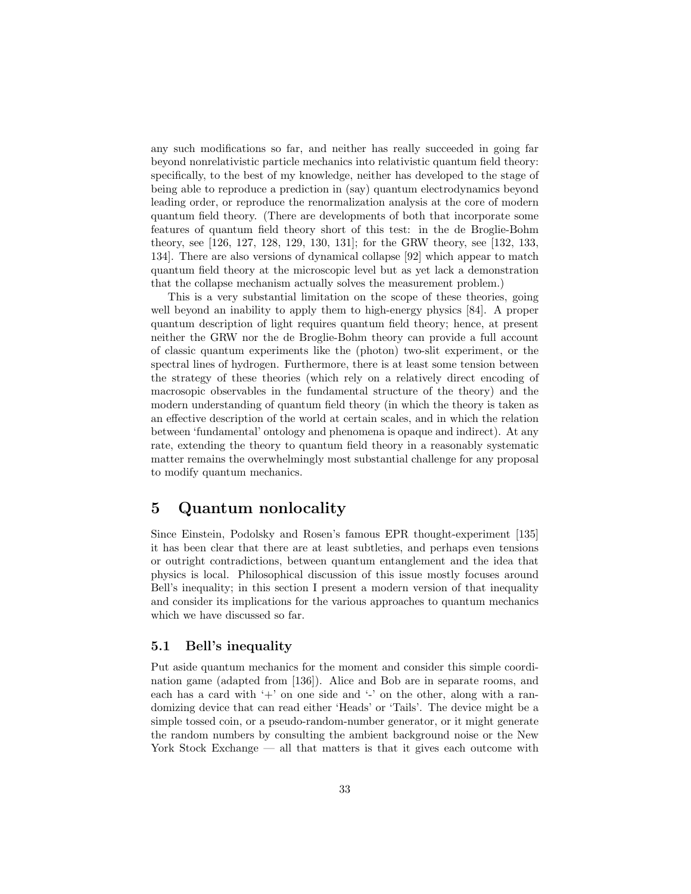any such modifications so far, and neither has really succeeded in going far beyond nonrelativistic particle mechanics into relativistic quantum field theory: specifically, to the best of my knowledge, neither has developed to the stage of being able to reproduce a prediction in (say) quantum electrodynamics beyond leading order, or reproduce the renormalization analysis at the core of modern quantum field theory. (There are developments of both that incorporate some features of quantum field theory short of this test: in the de Broglie-Bohm theory, see [126, 127, 128, 129, 130, 131]; for the GRW theory, see [132, 133, 134]. There are also versions of dynamical collapse [92] which appear to match quantum field theory at the microscopic level but as yet lack a demonstration that the collapse mechanism actually solves the measurement problem.)

This is a very substantial limitation on the scope of these theories, going well beyond an inability to apply them to high-energy physics [84]. A proper quantum description of light requires quantum field theory; hence, at present neither the GRW nor the de Broglie-Bohm theory can provide a full account of classic quantum experiments like the (photon) two-slit experiment, or the spectral lines of hydrogen. Furthermore, there is at least some tension between the strategy of these theories (which rely on a relatively direct encoding of macrosopic observables in the fundamental structure of the theory) and the modern understanding of quantum field theory (in which the theory is taken as an effective description of the world at certain scales, and in which the relation between 'fundamental' ontology and phenomena is opaque and indirect). At any rate, extending the theory to quantum field theory in a reasonably systematic matter remains the overwhelmingly most substantial challenge for any proposal to modify quantum mechanics.

# 5 Quantum nonlocality

Since Einstein, Podolsky and Rosen's famous EPR thought-experiment [135] it has been clear that there are at least subtleties, and perhaps even tensions or outright contradictions, between quantum entanglement and the idea that physics is local. Philosophical discussion of this issue mostly focuses around Bell's inequality; in this section I present a modern version of that inequality and consider its implications for the various approaches to quantum mechanics which we have discussed so far.

## 5.1 Bell's inequality

Put aside quantum mechanics for the moment and consider this simple coordination game (adapted from [136]). Alice and Bob are in separate rooms, and each has a card with '+' on one side and '-' on the other, along with a randomizing device that can read either 'Heads' or 'Tails'. The device might be a simple tossed coin, or a pseudo-random-number generator, or it might generate the random numbers by consulting the ambient background noise or the New York Stock Exchange — all that matters is that it gives each outcome with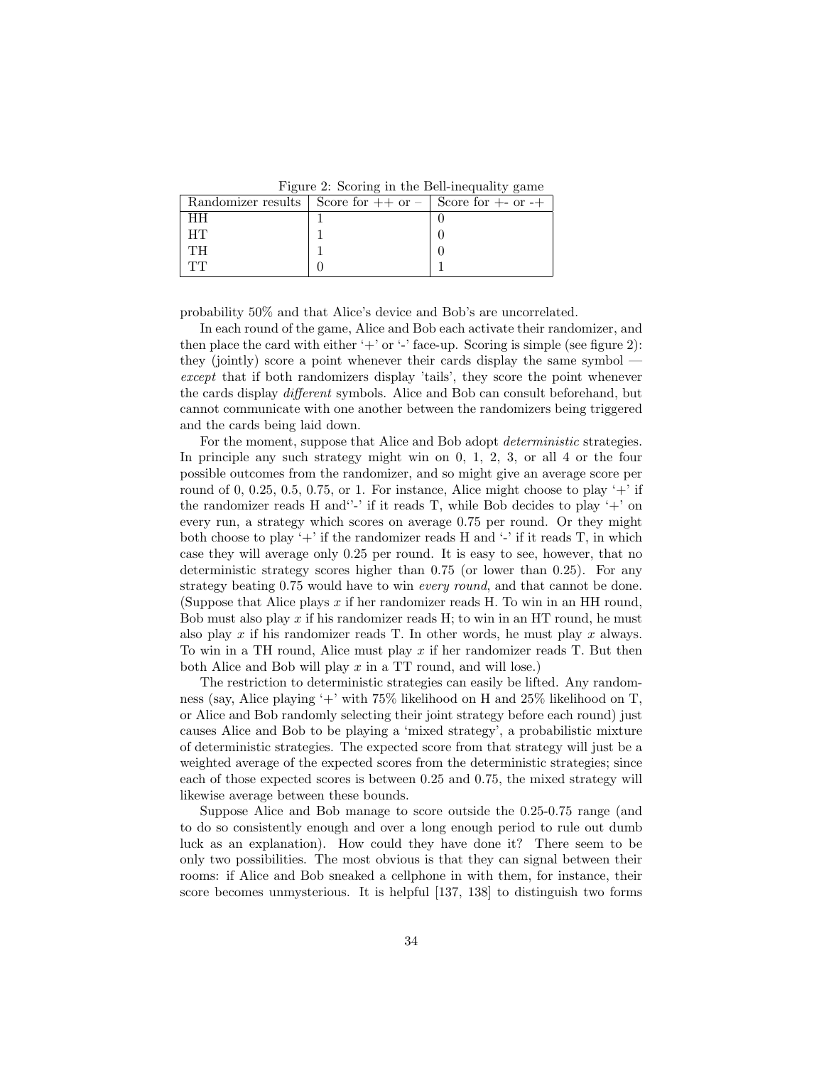Figure 2: Scoring in the Bell-inequality game

| Randomizer results | Score for ++ or – | Score for +- or -+ |
|---|---|---|
| HH | 1 | 0 |
| HT | 1 | 0 |
| TH | 1 | 0 |
| TT | 0 | 1 |

probability 50% and that Alice's device and Bob's are uncorrelated.

In each round of the game, Alice and Bob each activate their randomizer, and then place the card with either '+' or '-' face-up. Scoring is simple (see figure 2): they (jointly) score a point whenever their cards display the same symbol — *except* that if both randomizers display 'tails', they score the point whenever the cards display *different* symbols. Alice and Bob can consult beforehand, but cannot communicate with one another between the randomizers being triggered and the cards being laid down.

For the moment, suppose that Alice and Bob adopt *deterministic* strategies. In principle any such strategy might win on 0, 1, 2, 3, or all 4 or the four possible outcomes from the randomizer, and so might give an average score per round of 0, 0.25, 0.5, 0.75, or 1. For instance, Alice might choose to play '+' if the randomizer reads H and''-' if it reads T, while Bob decides to play '+' on every run, a strategy which scores on average 0.75 per round. Or they might both choose to play '+' if the randomizer reads H and '-' if it reads T, in which case they will average only 0.25 per round. It is easy to see, however, that no deterministic strategy scores higher than 0.75 (or lower than 0.25). For any strategy beating 0.75 would have to win *every round*, and that cannot be done. (Suppose that Alice plays $x$ if her randomizer reads H. To win in an HH round, Bob must also play $x$ if his randomizer reads H; to win in an HT round, he must also play $x$ if his randomizer reads T. In other words, he must play $x$ always. To win in a TH round, Alice must play $x$ if her randomizer reads T. But then both Alice and Bob will play $x$ in a TT round, and will lose.)

The restriction to deterministic strategies can easily be lifted. Any randomness (say, Alice playing '+' with 75% likelihood on H and 25% likelihood on T, or Alice and Bob randomly selecting their joint strategy before each round) just causes Alice and Bob to be playing a 'mixed strategy', a probabilistic mixture of deterministic strategies. The expected score from that strategy will just be a weighted average of the expected scores from the deterministic strategies; since each of those expected scores is between 0.25 and 0.75, the mixed strategy will likewise average between these bounds.

Suppose Alice and Bob manage to score outside the 0.25-0.75 range (and to do so consistently enough and over a long enough period to rule out dumb luck as an explanation). How could they have done it? There seem to be only two possibilities. The most obvious is that they can signal between their rooms: if Alice and Bob sneaked a cellphone in with them, for instance, their score becomes unmysterious. It is helpful [137, 138] to distinguish two forms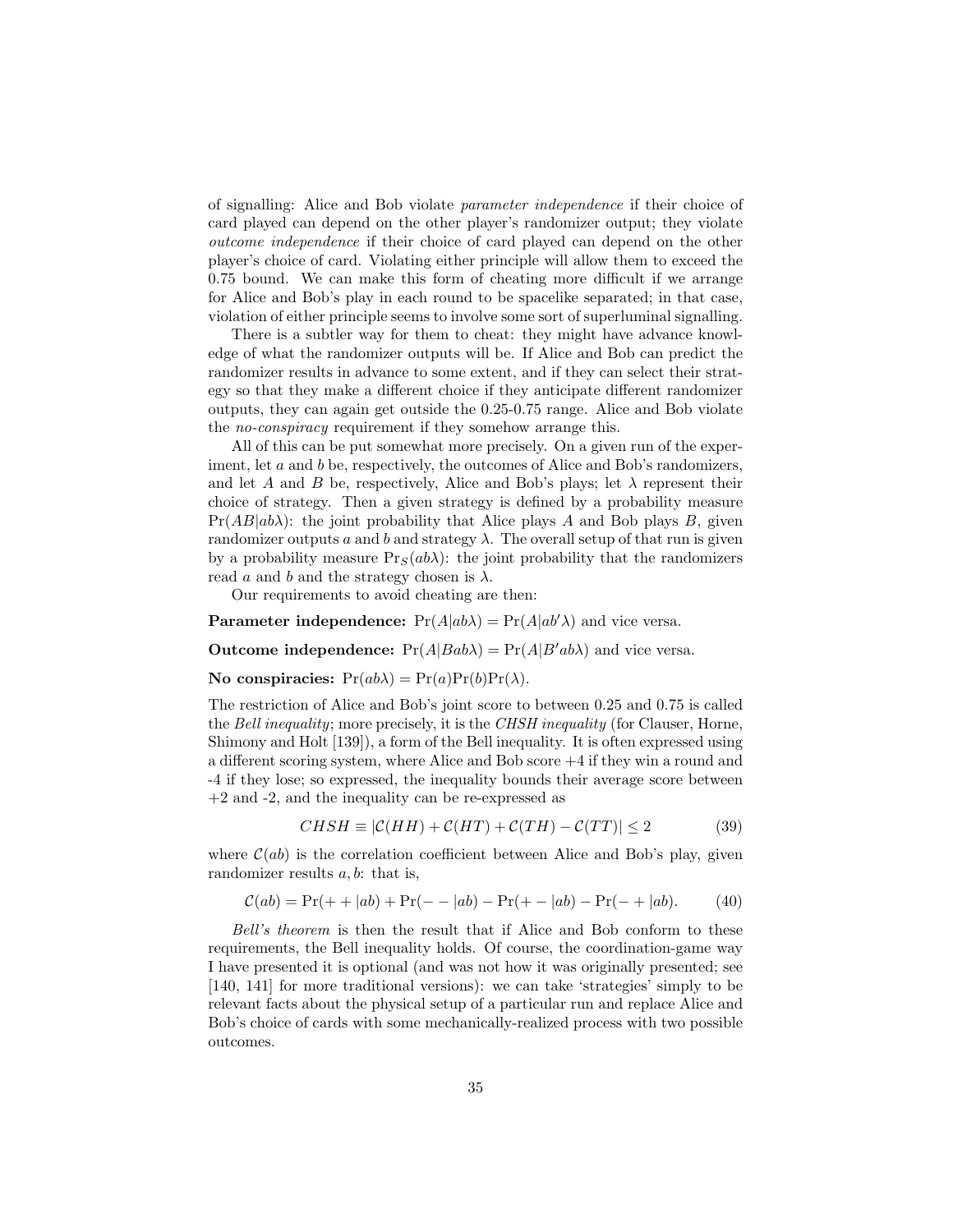of signalling: Alice and Bob violate *parameter independence* if their choice of card played can depend on the other player's randomizer output; they violate *outcome independence* if their choice of card played can depend on the other player's choice of card. Violating either principle will allow them to exceed the 0.75 bound. We can make this form of cheating more difficult if we arrange for Alice and Bob's play in each round to be spacelike separated; in that case, violation of either principle seems to involve some sort of superluminal signalling.

There is a subtler way for them to cheat: they might have advance knowledge of what the randomizer outputs will be. If Alice and Bob can predict the randomizer results in advance to some extent, and if they can select their strategy so that they make a different choice if they anticipate different randomizer outputs, they can again get outside the 0.25-0.75 range. Alice and Bob violate the *no-conspiracy* requirement if they somehow arrange this.

All of this can be put somewhat more precisely. On a given run of the experiment, let $a$ and $b$ be, respectively, the outcomes of Alice and Bob's randomizers, and let $A$ and $B$ be, respectively, Alice and Bob's plays; let $\lambda$ represent their choice of strategy. Then a given strategy is defined by a probability measure $\Pr(AB|ab\lambda)$: the joint probability that Alice plays $A$ and Bob plays $B$, given randomizer outputs $a$ and $b$ and strategy $\lambda$. The overall setup of that run is given by a probability measure $\Pr_S(ab\lambda)$: the joint probability that the randomizers read $a$ and $b$ and the strategy chosen is $\lambda$.

Our requirements to avoid cheating are then:

**Parameter independence:** $\Pr(A|ab\lambda) = \Pr(A|ab'\lambda)$ and vice versa.

**Outcome independence:** $\Pr(A|Bab\lambda) = \Pr(A|B'ab\lambda)$ and vice versa.

**No conspiracies:** $\Pr(ab\lambda) = \Pr(a)\Pr(b)\Pr(\lambda)$.

The restriction of Alice and Bob's joint score to between 0.25 and 0.75 is called the *Bell inequality*; more precisely, it is the *CHSH inequality* (for Clauser, Horne, Shimony and Holt [139]), a form of the Bell inequality. It is often expressed using a different scoring system, where Alice and Bob score +4 if they win a round and -4 if they lose; so expressed, the inequality bounds their average score between +2 and -2, and the inequality can be re-expressed as

$$CHSH \equiv |\mathcal{C}(HH) + \mathcal{C}(HT) + \mathcal{C}(TH) - \mathcal{C}(TT)| \leq 2 \tag{39}$$

where $\mathcal{C}(ab)$ is the correlation coefficient between Alice and Bob's play, given randomizer results $a, b$: that is,

$$\mathcal{C}(ab) = \Pr(++|ab) + \Pr(--|ab) - \Pr(+-|ab) - \Pr(-+|ab). \tag{40}$$

*Bell's theorem* is then the result that if Alice and Bob conform to these requirements, the Bell inequality holds. Of course, the coordination-game way I have presented it is optional (and was not how it was originally presented; see [140, 141] for more traditional versions): we can take 'strategies' simply to be relevant facts about the physical setup of a particular run and replace Alice and Bob's choice of cards with some mechanically-realized process with two possible outcomes.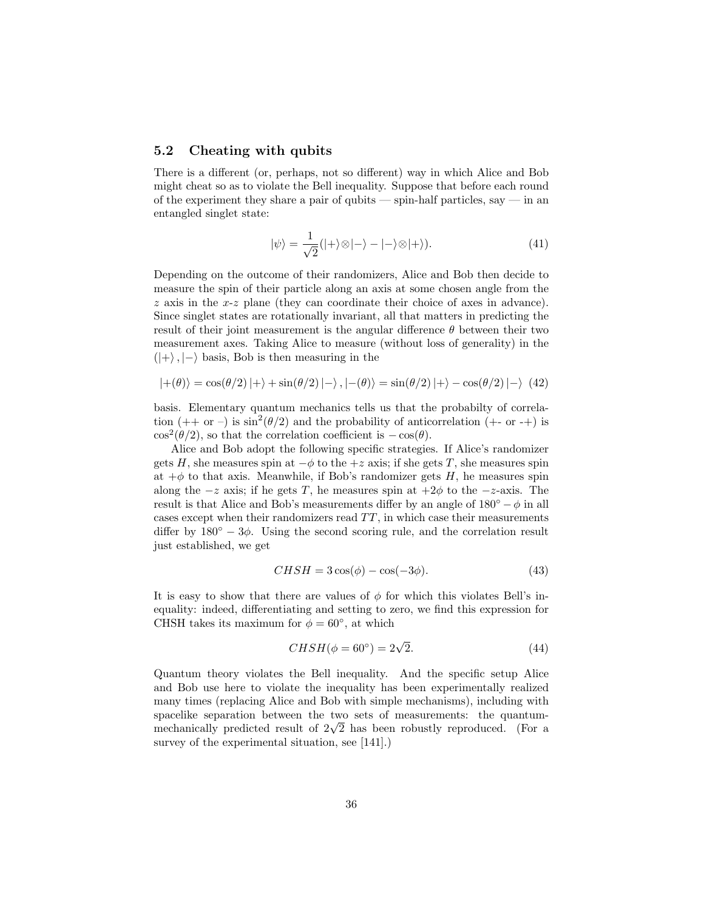### 5.2 Cheating with qubits

There is a different (or, perhaps, not so different) way in which Alice and Bob might cheat so as to violate the Bell inequality. Suppose that before each round of the experiment they share a pair of qubits — spin-half particles, say — in an entangled singlet state:

$$|\psi\rangle = \frac{1}{\sqrt{2}}(|+\rangle\otimes|-\rangle - |-\rangle\otimes|+\rangle). \tag{41}$$

Depending on the outcome of their randomizers, Alice and Bob then decide to measure the spin of their particle along an axis at some chosen angle from the $z$ axis in the $x$-$z$ plane (they can coordinate their choice of axes in advance). Since singlet states are rotationally invariant, all that matters in predicting the result of their joint measurement is the angular difference $\theta$ between their two measurement axes. Taking Alice to measure (without loss of generality) in the $(|+\rangle, |-\rangle$ basis, Bob is then measuring in the

$$|+(\theta)\rangle = \cos(\theta/2)\,|+\rangle + \sin(\theta/2)\,|-\rangle\,, |-(\theta)\rangle = \sin(\theta/2)\,|+\rangle - \cos(\theta/2)\,|-\rangle \tag{42}$$

basis. Elementary quantum mechanics tells us that the probabilty of correlation (++ or –) is $\sin^2(\theta/2)$ and the probability of anticorrelation (+- or -+) is $\cos^2(\theta/2)$, so that the correlation coefficient is $-\cos(\theta)$.

Alice and Bob adopt the following specific strategies. If Alice's randomizer gets $H$, she measures spin at $-\phi$ to the $+z$ axis; if she gets $T$, she measures spin at $+\phi$ to that axis. Meanwhile, if Bob's randomizer gets $H$, he measures spin along the $-z$ axis; if he gets $T$, he measures spin at $+2\phi$ to the $-z$-axis. The result is that Alice and Bob's measurements differ by an angle of $180^\circ - \phi$ in all cases except when their randomizers read $TT$, in which case their measurements differ by $180^\circ - 3\phi$. Using the second scoring rule, and the correlation result just established, we get

$$CHSH = 3\cos(\phi) - \cos(-3\phi). \tag{43}$$

It is easy to show that there are values of $\phi$ for which this violates Bell's inequality: indeed, differentiating and setting to zero, we find this expression for CHSH takes its maximum for $\phi = 60^\circ$, at which

$$CHSH(\phi = 60^\circ) = 2\sqrt{2}. \tag{44}$$

Quantum theory violates the Bell inequality. And the specific setup Alice and Bob use here to violate the inequality has been experimentally realized many times (replacing Alice and Bob with simple mechanisms), including with spacelike separation between the two sets of measurements: the quantum-mechanically predicted result of $2\sqrt{2}$ has been robustly reproduced. (For a survey of the experimental situation, see [141].)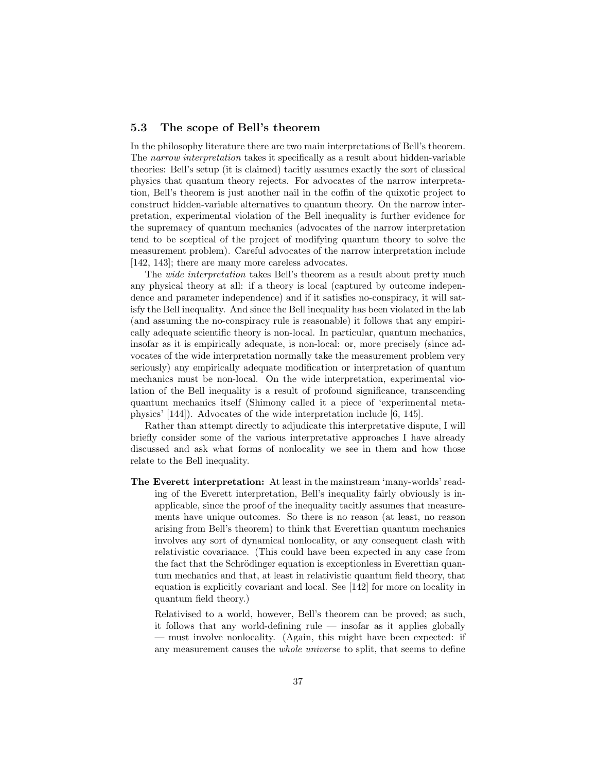### 5.3 The scope of Bell's theorem

In the philosophy literature there are two main interpretations of Bell's theorem. The *narrow interpretation* takes it specifically as a result about hidden-variable theories: Bell's setup (it is claimed) tacitly assumes exactly the sort of classical physics that quantum theory rejects. For advocates of the narrow interpretation, Bell's theorem is just another nail in the coffin of the quixotic project to construct hidden-variable alternatives to quantum theory. On the narrow interpretation, experimental violation of the Bell inequality is further evidence for the supremacy of quantum mechanics (advocates of the narrow interpretation tend to be sceptical of the project of modifying quantum theory to solve the measurement problem). Careful advocates of the narrow interpretation include [142, 143]; there are many more careless advocates.

The *wide interpretation* takes Bell's theorem as a result about pretty much any physical theory at all: if a theory is local (captured by outcome independence and parameter independence) and if it satisfies no-conspiracy, it will satisfy the Bell inequality. And since the Bell inequality has been violated in the lab (and assuming the no-conspiracy rule is reasonable) it follows that any empirically adequate scientific theory is non-local. In particular, quantum mechanics, insofar as it is empirically adequate, is non-local: or, more precisely (since advocates of the wide interpretation normally take the measurement problem very seriously) any empirically adequate modification or interpretation of quantum mechanics must be non-local. On the wide interpretation, experimental violation of the Bell inequality is a result of profound significance, transcending quantum mechanics itself (Shimony called it a piece of 'experimental metaphysics' [144]). Advocates of the wide interpretation include [6, 145].

Rather than attempt directly to adjudicate this interpretative dispute, I will briefly consider some of the various interpretative approaches I have already discussed and ask what forms of nonlocality we see in them and how those relate to the Bell inequality.

**The Everett interpretation:** At least in the mainstream 'many-worlds' reading of the Everett interpretation, Bell's inequality fairly obviously is inapplicable, since the proof of the inequality tacitly assumes that measurements have unique outcomes. So there is no reason (at least, no reason arising from Bell's theorem) to think that Everettian quantum mechanics involves any sort of dynamical nonlocality, or any consequent clash with relativistic covariance. (This could have been expected in any case from the fact that the Schrödinger equation is exceptionless in Everettian quantum mechanics and that, at least in relativistic quantum field theory, that equation is explicitly covariant and local. See [142] for more on locality in quantum field theory.)

Relativised to a world, however, Bell's theorem can be proved; as such, it follows that any world-defining rule — insofar as it applies globally — must involve nonlocality. (Again, this might have been expected: if any measurement causes the *whole universe* to split, that seems to define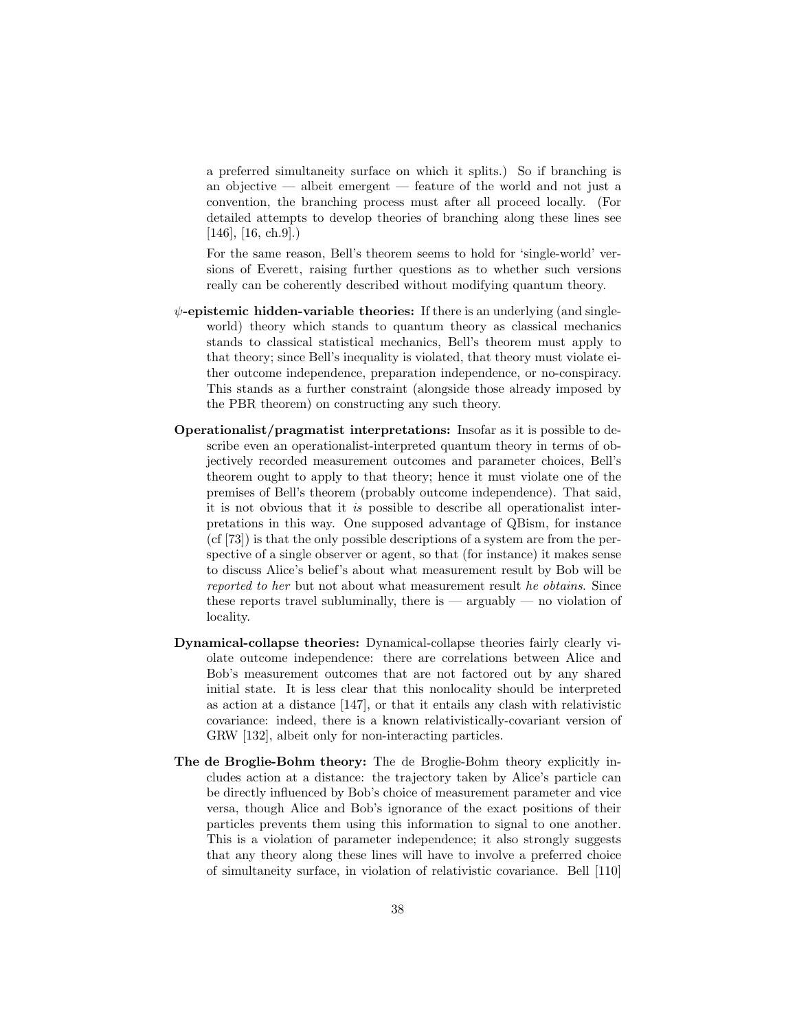a preferred simultaneity surface on which it splits.) So if branching is an objective — albeit emergent — feature of the world and not just a convention, the branching process must after all proceed locally. (For detailed attempts to develop theories of branching along these lines see [146], [16, ch.9].)

For the same reason, Bell's theorem seems to hold for 'single-world' versions of Everett, raising further questions as to whether such versions really can be coherently described without modifying quantum theory.

**$\psi$-epistemic hidden-variable theories:** If there is an underlying (and single-world) theory which stands to quantum theory as classical mechanics stands to classical statistical mechanics, Bell's theorem must apply to that theory; since Bell's inequality is violated, that theory must violate either outcome independence, preparation independence, or no-conspiracy. This stands as a further constraint (alongside those already imposed by the PBR theorem) on constructing any such theory.

**Operationalist/pragmatist interpretations:** Insofar as it is possible to describe even an operationalist-interpreted quantum theory in terms of objectively recorded measurement outcomes and parameter choices, Bell's theorem ought to apply to that theory; hence it must violate one of the premises of Bell's theorem (probably outcome independence). That said, it is not obvious that it *is* possible to describe all operationalist interpretations in this way. One supposed advantage of QBism, for instance (cf [73]) is that the only possible descriptions of a system are from the perspective of a single observer or agent, so that (for instance) it makes sense to discuss Alice's belief's about what measurement result by Bob will be *reported to her* but not about what measurement result *he obtains*. Since these reports travel subluminally, there is — arguably — no violation of locality.

**Dynamical-collapse theories:** Dynamical-collapse theories fairly clearly violate outcome independence: there are correlations between Alice and Bob's measurement outcomes that are not factored out by any shared initial state. It is less clear that this nonlocality should be interpreted as action at a distance [147], or that it entails any clash with relativistic covariance: indeed, there is a known relativistically-covariant version of GRW [132], albeit only for non-interacting particles.

**The de Broglie-Bohm theory:** The de Broglie-Bohm theory explicitly includes action at a distance: the trajectory taken by Alice's particle can be directly influenced by Bob's choice of measurement parameter and vice versa, though Alice and Bob's ignorance of the exact positions of their particles prevents them using this information to signal to one another. This is a violation of parameter independence; it also strongly suggests that any theory along these lines will have to involve a preferred choice of simultaneity surface, in violation of relativistic covariance. Bell [110]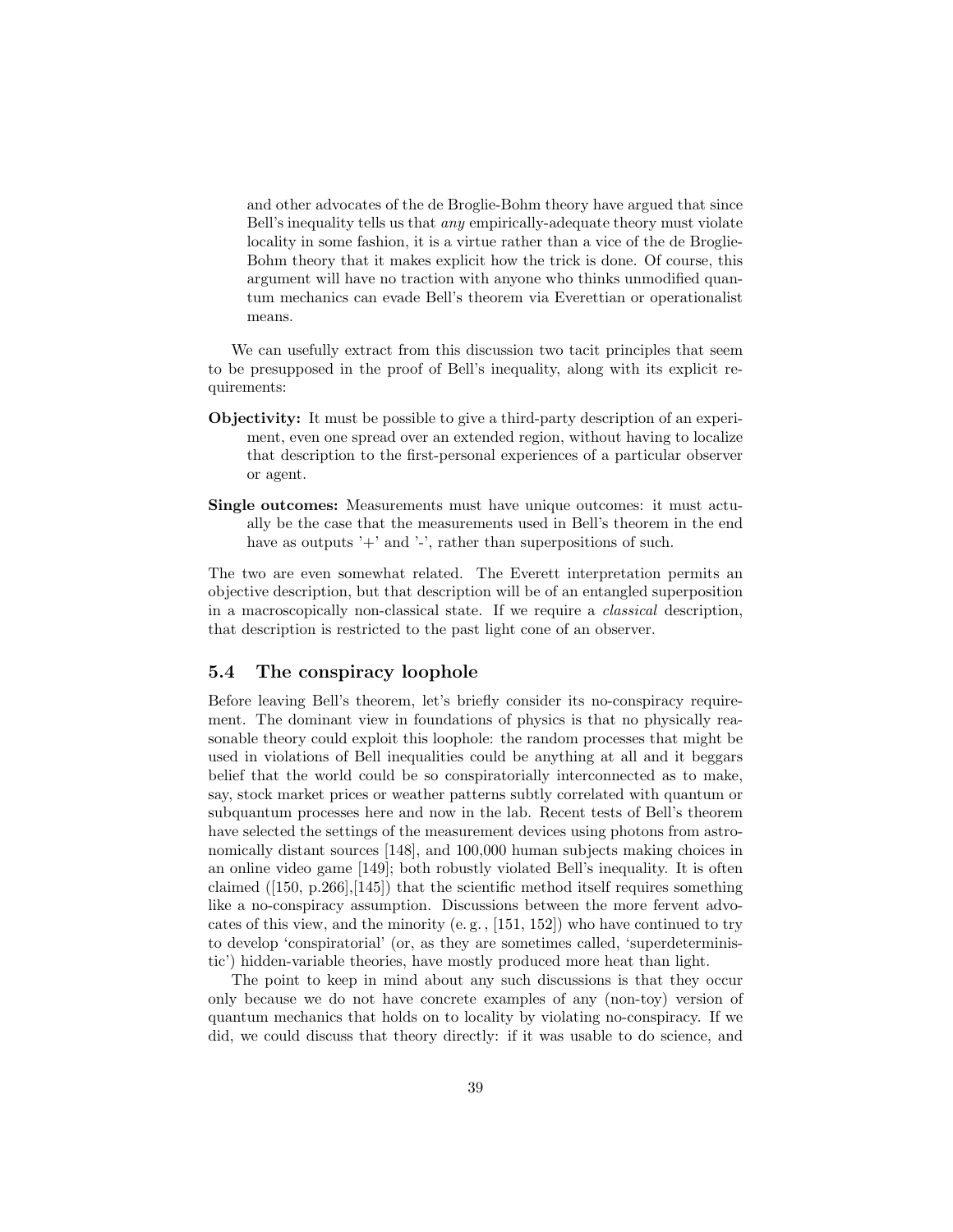> and other advocates of the de Broglie-Bohm theory have argued that since Bell's inequality tells us that *any* empirically-adequate theory must violate locality in some fashion, it is a virtue rather than a vice of the de Broglie-Bohm theory that it makes explicit how the trick is done. Of course, this argument will have no traction with anyone who thinks unmodified quantum mechanics can evade Bell's theorem via Everettian or operationalist means.

We can usefully extract from this discussion two tacit principles that seem to be presupposed in the proof of Bell's inequality, along with its explicit requirements:

**Objectivity:** It must be possible to give a third-party description of an experiment, even one spread over an extended region, without having to localize that description to the first-personal experiences of a particular observer or agent.

**Single outcomes:** Measurements must have unique outcomes: it must actually be the case that the measurements used in Bell's theorem in the end have as outputs '+' and '-', rather than superpositions of such.

The two are even somewhat related. The Everett interpretation permits an objective description, but that description will be of an entangled superposition in a macroscopically non-classical state. If we require a *classical* description, that description is restricted to the past light cone of an observer.

### 5.4 The conspiracy loophole

Before leaving Bell's theorem, let's briefly consider its no-conspiracy requirement. The dominant view in foundations of physics is that no physically reasonable theory could exploit this loophole: the random processes that might be used in violations of Bell inequalities could be anything at all and it beggars belief that the world could be so conspiratorially interconnected as to make, say, stock market prices or weather patterns subtly correlated with quantum or subquantum processes here and now in the lab. Recent tests of Bell's theorem have selected the settings of the measurement devices using photons from astronomically distant sources [148], and 100,000 human subjects making choices in an online video game [149]; both robustly violated Bell's inequality. It is often claimed ([150, p.266],[145]) that the scientific method itself requires something like a no-conspiracy assumption. Discussions between the more fervent advocates of this view, and the minority (e. g. , [151, 152]) who have continued to try to develop 'conspiratorial' (or, as they are sometimes called, 'superdeterministic') hidden-variable theories, have mostly produced more heat than light.

The point to keep in mind about any such discussions is that they occur only because we do not have concrete examples of any (non-toy) version of quantum mechanics that holds on to locality by violating no-conspiracy. If we did, we could discuss that theory directly: if it was usable to do science, and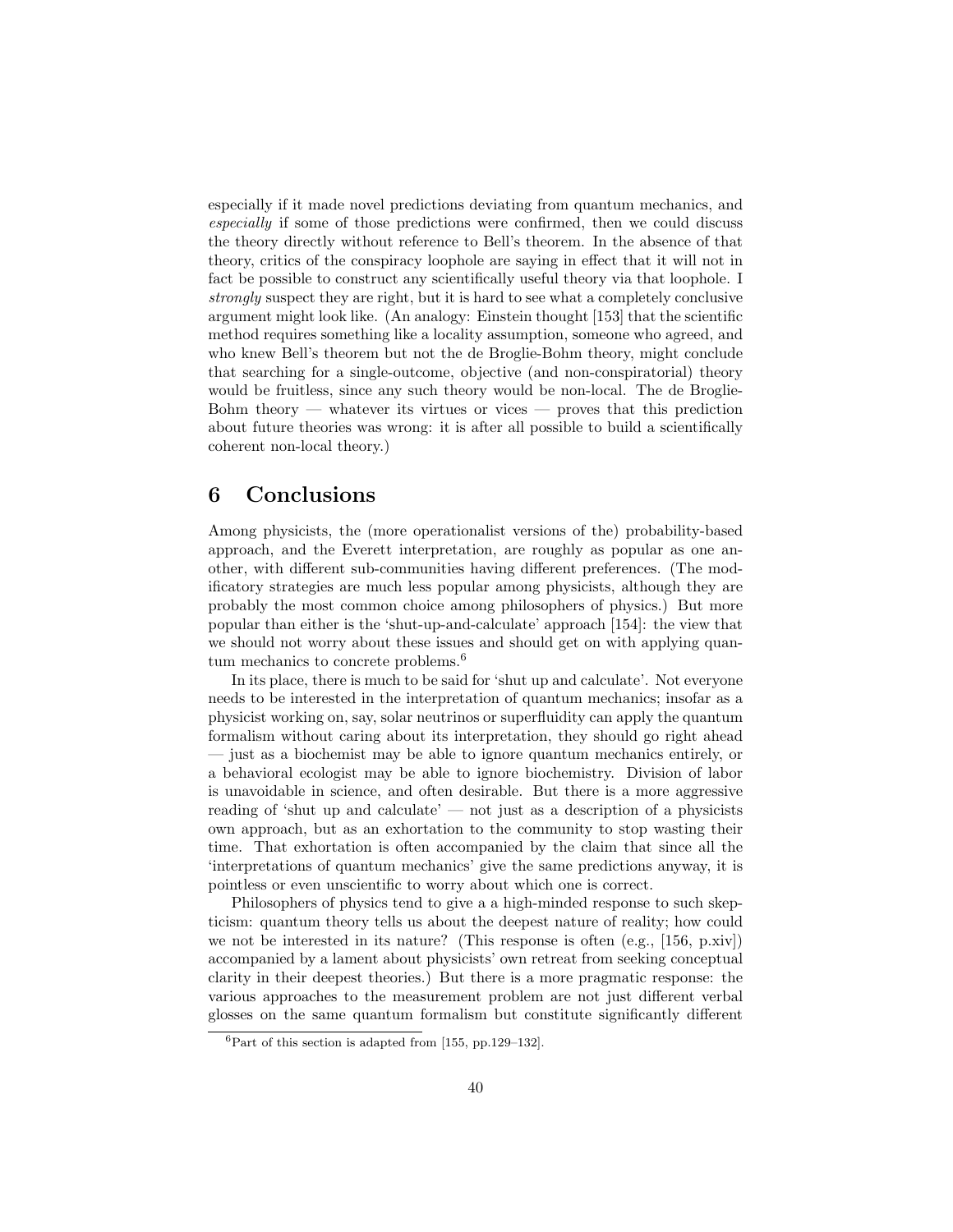especially if it made novel predictions deviating from quantum mechanics, and *especially* if some of those predictions were confirmed, then we could discuss the theory directly without reference to Bell's theorem. In the absence of that theory, critics of the conspiracy loophole are saying in effect that it will not in fact be possible to construct any scientifically useful theory via that loophole. I *strongly* suspect they are right, but it is hard to see what a completely conclusive argument might look like. (An analogy: Einstein thought [153] that the scientific method requires something like a locality assumption, someone who agreed, and who knew Bell's theorem but not the de Broglie-Bohm theory, might conclude that searching for a single-outcome, objective (and non-conspiratorial) theory would be fruitless, since any such theory would be non-local. The de Broglie-Bohm theory — whatever its virtues or vices — proves that this prediction about future theories was wrong: it is after all possible to build a scientifically coherent non-local theory.)

## 6 Conclusions

Among physicists, the (more operationalist versions of the) probability-based approach, and the Everett interpretation, are roughly as popular as one another, with different sub-communities having different preferences. (The modificatory strategies are much less popular among physicists, although they are probably the most common choice among philosophers of physics.) But more popular than either is the 'shut-up-and-calculate' approach [154]: the view that we should not worry about these issues and should get on with applying quantum mechanics to concrete problems.[6]

In its place, there is much to be said for 'shut up and calculate'. Not everyone needs to be interested in the interpretation of quantum mechanics; insofar as a physicist working on, say, solar neutrinos or superfluidity can apply the quantum formalism without caring about its interpretation, they should go right ahead — just as a biochemist may be able to ignore quantum mechanics entirely, or a behavioral ecologist may be able to ignore biochemistry. Division of labor is unavoidable in science, and often desirable. But there is a more aggressive reading of 'shut up and calculate' — not just as a description of a physicists own approach, but as an exhortation to the community to stop wasting their time. That exhortation is often accompanied by the claim that since all the 'interpretations of quantum mechanics' give the same predictions anyway, it is pointless or even unscientific to worry about which one is correct.

Philosophers of physics tend to give a a high-minded response to such skepticism: quantum theory tells us about the deepest nature of reality; how could we not be interested in its nature? (This response is often (e.g., [156, p.xiv]) accompanied by a lament about physicists' own retreat from seeking conceptual clarity in their deepest theories.) But there is a more pragmatic response: the various approaches to the measurement problem are not just different verbal glosses on the same quantum formalism but constitute significantly different

[6] Part of this section is adapted from [155, pp.129–132].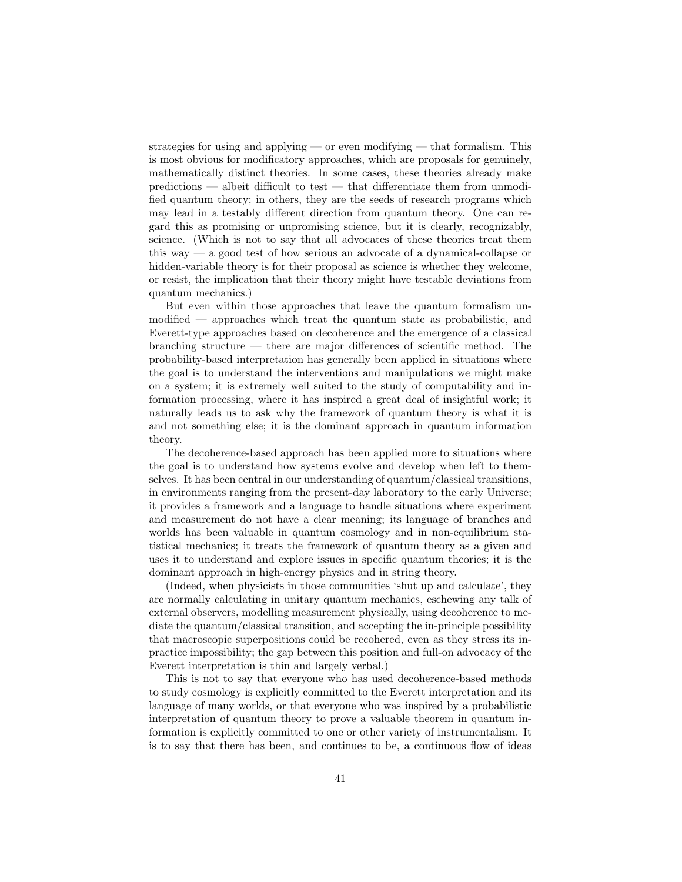strategies for using and applying — or even modifying — that formalism. This is most obvious for modificatory approaches, which are proposals for genuinely, mathematically distinct theories. In some cases, these theories already make predictions — albeit difficult to test — that differentiate them from unmodified quantum theory; in others, they are the seeds of research programs which may lead in a testably different direction from quantum theory. One can regard this as promising or unpromising science, but it is clearly, recognizably, science. (Which is not to say that all advocates of these theories treat them this way — a good test of how serious an advocate of a dynamical-collapse or hidden-variable theory is for their proposal as science is whether they welcome, or resist, the implication that their theory might have testable deviations from quantum mechanics.)

But even within those approaches that leave the quantum formalism unmodified — approaches which treat the quantum state as probabilistic, and Everett-type approaches based on decoherence and the emergence of a classical branching structure — there are major differences of scientific method. The probability-based interpretation has generally been applied in situations where the goal is to understand the interventions and manipulations we might make on a system; it is extremely well suited to the study of computability and information processing, where it has inspired a great deal of insightful work; it naturally leads us to ask why the framework of quantum theory is what it is and not something else; it is the dominant approach in quantum information theory.

The decoherence-based approach has been applied more to situations where the goal is to understand how systems evolve and develop when left to themselves. It has been central in our understanding of quantum/classical transitions, in environments ranging from the present-day laboratory to the early Universe; it provides a framework and a language to handle situations where experiment and measurement do not have a clear meaning; its language of branches and worlds has been valuable in quantum cosmology and in non-equilibrium statistical mechanics; it treats the framework of quantum theory as a given and uses it to understand and explore issues in specific quantum theories; it is the dominant approach in high-energy physics and in string theory.

(Indeed, when physicists in those communities 'shut up and calculate', they are normally calculating in unitary quantum mechanics, eschewing any talk of external observers, modelling measurement physically, using decoherence to mediate the quantum/classical transition, and accepting the in-principle possibility that macroscopic superpositions could be recohered, even as they stress its in-practice impossibility; the gap between this position and full-on advocacy of the Everett interpretation is thin and largely verbal.)

This is not to say that everyone who has used decoherence-based methods to study cosmology is explicitly committed to the Everett interpretation and its language of many worlds, or that everyone who was inspired by a probabilistic interpretation of quantum theory to prove a valuable theorem in quantum information is explicitly committed to one or other variety of instrumentalism. It is to say that there has been, and continues to be, a continuous flow of ideas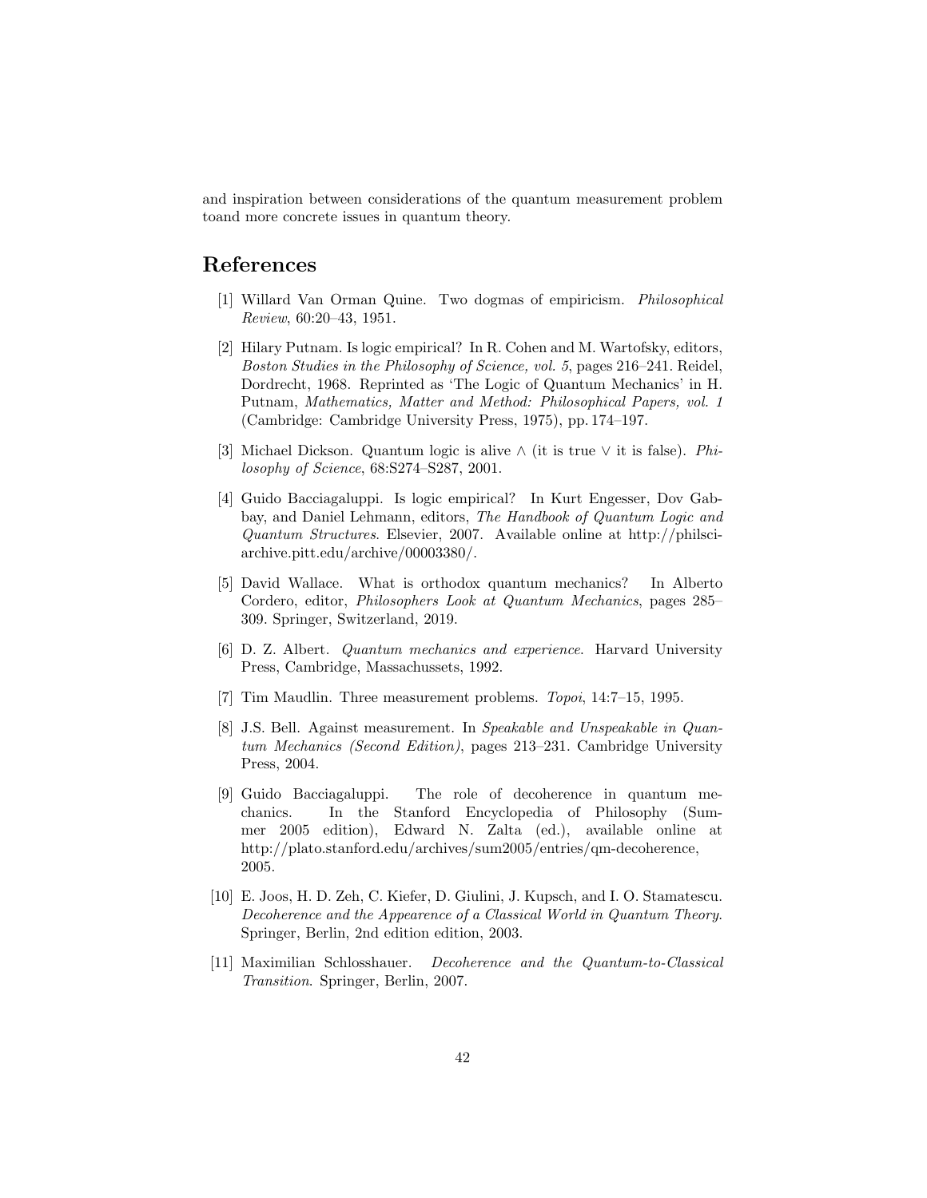and inspiration between considerations of the quantum measurement problem toand more concrete issues in quantum theory.

## References

[1] Willard Van Orman Quine. Two dogmas of empiricism. *Philosophical Review*, 60:20–43, 1951.

[2] Hilary Putnam. Is logic empirical? In R. Cohen and M. Wartofsky, editors, *Boston Studies in the Philosophy of Science, vol. 5*, pages 216–241. Reidel, Dordrecht, 1968. Reprinted as 'The Logic of Quantum Mechanics' in H. Putnam, *Mathematics, Matter and Method: Philosophical Papers, vol. 1* (Cambridge: Cambridge University Press, 1975), pp. 174–197.

[3] Michael Dickson. Quantum logic is alive $\wedge$ (it is true $\vee$ it is false). *Philosophy of Science*, 68:S274–S287, 2001.

[4] Guido Bacciagaluppi. Is logic empirical? In Kurt Engesser, Dov Gabbay, and Daniel Lehmann, editors, *The Handbook of Quantum Logic and Quantum Structures*. Elsevier, 2007. Available online at http://philsci-archive.pitt.edu/archive/00003380/.

[5] David Wallace. What is orthodox quantum mechanics? In Alberto Cordero, editor, *Philosophers Look at Quantum Mechanics*, pages 285–309. Springer, Switzerland, 2019.

[6] D. Z. Albert. *Quantum mechanics and experience*. Harvard University Press, Cambridge, Massachussets, 1992.

[7] Tim Maudlin. Three measurement problems. *Topoi*, 14:7–15, 1995.

[8] J.S. Bell. Against measurement. In *Speakable and Unspeakable in Quantum Mechanics (Second Edition)*, pages 213–231. Cambridge University Press, 2004.

[9] Guido Bacciagaluppi. The role of decoherence in quantum mechanics. In the Stanford Encyclopedia of Philosophy (Summer 2005 edition), Edward N. Zalta (ed.), available online at http://plato.stanford.edu/archives/sum2005/entries/qm-decoherence, 2005.

[10] E. Joos, H. D. Zeh, C. Kiefer, D. Giulini, J. Kupsch, and I. O. Stamatescu. *Decoherence and the Appearence of a Classical World in Quantum Theory*. Springer, Berlin, 2nd edition edition, 2003.

[11] Maximilian Schlosshauer. *Decoherence and the Quantum-to-Classical Transition*. Springer, Berlin, 2007.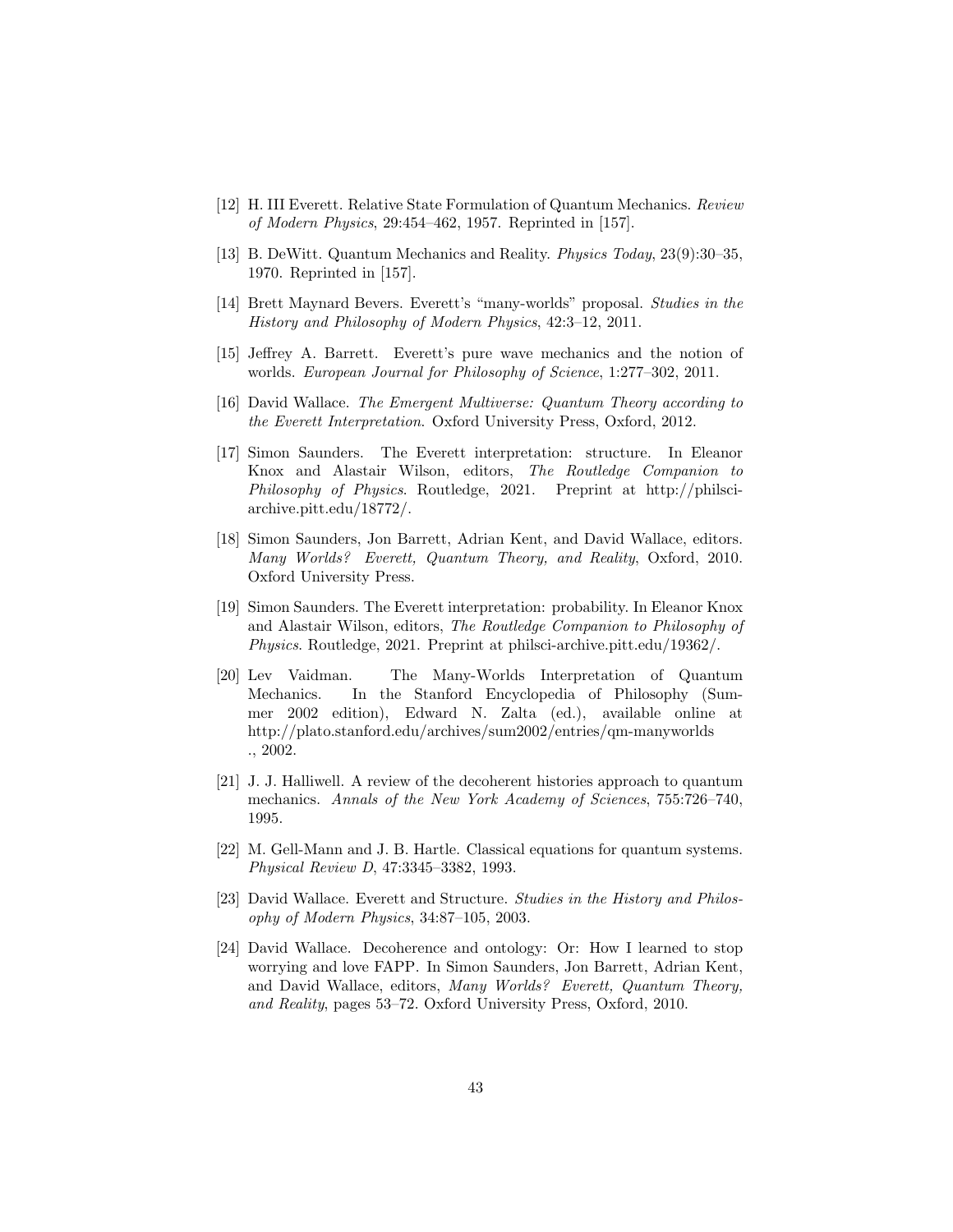[12] H. III Everett. Relative State Formulation of Quantum Mechanics. *Review of Modern Physics*, 29:454–462, 1957. Reprinted in [157].

[13] B. DeWitt. Quantum Mechanics and Reality. *Physics Today*, 23(9):30–35, 1970. Reprinted in [157].

[14] Brett Maynard Bevers. Everett's "many-worlds" proposal. *Studies in the History and Philosophy of Modern Physics*, 42:3–12, 2011.

[15] Jeffrey A. Barrett. Everett's pure wave mechanics and the notion of worlds. *European Journal for Philosophy of Science*, 1:277–302, 2011.

[16] David Wallace. *The Emergent Multiverse: Quantum Theory according to the Everett Interpretation*. Oxford University Press, Oxford, 2012.

[17] Simon Saunders. The Everett interpretation: structure. In Eleanor Knox and Alastair Wilson, editors, *The Routledge Companion to Philosophy of Physics*. Routledge, 2021. Preprint at http://philsci-archive.pitt.edu/18772/.

[18] Simon Saunders, Jon Barrett, Adrian Kent, and David Wallace, editors. *Many Worlds? Everett, Quantum Theory, and Reality*, Oxford, 2010. Oxford University Press.

[19] Simon Saunders. The Everett interpretation: probability. In Eleanor Knox and Alastair Wilson, editors, *The Routledge Companion to Philosophy of Physics*. Routledge, 2021. Preprint at philsci-archive.pitt.edu/19362/.

[20] Lev Vaidman. The Many-Worlds Interpretation of Quantum Mechanics. In the Stanford Encyclopedia of Philosophy (Summer 2002 edition), Edward N. Zalta (ed.), available online at http://plato.stanford.edu/archives/sum2002/entries/qm-manyworlds ., 2002.

[21] J. J. Halliwell. A review of the decoherent histories approach to quantum mechanics. *Annals of the New York Academy of Sciences*, 755:726–740, 1995.

[22] M. Gell-Mann and J. B. Hartle. Classical equations for quantum systems. *Physical Review D*, 47:3345–3382, 1993.

[23] David Wallace. Everett and Structure. *Studies in the History and Philosophy of Modern Physics*, 34:87–105, 2003.

[24] David Wallace. Decoherence and ontology: Or: How I learned to stop worrying and love FAPP. In Simon Saunders, Jon Barrett, Adrian Kent, and David Wallace, editors, *Many Worlds? Everett, Quantum Theory, and Reality*, pages 53–72. Oxford University Press, Oxford, 2010.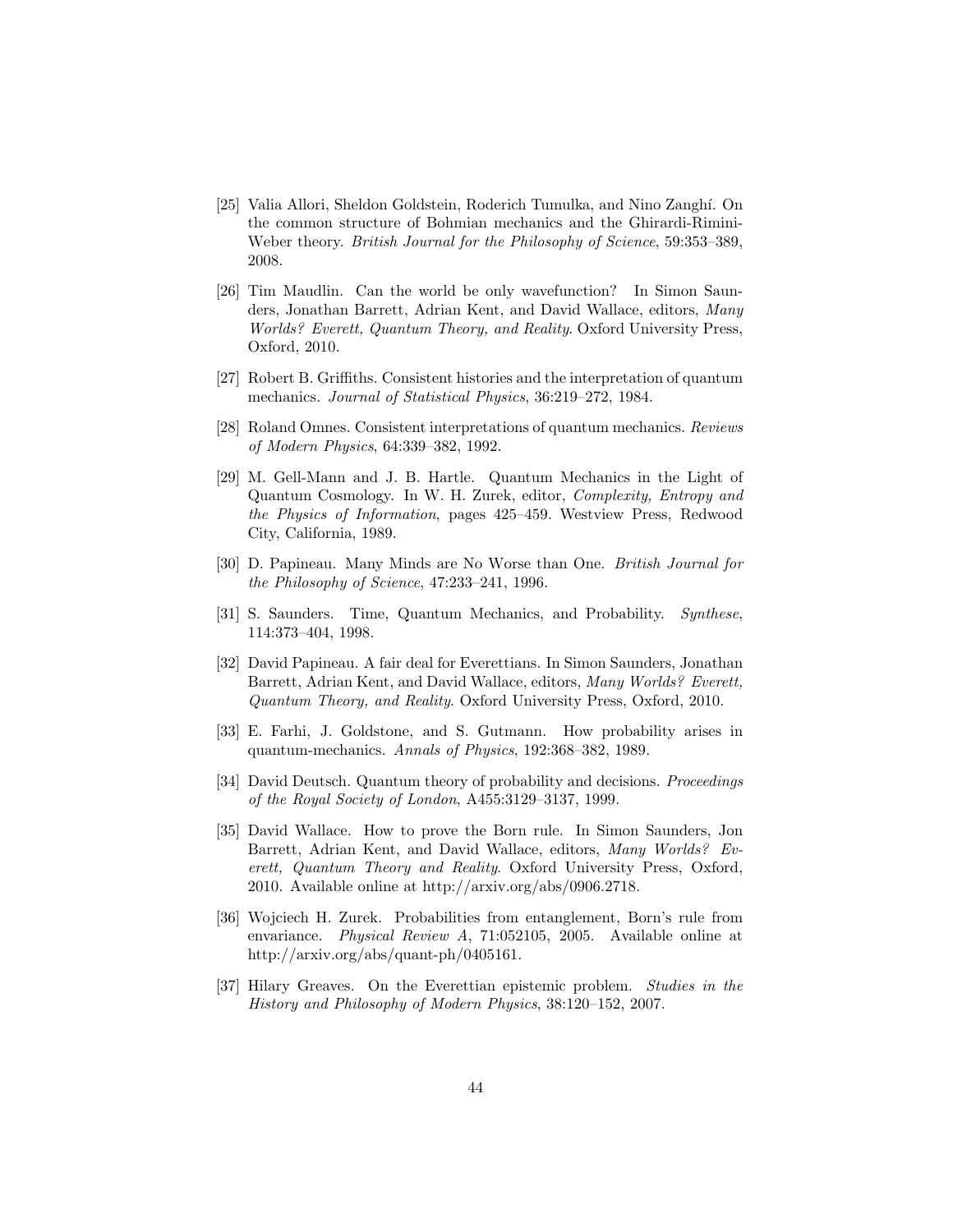[25] Valia Allori, Sheldon Goldstein, Roderich Tumulka, and Nino Zanghí. On the common structure of Bohmian mechanics and the Ghirardi-Rimini-Weber theory. *British Journal for the Philosophy of Science*, 59:353–389, 2008.

[26] Tim Maudlin. Can the world be only wavefunction? In Simon Saunders, Jonathan Barrett, Adrian Kent, and David Wallace, editors, *Many Worlds? Everett, Quantum Theory, and Reality*. Oxford University Press, Oxford, 2010.

[27] Robert B. Griffiths. Consistent histories and the interpretation of quantum mechanics. *Journal of Statistical Physics*, 36:219–272, 1984.

[28] Roland Omnes. Consistent interpretations of quantum mechanics. *Reviews of Modern Physics*, 64:339–382, 1992.

[29] M. Gell-Mann and J. B. Hartle. Quantum Mechanics in the Light of Quantum Cosmology. In W. H. Zurek, editor, *Complexity, Entropy and the Physics of Information*, pages 425–459. Westview Press, Redwood City, California, 1989.

[30] D. Papineau. Many Minds are No Worse than One. *British Journal for the Philosophy of Science*, 47:233–241, 1996.

[31] S. Saunders. Time, Quantum Mechanics, and Probability. *Synthese*, 114:373–404, 1998.

[32] David Papineau. A fair deal for Everettians. In Simon Saunders, Jonathan Barrett, Adrian Kent, and David Wallace, editors, *Many Worlds? Everett, Quantum Theory, and Reality*. Oxford University Press, Oxford, 2010.

[33] E. Farhi, J. Goldstone, and S. Gutmann. How probability arises in quantum-mechanics. *Annals of Physics*, 192:368–382, 1989.

[34] David Deutsch. Quantum theory of probability and decisions. *Proceedings of the Royal Society of London*, A455:3129–3137, 1999.

[35] David Wallace. How to prove the Born rule. In Simon Saunders, Jon Barrett, Adrian Kent, and David Wallace, editors, *Many Worlds? Everett, Quantum Theory and Reality*. Oxford University Press, Oxford, 2010. Available online at http://arxiv.org/abs/0906.2718.

[36] Wojciech H. Zurek. Probabilities from entanglement, Born's rule from envariance. *Physical Review A*, 71:052105, 2005. Available online at http://arxiv.org/abs/quant-ph/0405161.

[37] Hilary Greaves. On the Everettian epistemic problem. *Studies in the History and Philosophy of Modern Physics*, 38:120–152, 2007.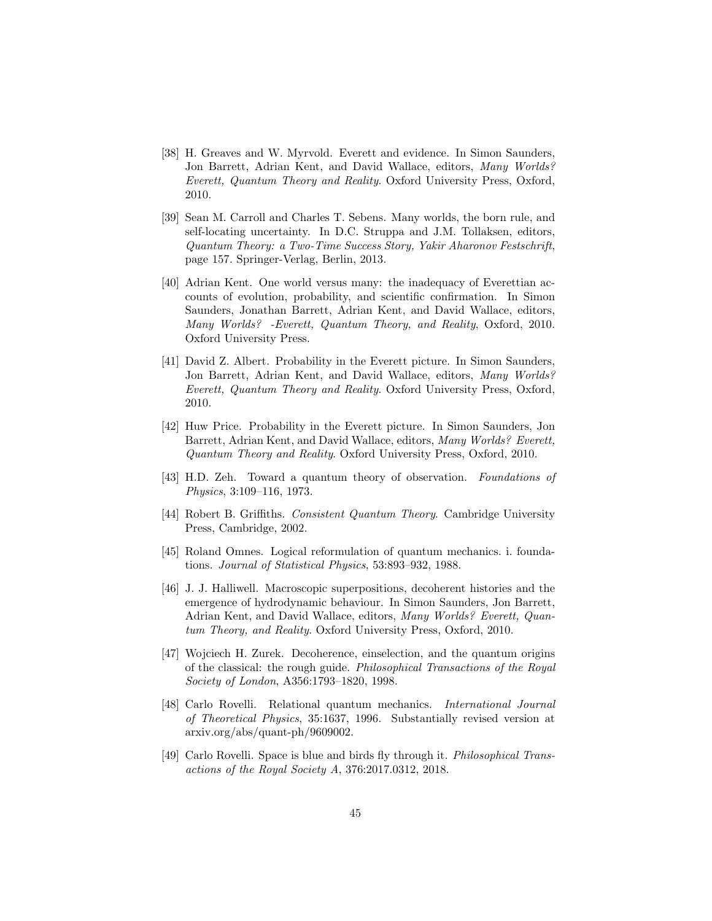[38] H. Greaves and W. Myrvold. Everett and evidence. In Simon Saunders, Jon Barrett, Adrian Kent, and David Wallace, editors, *Many Worlds? Everett, Quantum Theory and Reality*. Oxford University Press, Oxford, 2010.

[39] Sean M. Carroll and Charles T. Sebens. Many worlds, the born rule, and self-locating uncertainty. In D.C. Struppa and J.M. Tollaksen, editors, *Quantum Theory: a Two-Time Success Story, Yakir Aharonov Festschrift*, page 157. Springer-Verlag, Berlin, 2013.

[40] Adrian Kent. One world versus many: the inadequacy of Everettian accounts of evolution, probability, and scientific confirmation. In Simon Saunders, Jonathan Barrett, Adrian Kent, and David Wallace, editors, *Many Worlds? -Everett, Quantum Theory, and Reality*, Oxford, 2010. Oxford University Press.

[41] David Z. Albert. Probability in the Everett picture. In Simon Saunders, Jon Barrett, Adrian Kent, and David Wallace, editors, *Many Worlds? Everett, Quantum Theory and Reality*. Oxford University Press, Oxford, 2010.

[42] Huw Price. Probability in the Everett picture. In Simon Saunders, Jon Barrett, Adrian Kent, and David Wallace, editors, *Many Worlds? Everett, Quantum Theory and Reality*. Oxford University Press, Oxford, 2010.

[43] H.D. Zeh. Toward a quantum theory of observation. *Foundations of Physics*, 3:109–116, 1973.

[44] Robert B. Griffiths. *Consistent Quantum Theory*. Cambridge University Press, Cambridge, 2002.

[45] Roland Omnes. Logical reformulation of quantum mechanics. i. foundations. *Journal of Statistical Physics*, 53:893–932, 1988.

[46] J. J. Halliwell. Macroscopic superpositions, decoherent histories and the emergence of hydrodynamic behaviour. In Simon Saunders, Jon Barrett, Adrian Kent, and David Wallace, editors, *Many Worlds? Everett, Quantum Theory, and Reality*. Oxford University Press, Oxford, 2010.

[47] Wojciech H. Zurek. Decoherence, einselection, and the quantum origins of the classical: the rough guide. *Philosophical Transactions of the Royal Society of London*, A356:1793–1820, 1998.

[48] Carlo Rovelli. Relational quantum mechanics. *International Journal of Theoretical Physics*, 35:1637, 1996. Substantially revised version at arxiv.org/abs/quant-ph/9609002.

[49] Carlo Rovelli. Space is blue and birds fly through it. *Philosophical Transactions of the Royal Society A*, 376:2017.0312, 2018.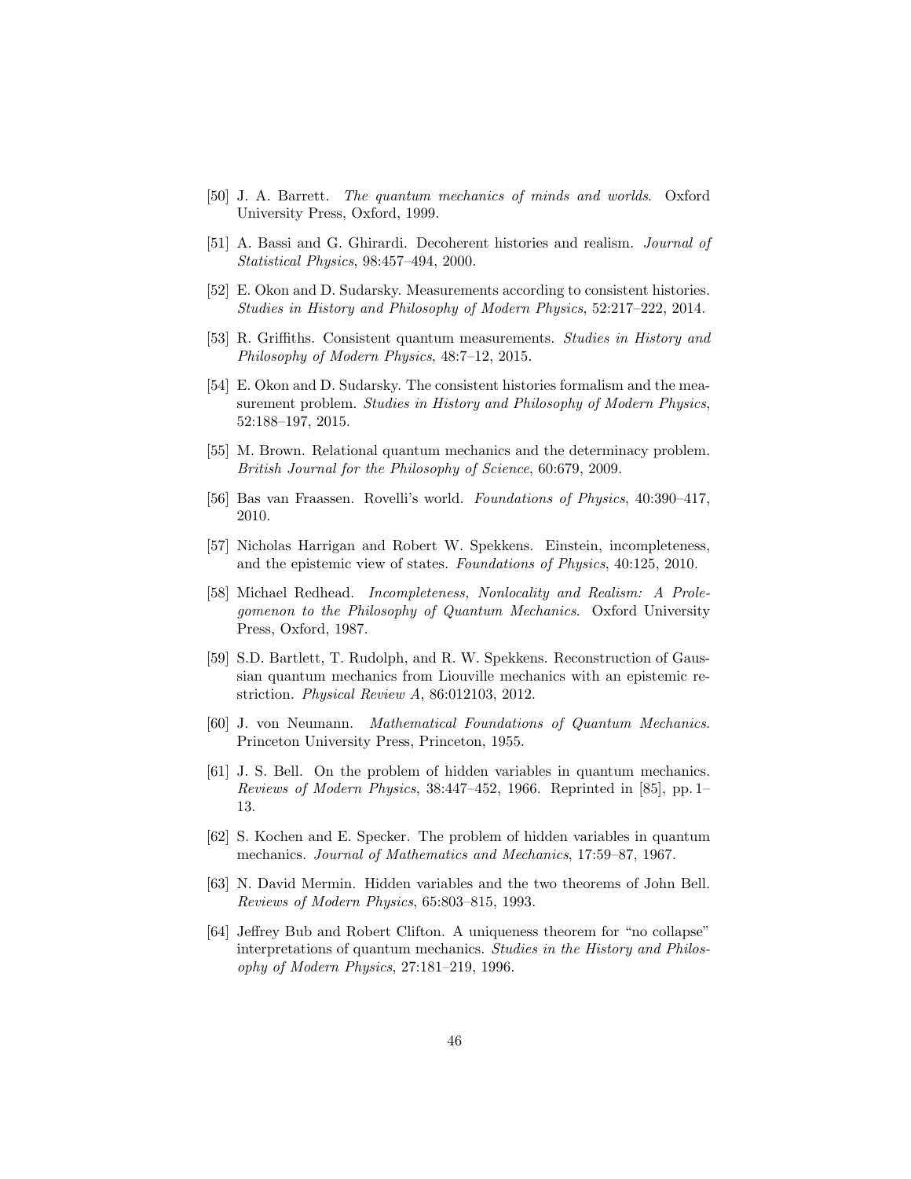[50] J. A. Barrett. *The quantum mechanics of minds and worlds*. Oxford University Press, Oxford, 1999.

[51] A. Bassi and G. Ghirardi. Decoherent histories and realism. *Journal of Statistical Physics*, 98:457–494, 2000.

[52] E. Okon and D. Sudarsky. Measurements according to consistent histories. *Studies in History and Philosophy of Modern Physics*, 52:217–222, 2014.

[53] R. Griffiths. Consistent quantum measurements. *Studies in History and Philosophy of Modern Physics*, 48:7–12, 2015.

[54] E. Okon and D. Sudarsky. The consistent histories formalism and the measurement problem. *Studies in History and Philosophy of Modern Physics*, 52:188–197, 2015.

[55] M. Brown. Relational quantum mechanics and the determinacy problem. *British Journal for the Philosophy of Science*, 60:679, 2009.

[56] Bas van Fraassen. Rovelli's world. *Foundations of Physics*, 40:390–417, 2010.

[57] Nicholas Harrigan and Robert W. Spekkens. Einstein, incompleteness, and the epistemic view of states. *Foundations of Physics*, 40:125, 2010.

[58] Michael Redhead. *Incompleteness, Nonlocality and Realism: A Prolegomenon to the Philosophy of Quantum Mechanics*. Oxford University Press, Oxford, 1987.

[59] S.D. Bartlett, T. Rudolph, and R. W. Spekkens. Reconstruction of Gaussian quantum mechanics from Liouville mechanics with an epistemic restriction. *Physical Review A*, 86:012103, 2012.

[60] J. von Neumann. *Mathematical Foundations of Quantum Mechanics*. Princeton University Press, Princeton, 1955.

[61] J. S. Bell. On the problem of hidden variables in quantum mechanics. *Reviews of Modern Physics*, 38:447–452, 1966. Reprinted in [85], pp. 1–13.

[62] S. Kochen and E. Specker. The problem of hidden variables in quantum mechanics. *Journal of Mathematics and Mechanics*, 17:59–87, 1967.

[63] N. David Mermin. Hidden variables and the two theorems of John Bell. *Reviews of Modern Physics*, 65:803–815, 1993.

[64] Jeffrey Bub and Robert Clifton. A uniqueness theorem for "no collapse" interpretations of quantum mechanics. *Studies in the History and Philosophy of Modern Physics*, 27:181–219, 1996.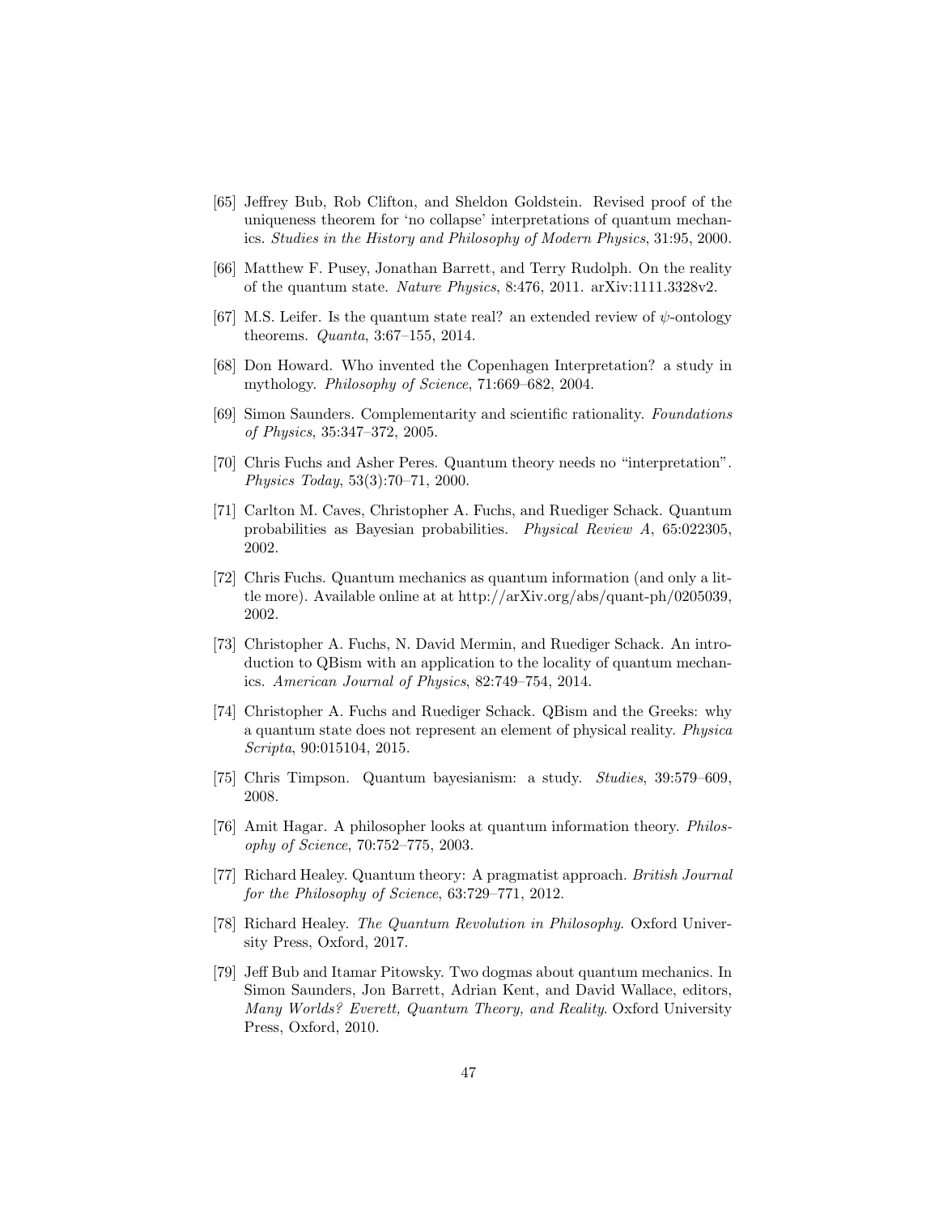[65] Jeffrey Bub, Rob Clifton, and Sheldon Goldstein. Revised proof of the uniqueness theorem for 'no collapse' interpretations of quantum mechanics. *Studies in the History and Philosophy of Modern Physics*, 31:95, 2000.

[66] Matthew F. Pusey, Jonathan Barrett, and Terry Rudolph. On the reality of the quantum state. *Nature Physics*, 8:476, 2011. arXiv:1111.3328v2.

[67] M.S. Leifer. Is the quantum state real? an extended review of $\psi$-ontology theorems. *Quanta*, 3:67–155, 2014.

[68] Don Howard. Who invented the Copenhagen Interpretation? a study in mythology. *Philosophy of Science*, 71:669–682, 2004.

[69] Simon Saunders. Complementarity and scientific rationality. *Foundations of Physics*, 35:347–372, 2005.

[70] Chris Fuchs and Asher Peres. Quantum theory needs no "interpretation". *Physics Today*, 53(3):70–71, 2000.

[71] Carlton M. Caves, Christopher A. Fuchs, and Ruediger Schack. Quantum probabilities as Bayesian probabilities. *Physical Review A*, 65:022305, 2002.

[72] Chris Fuchs. Quantum mechanics as quantum information (and only a little more). Available online at at http://arXiv.org/abs/quant-ph/0205039, 2002.

[73] Christopher A. Fuchs, N. David Mermin, and Ruediger Schack. An introduction to QBism with an application to the locality of quantum mechanics. *American Journal of Physics*, 82:749–754, 2014.

[74] Christopher A. Fuchs and Ruediger Schack. QBism and the Greeks: why a quantum state does not represent an element of physical reality. *Physica Scripta*, 90:015104, 2015.

[75] Chris Timpson. Quantum bayesianism: a study. *Studies*, 39:579–609, 2008.

[76] Amit Hagar. A philosopher looks at quantum information theory. *Philosophy of Science*, 70:752–775, 2003.

[77] Richard Healey. Quantum theory: A pragmatist approach. *British Journal for the Philosophy of Science*, 63:729–771, 2012.

[78] Richard Healey. *The Quantum Revolution in Philosophy*. Oxford University Press, Oxford, 2017.

[79] Jeff Bub and Itamar Pitowsky. Two dogmas about quantum mechanics. In Simon Saunders, Jon Barrett, Adrian Kent, and David Wallace, editors, *Many Worlds? Everett, Quantum Theory, and Reality*. Oxford University Press, Oxford, 2010.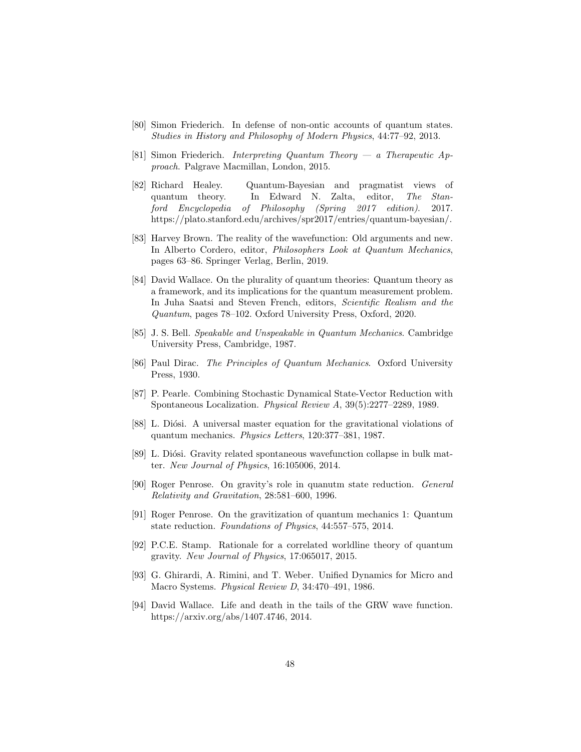[80] Simon Friederich. In defense of non-ontic accounts of quantum states. *Studies in History and Philosophy of Modern Physics*, 44:77–92, 2013.

[81] Simon Friederich. *Interpreting Quantum Theory — a Therapeutic Approach*. Palgrave Macmillan, London, 2015.

[82] Richard Healey. Quantum-Bayesian and pragmatist views of quantum theory. In Edward N. Zalta, editor, *The Stanford Encyclopedia of Philosophy (Spring 2017 edition)*. 2017. https://plato.stanford.edu/archives/spr2017/entries/quantum-bayesian/.

[83] Harvey Brown. The reality of the wavefunction: Old arguments and new. In Alberto Cordero, editor, *Philosophers Look at Quantum Mechanics*, pages 63–86. Springer Verlag, Berlin, 2019.

[84] David Wallace. On the plurality of quantum theories: Quantum theory as a framework, and its implications for the quantum measurement problem. In Juha Saatsi and Steven French, editors, *Scientific Realism and the Quantum*, pages 78–102. Oxford University Press, Oxford, 2020.

[85] J. S. Bell. *Speakable and Unspeakable in Quantum Mechanics*. Cambridge University Press, Cambridge, 1987.

[86] Paul Dirac. *The Principles of Quantum Mechanics*. Oxford University Press, 1930.

[87] P. Pearle. Combining Stochastic Dynamical State-Vector Reduction with Spontaneous Localization. *Physical Review A*, 39(5):2277–2289, 1989.

[88] L. Diósi. A universal master equation for the gravitational violations of quantum mechanics. *Physics Letters*, 120:377–381, 1987.

[89] L. Diósi. Gravity related spontaneous wavefunction collapse in bulk matter. *New Journal of Physics*, 16:105006, 2014.

[90] Roger Penrose. On gravity's role in quanutm state reduction. *General Relativity and Gravitation*, 28:581–600, 1996.

[91] Roger Penrose. On the gravitization of quantum mechanics 1: Quantum state reduction. *Foundations of Physics*, 44:557–575, 2014.

[92] P.C.E. Stamp. Rationale for a correlated worldline theory of quantum gravity. *New Journal of Physics*, 17:065017, 2015.

[93] G. Ghirardi, A. Rimini, and T. Weber. Unified Dynamics for Micro and Macro Systems. *Physical Review D*, 34:470–491, 1986.

[94] David Wallace. Life and death in the tails of the GRW wave function. https://arxiv.org/abs/1407.4746, 2014.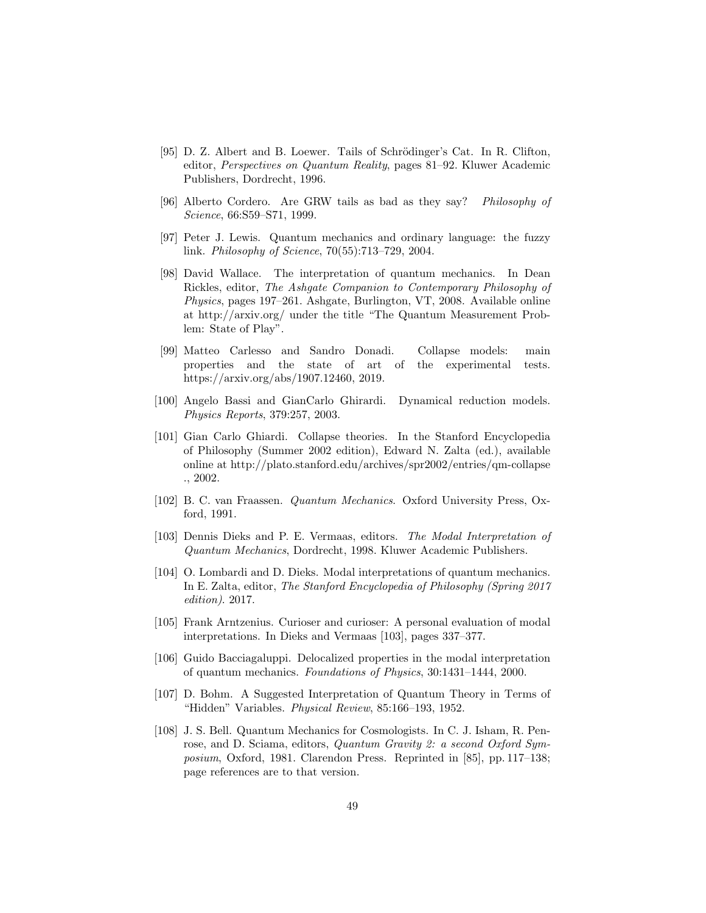[95] D. Z. Albert and B. Loewer. Tails of Schrödinger's Cat. In R. Clifton, editor, *Perspectives on Quantum Reality*, pages 81–92. Kluwer Academic Publishers, Dordrecht, 1996.

[96] Alberto Cordero. Are GRW tails as bad as they say? *Philosophy of Science*, 66:S59–S71, 1999.

[97] Peter J. Lewis. Quantum mechanics and ordinary language: the fuzzy link. *Philosophy of Science*, 70(55):713–729, 2004.

[98] David Wallace. The interpretation of quantum mechanics. In Dean Rickles, editor, *The Ashgate Companion to Contemporary Philosophy of Physics*, pages 197–261. Ashgate, Burlington, VT, 2008. Available online at http://arxiv.org/ under the title "The Quantum Measurement Problem: State of Play".

[99] Matteo Carlesso and Sandro Donadi. Collapse models: main properties and the state of art of the experimental tests. https://arxiv.org/abs/1907.12460, 2019.

[100] Angelo Bassi and GianCarlo Ghirardi. Dynamical reduction models. *Physics Reports*, 379:257, 2003.

[101] Gian Carlo Ghiardi. Collapse theories. In the Stanford Encyclopedia of Philosophy (Summer 2002 edition), Edward N. Zalta (ed.), available online at http://plato.stanford.edu/archives/spr2002/entries/qm-collapse ., 2002.

[102] B. C. van Fraassen. *Quantum Mechanics*. Oxford University Press, Oxford, 1991.

[103] Dennis Dieks and P. E. Vermaas, editors. *The Modal Interpretation of Quantum Mechanics*, Dordrecht, 1998. Kluwer Academic Publishers.

[104] O. Lombardi and D. Dieks. Modal interpretations of quantum mechanics. In E. Zalta, editor, *The Stanford Encyclopedia of Philosophy (Spring 2017 edition)*. 2017.

[105] Frank Arntzenius. Curioser and curioser: A personal evaluation of modal interpretations. In Dieks and Vermaas [103], pages 337–377.

[106] Guido Bacciagaluppi. Delocalized properties in the modal interpretation of quantum mechanics. *Foundations of Physics*, 30:1431–1444, 2000.

[107] D. Bohm. A Suggested Interpretation of Quantum Theory in Terms of "Hidden" Variables. *Physical Review*, 85:166–193, 1952.

[108] J. S. Bell. Quantum Mechanics for Cosmologists. In C. J. Isham, R. Penrose, and D. Sciama, editors, *Quantum Gravity 2: a second Oxford Symposium*, Oxford, 1981. Clarendon Press. Reprinted in [85], pp. 117–138; page references are to that version.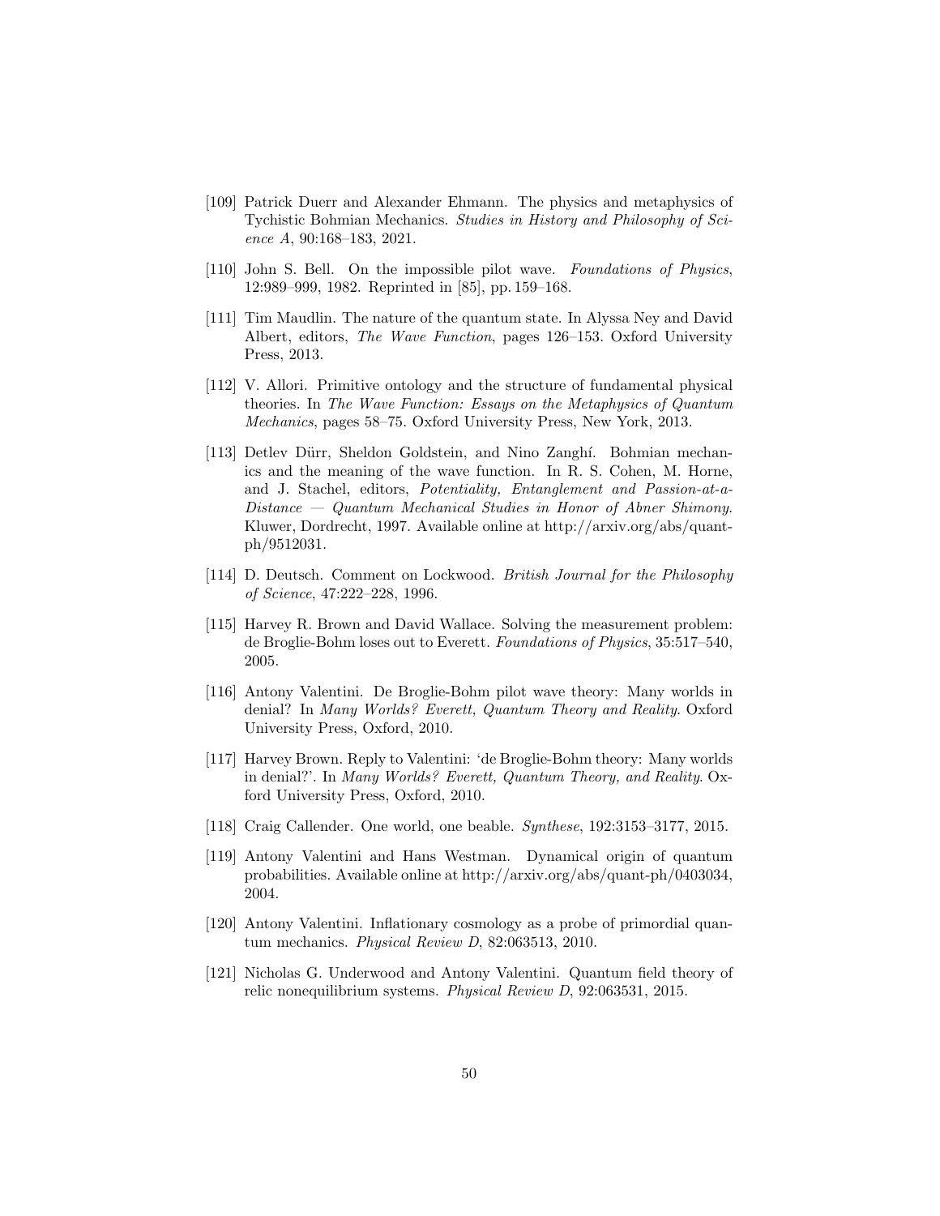[109] Patrick Duerr and Alexander Ehmann. The physics and metaphysics of Tychistic Bohmian Mechanics. *Studies in History and Philosophy of Science A*, 90:168–183, 2021.

[110] John S. Bell. On the impossible pilot wave. *Foundations of Physics*, 12:989–999, 1982. Reprinted in [85], pp. 159–168.

[111] Tim Maudlin. The nature of the quantum state. In Alyssa Ney and David Albert, editors, *The Wave Function*, pages 126–153. Oxford University Press, 2013.

[112] V. Allori. Primitive ontology and the structure of fundamental physical theories. In *The Wave Function: Essays on the Metaphysics of Quantum Mechanics*, pages 58–75. Oxford University Press, New York, 2013.

[113] Detlev Dürr, Sheldon Goldstein, and Nino Zanghí. Bohmian mechanics and the meaning of the wave function. In R. S. Cohen, M. Horne, and J. Stachel, editors, *Potentiality, Entanglement and Passion-at-a-Distance — Quantum Mechanical Studies in Honor of Abner Shimony*. Kluwer, Dordrecht, 1997. Available online at http://arxiv.org/abs/quant-ph/9512031.

[114] D. Deutsch. Comment on Lockwood. *British Journal for the Philosophy of Science*, 47:222–228, 1996.

[115] Harvey R. Brown and David Wallace. Solving the measurement problem: de Broglie-Bohm loses out to Everett. *Foundations of Physics*, 35:517–540, 2005.

[116] Antony Valentini. De Broglie-Bohm pilot wave theory: Many worlds in denial? In *Many Worlds? Everett, Quantum Theory and Reality*. Oxford University Press, Oxford, 2010.

[117] Harvey Brown. Reply to Valentini: 'de Broglie-Bohm theory: Many worlds in denial?'. In *Many Worlds? Everett, Quantum Theory, and Reality*. Oxford University Press, Oxford, 2010.

[118] Craig Callender. One world, one beable. *Synthese*, 192:3153–3177, 2015.

[119] Antony Valentini and Hans Westman. Dynamical origin of quantum probabilities. Available online at http://arxiv.org/abs/quant-ph/0403034, 2004.

[120] Antony Valentini. Inflationary cosmology as a probe of primordial quantum mechanics. *Physical Review D*, 82:063513, 2010.

[121] Nicholas G. Underwood and Antony Valentini. Quantum field theory of relic nonequilibrium systems. *Physical Review D*, 92:063531, 2015.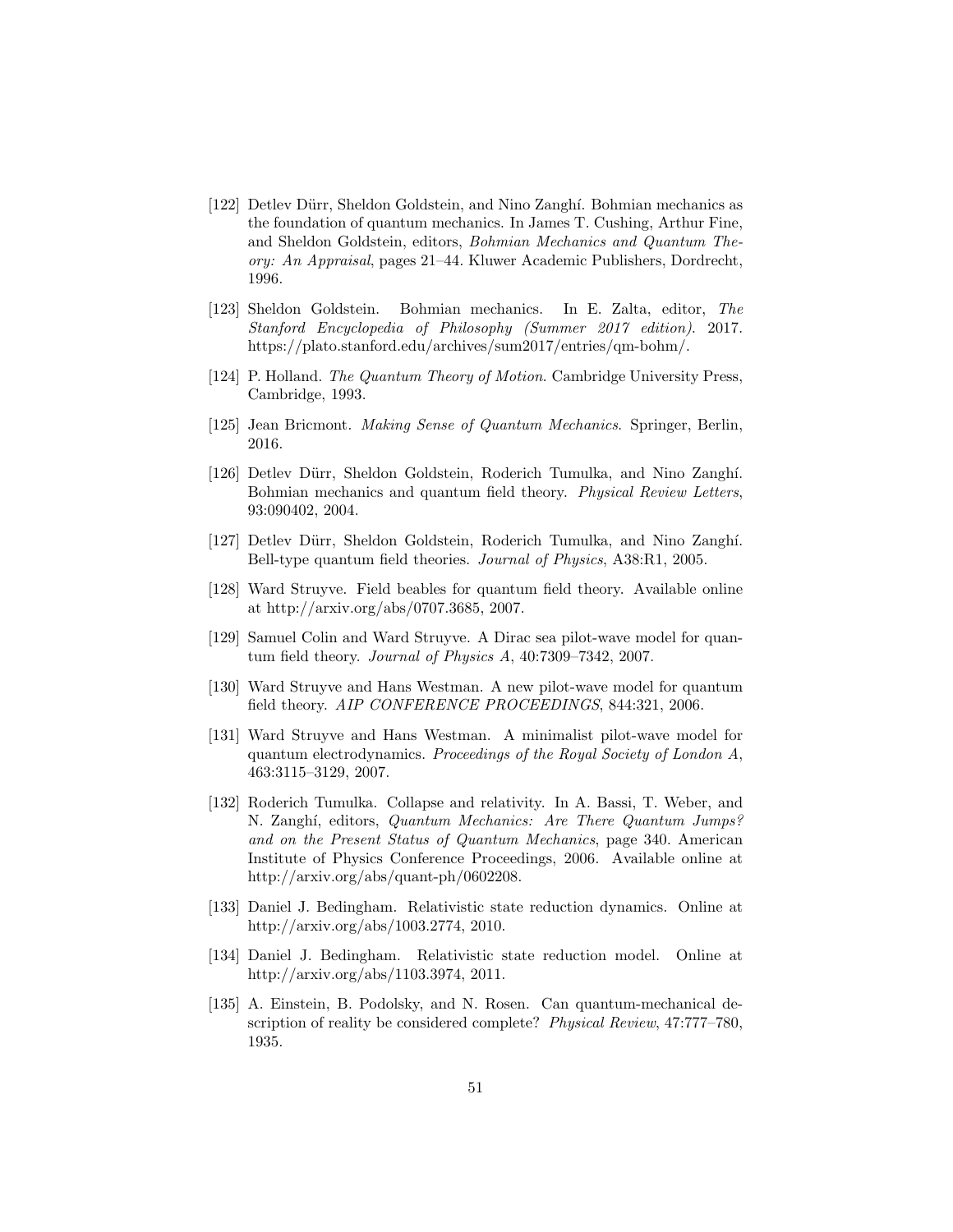[122] Detlev Dürr, Sheldon Goldstein, and Nino Zanghí. Bohmian mechanics as the foundation of quantum mechanics. In James T. Cushing, Arthur Fine, and Sheldon Goldstein, editors, *Bohmian Mechanics and Quantum Theory: An Appraisal*, pages 21–44. Kluwer Academic Publishers, Dordrecht, 1996.

[123] Sheldon Goldstein. Bohmian mechanics. In E. Zalta, editor, *The Stanford Encyclopedia of Philosophy (Summer 2017 edition)*. 2017. https://plato.stanford.edu/archives/sum2017/entries/qm-bohm/.

[124] P. Holland. *The Quantum Theory of Motion*. Cambridge University Press, Cambridge, 1993.

[125] Jean Bricmont. *Making Sense of Quantum Mechanics*. Springer, Berlin, 2016.

[126] Detlev Dürr, Sheldon Goldstein, Roderich Tumulka, and Nino Zanghí. Bohmian mechanics and quantum field theory. *Physical Review Letters*, 93:090402, 2004.

[127] Detlev Dürr, Sheldon Goldstein, Roderich Tumulka, and Nino Zanghí. Bell-type quantum field theories. *Journal of Physics*, A38:R1, 2005.

[128] Ward Struyve. Field beables for quantum field theory. Available online at http://arxiv.org/abs/0707.3685, 2007.

[129] Samuel Colin and Ward Struyve. A Dirac sea pilot-wave model for quantum field theory. *Journal of Physics A*, 40:7309–7342, 2007.

[130] Ward Struyve and Hans Westman. A new pilot-wave model for quantum field theory. *AIP CONFERENCE PROCEEDINGS*, 844:321, 2006.

[131] Ward Struyve and Hans Westman. A minimalist pilot-wave model for quantum electrodynamics. *Proceedings of the Royal Society of London A*, 463:3115–3129, 2007.

[132] Roderich Tumulka. Collapse and relativity. In A. Bassi, T. Weber, and N. Zanghí, editors, *Quantum Mechanics: Are There Quantum Jumps? and on the Present Status of Quantum Mechanics*, page 340. American Institute of Physics Conference Proceedings, 2006. Available online at http://arxiv.org/abs/quant-ph/0602208.

[133] Daniel J. Bedingham. Relativistic state reduction dynamics. Online at http://arxiv.org/abs/1003.2774, 2010.

[134] Daniel J. Bedingham. Relativistic state reduction model. Online at http://arxiv.org/abs/1103.3974, 2011.

[135] A. Einstein, B. Podolsky, and N. Rosen. Can quantum-mechanical description of reality be considered complete? *Physical Review*, 47:777–780, 1935.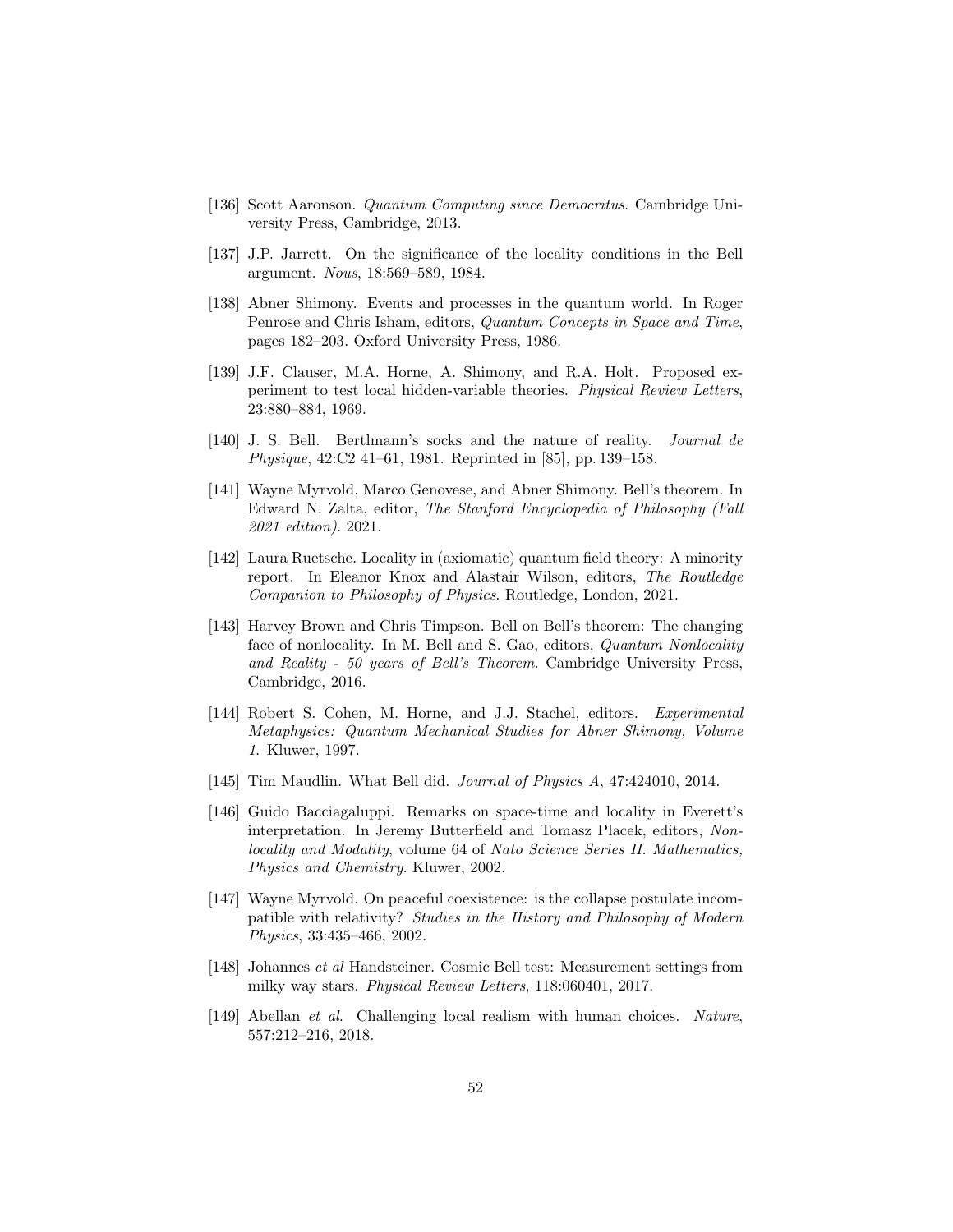[136] Scott Aaronson. *Quantum Computing since Democritus*. Cambridge University Press, Cambridge, 2013.

[137] J.P. Jarrett. On the significance of the locality conditions in the Bell argument. *Nous*, 18:569–589, 1984.

[138] Abner Shimony. Events and processes in the quantum world. In Roger Penrose and Chris Isham, editors, *Quantum Concepts in Space and Time*, pages 182–203. Oxford University Press, 1986.

[139] J.F. Clauser, M.A. Horne, A. Shimony, and R.A. Holt. Proposed experiment to test local hidden-variable theories. *Physical Review Letters*, 23:880–884, 1969.

[140] J. S. Bell. Bertlmann's socks and the nature of reality. *Journal de Physique*, 42:C2 41–61, 1981. Reprinted in [85], pp. 139–158.

[141] Wayne Myrvold, Marco Genovese, and Abner Shimony. Bell's theorem. In Edward N. Zalta, editor, *The Stanford Encyclopedia of Philosophy (Fall 2021 edition)*. 2021.

[142] Laura Ruetsche. Locality in (axiomatic) quantum field theory: A minority report. In Eleanor Knox and Alastair Wilson, editors, *The Routledge Companion to Philosophy of Physics*. Routledge, London, 2021.

[143] Harvey Brown and Chris Timpson. Bell on Bell's theorem: The changing face of nonlocality. In M. Bell and S. Gao, editors, *Quantum Nonlocality and Reality - 50 years of Bell's Theorem*. Cambridge University Press, Cambridge, 2016.

[144] Robert S. Cohen, M. Horne, and J.J. Stachel, editors. *Experimental Metaphysics: Quantum Mechanical Studies for Abner Shimony, Volume 1*. Kluwer, 1997.

[145] Tim Maudlin. What Bell did. *Journal of Physics A*, 47:424010, 2014.

[146] Guido Bacciagaluppi. Remarks on space-time and locality in Everett's interpretation. In Jeremy Butterfield and Tomasz Placek, editors, *Nonlocality and Modality*, volume 64 of *Nato Science Series II. Mathematics, Physics and Chemistry*. Kluwer, 2002.

[147] Wayne Myrvold. On peaceful coexistence: is the collapse postulate incompatible with relativity? *Studies in the History and Philosophy of Modern Physics*, 33:435–466, 2002.

[148] Johannes *et al* Handsteiner. Cosmic Bell test: Measurement settings from milky way stars. *Physical Review Letters*, 118:060401, 2017.

[149] Abellan *et al*. Challenging local realism with human choices. *Nature*, 557:212–216, 2018.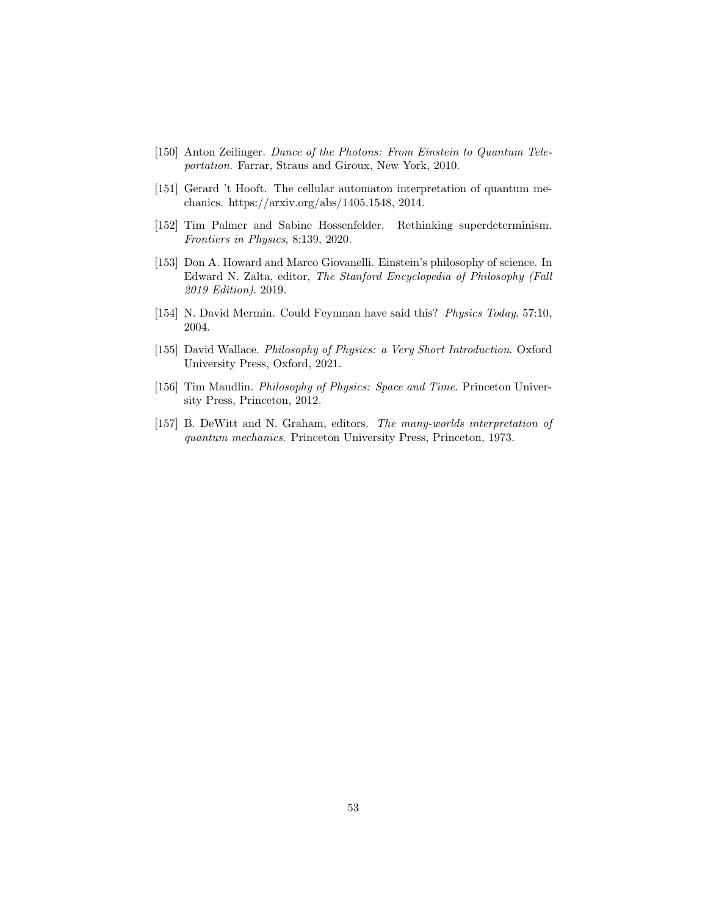[150] Anton Zeilinger. *Dance of the Photons: From Einstein to Quantum Teleportation*. Farrar, Straus and Giroux, New York, 2010.

[151] Gerard 't Hooft. The cellular automaton interpretation of quantum mechanics. https://arxiv.org/abs/1405.1548, 2014.

[152] Tim Palmer and Sabine Hossenfelder. Rethinking superdeterminism. *Frontiers in Physics*, 8:139, 2020.

[153] Don A. Howard and Marco Giovanelli. Einstein's philosophy of science. In Edward N. Zalta, editor, *The Stanford Encyclopedia of Philosophy (Fall 2019 Edition)*. 2019.

[154] N. David Mermin. Could Feynman have said this? *Physics Today*, 57:10, 2004.

[155] David Wallace. *Philosophy of Physics: a Very Short Introduction*. Oxford University Press, Oxford, 2021.

[156] Tim Maudlin. *Philosophy of Physics: Space and Time*. Princeton University Press, Princeton, 2012.

[157] B. DeWitt and N. Graham, editors. *The many-worlds interpretation of quantum mechanics*. Princeton University Press, Princeton, 1973.